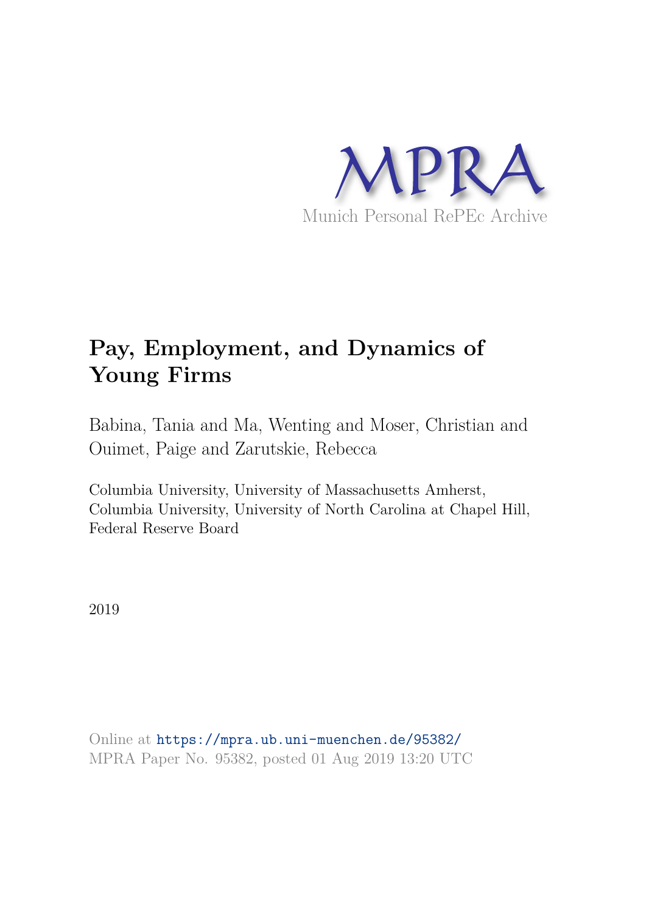MPRA

Munich Personal RePEc Archive

# Pay, Employment, and Dynamics of Young Firms

Babina, Tania and Ma, Wenting and Moser, Christian and Ouimet, Paige and Zarutskie, Rebecca

Columbia University, University of Massachusetts Amherst, Columbia University, University of North Carolina at Chapel Hill, Federal Reserve Board

2019

Online at https://mpra.ub.uni-muenchen.de/95382/
MPRA Paper No. 95382, posted 01 Aug 2019 13:20 UTC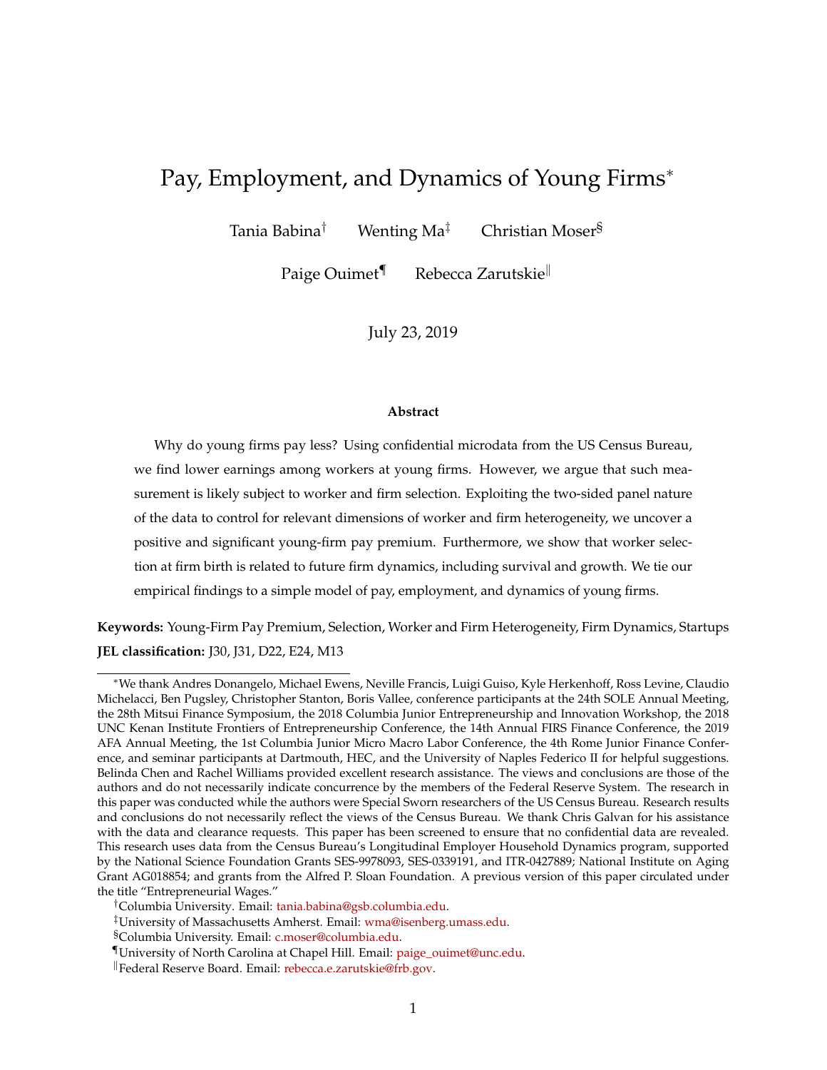# Pay, Employment, and Dynamics of Young Firms*

Tania Babina[†] Wenting Ma[‡] Christian Moser[§]

Paige Ouimet[¶] Rebecca Zarutskie[‖]

July 23, 2019

### Abstract

Why do young firms pay less? Using confidential microdata from the US Census Bureau, we find lower earnings among workers at young firms. However, we argue that such measurement is likely subject to worker and firm selection. Exploiting the two-sided panel nature of the data to control for relevant dimensions of worker and firm heterogeneity, we uncover a positive and significant young-firm pay premium. Furthermore, we show that worker selection at firm birth is related to future firm dynamics, including survival and growth. We tie our empirical findings to a simple model of pay, employment, and dynamics of young firms.

**Keywords:** Young-Firm Pay Premium, Selection, Worker and Firm Heterogeneity, Firm Dynamics, Startups

**JEL classification:** J30, J31, D22, E24, M13

---

*We thank Andres Donangelo, Michael Ewens, Neville Francis, Luigi Guiso, Kyle Herkenhoff, Ross Levine, Claudio Michelacci, Ben Pugsley, Christopher Stanton, Boris Vallee, conference participants at the 24th SOLE Annual Meeting, the 28th Mitsui Finance Symposium, the 2018 Columbia Junior Entrepreneurship and Innovation Workshop, the 2018 UNC Kenan Institute Frontiers of Entrepreneurship Conference, the 14th Annual FIRS Finance Conference, the 2019 AFA Annual Meeting, the 1st Columbia Junior Micro Macro Labor Conference, the 4th Rome Junior Finance Conference, and seminar participants at Dartmouth, HEC, and the University of Naples Federico II for helpful suggestions. Belinda Chen and Rachel Williams provided excellent research assistance. The views and conclusions are those of the authors and do not necessarily indicate concurrence by the members of the Federal Reserve System. The research in this paper was conducted while the authors were Special Sworn researchers of the US Census Bureau. Research results and conclusions do not necessarily reflect the views of the Census Bureau. We thank Chris Galvan for his assistance with the data and clearance requests. This paper has been screened to ensure that no confidential data are revealed. This research uses data from the Census Bureau's Longitudinal Employer Household Dynamics program, supported by the National Science Foundation Grants SES-9978093, SES-0339191, and ITR-0427889; National Institute on Aging Grant AG018854; and grants from the Alfred P. Sloan Foundation. A previous version of this paper circulated under the title "Entrepreneurial Wages."

[†] Columbia University. Email: tania.babina@gsb.columbia.edu.

[‡] University of Massachusetts Amherst. Email: wma@isenberg.umass.edu.

[§] Columbia University. Email: c.moser@columbia.edu.

[¶] University of North Carolina at Chapel Hill. Email: paige_ouimet@unc.edu.

[‖] Federal Reserve Board. Email: rebecca.e.zarutskie@frb.gov.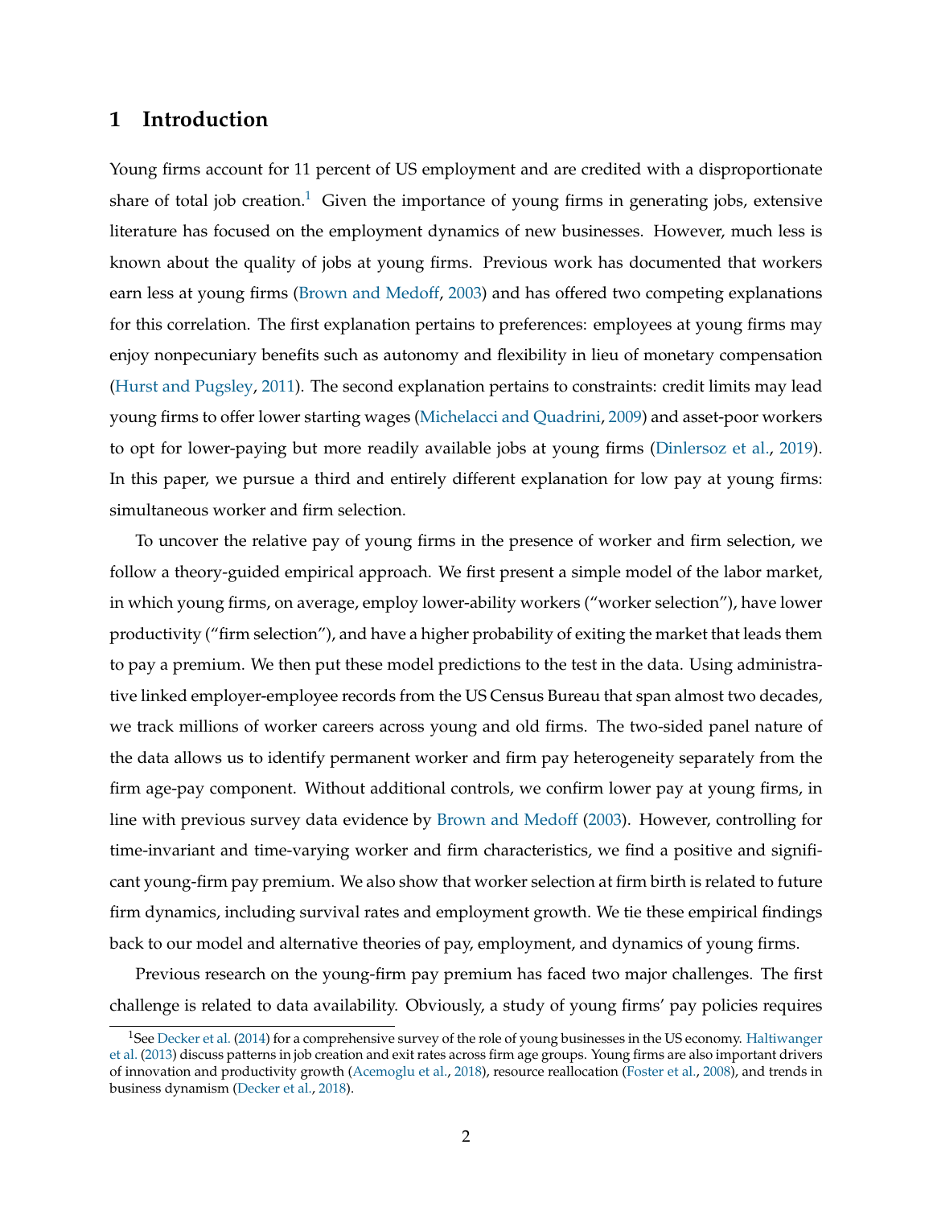## 1 Introduction

Young firms account for 11 percent of US employment and are credited with a disproportionate share of total job creation.[1] Given the importance of young firms in generating jobs, extensive literature has focused on the employment dynamics of new businesses. However, much less is known about the quality of jobs at young firms. Previous work has documented that workers earn less at young firms (Brown and Medoff, 2003) and has offered two competing explanations for this correlation. The first explanation pertains to preferences: employees at young firms may enjoy nonpecuniary benefits such as autonomy and flexibility in lieu of monetary compensation (Hurst and Pugsley, 2011). The second explanation pertains to constraints: credit limits may lead young firms to offer lower starting wages (Michelacci and Quadrini, 2009) and asset-poor workers to opt for lower-paying but more readily available jobs at young firms (Dinlersoz et al., 2019). In this paper, we pursue a third and entirely different explanation for low pay at young firms: simultaneous worker and firm selection.

To uncover the relative pay of young firms in the presence of worker and firm selection, we follow a theory-guided empirical approach. We first present a simple model of the labor market, in which young firms, on average, employ lower-ability workers ("worker selection"), have lower productivity ("firm selection"), and have a higher probability of exiting the market that leads them to pay a premium. We then put these model predictions to the test in the data. Using administrative linked employer-employee records from the US Census Bureau that span almost two decades, we track millions of worker careers across young and old firms. The two-sided panel nature of the data allows us to identify permanent worker and firm pay heterogeneity separately from the firm age-pay component. Without additional controls, we confirm lower pay at young firms, in line with previous survey data evidence by Brown and Medoff (2003). However, controlling for time-invariant and time-varying worker and firm characteristics, we find a positive and significant young-firm pay premium. We also show that worker selection at firm birth is related to future firm dynamics, including survival rates and employment growth. We tie these empirical findings back to our model and alternative theories of pay, employment, and dynamics of young firms.

Previous research on the young-firm pay premium has faced two major challenges. The first challenge is related to data availability. Obviously, a study of young firms' pay policies requires

[1] See Decker et al. (2014) for a comprehensive survey of the role of young businesses in the US economy. Haltiwanger et al. (2013) discuss patterns in job creation and exit rates across firm age groups. Young firms are also important drivers of innovation and productivity growth (Acemoglu et al., 2018), resource reallocation (Foster et al., 2008), and trends in business dynamism (Decker et al., 2018).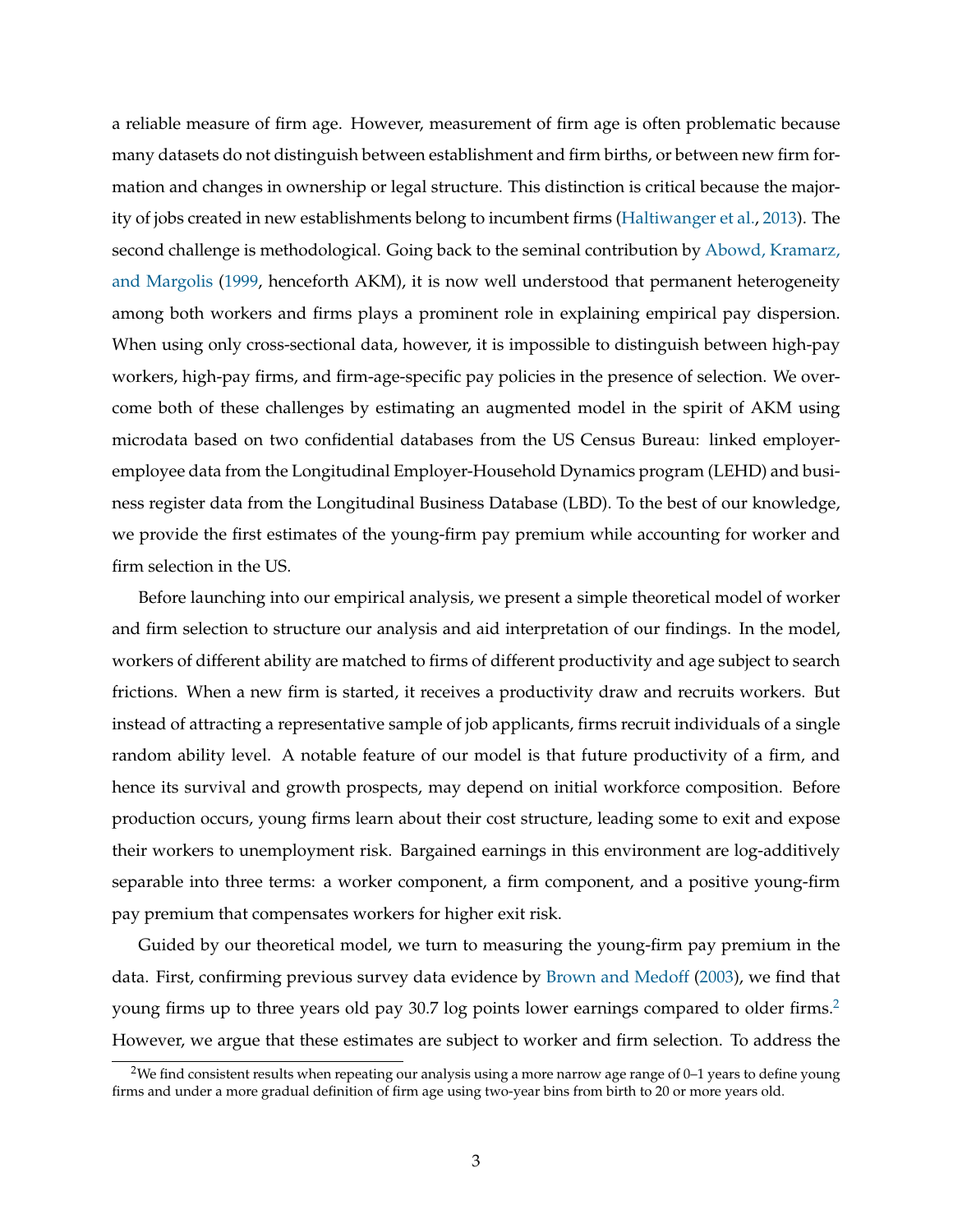a reliable measure of firm age. However, measurement of firm age is often problematic because many datasets do not distinguish between establishment and firm births, or between new firm formation and changes in ownership or legal structure. This distinction is critical because the majority of jobs created in new establishments belong to incumbent firms (Haltiwanger et al., 2013). The second challenge is methodological. Going back to the seminal contribution by Abowd, Kramarz, and Margolis (1999, henceforth AKM), it is now well understood that permanent heterogeneity among both workers and firms plays a prominent role in explaining empirical pay dispersion. When using only cross-sectional data, however, it is impossible to distinguish between high-pay workers, high-pay firms, and firm-age-specific pay policies in the presence of selection. We overcome both of these challenges by estimating an augmented model in the spirit of AKM using microdata based on two confidential databases from the US Census Bureau: linked employer-employee data from the Longitudinal Employer-Household Dynamics program (LEHD) and business register data from the Longitudinal Business Database (LBD). To the best of our knowledge, we provide the first estimates of the young-firm pay premium while accounting for worker and firm selection in the US.

Before launching into our empirical analysis, we present a simple theoretical model of worker and firm selection to structure our analysis and aid interpretation of our findings. In the model, workers of different ability are matched to firms of different productivity and age subject to search frictions. When a new firm is started, it receives a productivity draw and recruits workers. But instead of attracting a representative sample of job applicants, firms recruit individuals of a single random ability level. A notable feature of our model is that future productivity of a firm, and hence its survival and growth prospects, may depend on initial workforce composition. Before production occurs, young firms learn about their cost structure, leading some to exit and expose their workers to unemployment risk. Bargained earnings in this environment are log-additively separable into three terms: a worker component, a firm component, and a positive young-firm pay premium that compensates workers for higher exit risk.

Guided by our theoretical model, we turn to measuring the young-firm pay premium in the data. First, confirming previous survey data evidence by Brown and Medoff (2003), we find that young firms up to three years old pay 30.7 log points lower earnings compared to older firms.[2] However, we argue that these estimates are subject to worker and firm selection. To address the

[2] We find consistent results when repeating our analysis using a more narrow age range of 0–1 years to define young firms and under a more gradual definition of firm age using two-year bins from birth to 20 or more years old.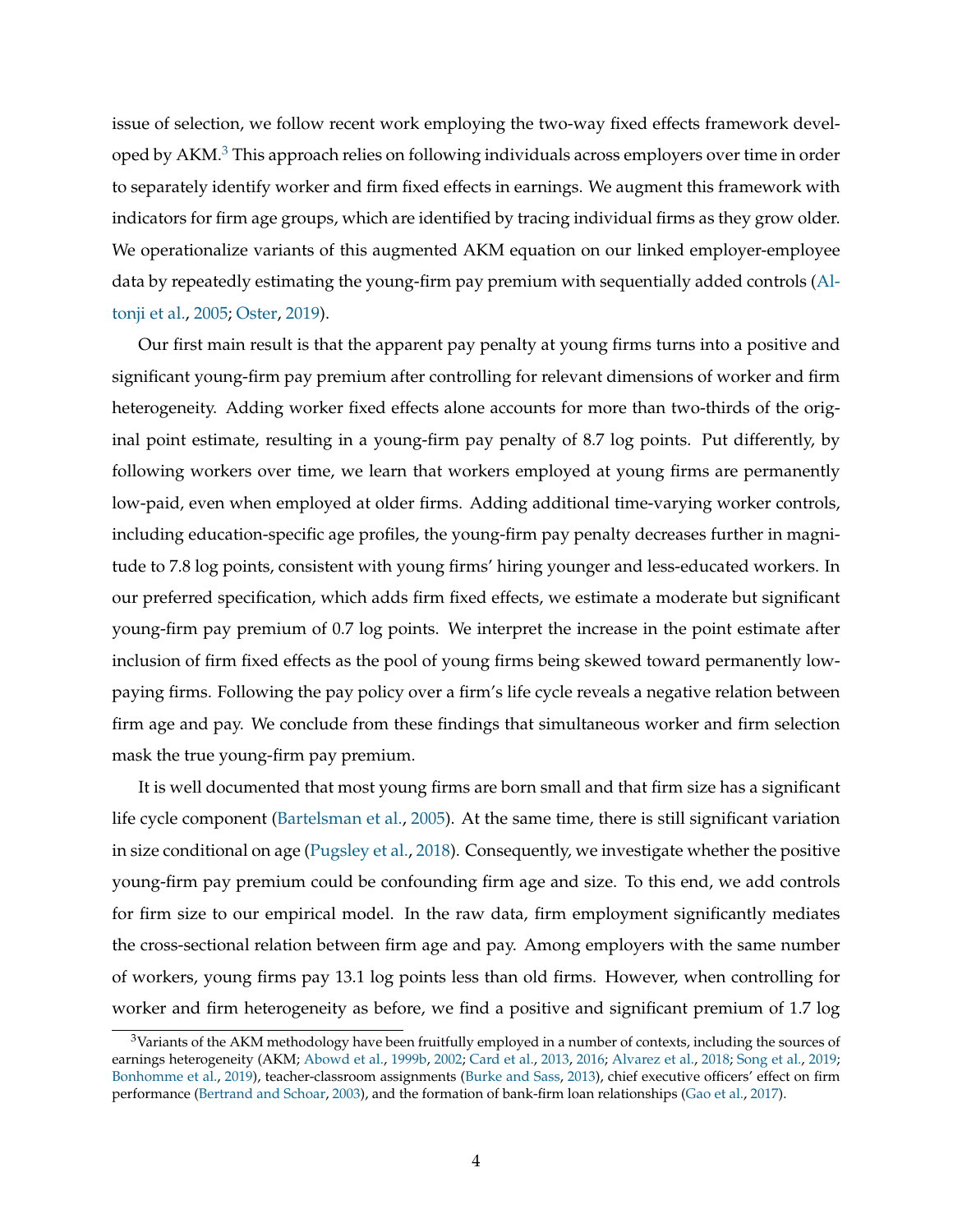issue of selection, we follow recent work employing the two-way fixed effects framework developed by AKM.[3] This approach relies on following individuals across employers over time in order to separately identify worker and firm fixed effects in earnings. We augment this framework with indicators for firm age groups, which are identified by tracing individual firms as they grow older. We operationalize variants of this augmented AKM equation on our linked employer-employee data by repeatedly estimating the young-firm pay premium with sequentially added controls (Altonji et al., 2005; Oster, 2019).

Our first main result is that the apparent pay penalty at young firms turns into a positive and significant young-firm pay premium after controlling for relevant dimensions of worker and firm heterogeneity. Adding worker fixed effects alone accounts for more than two-thirds of the original point estimate, resulting in a young-firm pay penalty of 8.7 log points. Put differently, by following workers over time, we learn that workers employed at young firms are permanently low-paid, even when employed at older firms. Adding additional time-varying worker controls, including education-specific age profiles, the young-firm pay penalty decreases further in magnitude to 7.8 log points, consistent with young firms' hiring younger and less-educated workers. In our preferred specification, which adds firm fixed effects, we estimate a moderate but significant young-firm pay premium of 0.7 log points. We interpret the increase in the point estimate after inclusion of firm fixed effects as the pool of young firms being skewed toward permanently low-paying firms. Following the pay policy over a firm's life cycle reveals a negative relation between firm age and pay. We conclude from these findings that simultaneous worker and firm selection mask the true young-firm pay premium.

It is well documented that most young firms are born small and that firm size has a significant life cycle component (Bartelsman et al., 2005). At the same time, there is still significant variation in size conditional on age (Pugsley et al., 2018). Consequently, we investigate whether the positive young-firm pay premium could be confounding firm age and size. To this end, we add controls for firm size to our empirical model. In the raw data, firm employment significantly mediates the cross-sectional relation between firm age and pay. Among employers with the same number of workers, young firms pay 13.1 log points less than old firms. However, when controlling for worker and firm heterogeneity as before, we find a positive and significant premium of 1.7 log

[3] Variants of the AKM methodology have been fruitfully employed in a number of contexts, including the sources of earnings heterogeneity (AKM; Abowd et al., 1999b, 2002; Card et al., 2013, 2016; Alvarez et al., 2018; Song et al., 2019; Bonhomme et al., 2019), teacher-classroom assignments (Burke and Sass, 2013), chief executive officers' effect on firm performance (Bertrand and Schoar, 2003), and the formation of bank-firm loan relationships (Gao et al., 2017).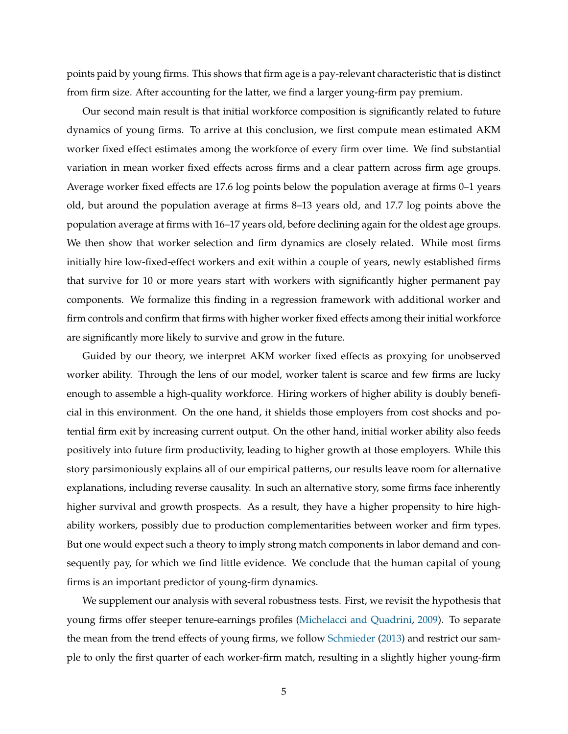points paid by young firms. This shows that firm age is a pay-relevant characteristic that is distinct from firm size. After accounting for the latter, we find a larger young-firm pay premium.

Our second main result is that initial workforce composition is significantly related to future dynamics of young firms. To arrive at this conclusion, we first compute mean estimated AKM worker fixed effect estimates among the workforce of every firm over time. We find substantial variation in mean worker fixed effects across firms and a clear pattern across firm age groups. Average worker fixed effects are 17.6 log points below the population average at firms 0–1 years old, but around the population average at firms 8–13 years old, and 17.7 log points above the population average at firms with 16–17 years old, before declining again for the oldest age groups. We then show that worker selection and firm dynamics are closely related. While most firms initially hire low-fixed-effect workers and exit within a couple of years, newly established firms that survive for 10 or more years start with workers with significantly higher permanent pay components. We formalize this finding in a regression framework with additional worker and firm controls and confirm that firms with higher worker fixed effects among their initial workforce are significantly more likely to survive and grow in the future.

Guided by our theory, we interpret AKM worker fixed effects as proxying for unobserved worker ability. Through the lens of our model, worker talent is scarce and few firms are lucky enough to assemble a high-quality workforce. Hiring workers of higher ability is doubly beneficial in this environment. On the one hand, it shields those employers from cost shocks and potential firm exit by increasing current output. On the other hand, initial worker ability also feeds positively into future firm productivity, leading to higher growth at those employers. While this story parsimoniously explains all of our empirical patterns, our results leave room for alternative explanations, including reverse causality. In such an alternative story, some firms face inherently higher survival and growth prospects. As a result, they have a higher propensity to hire high-ability workers, possibly due to production complementarities between worker and firm types. But one would expect such a theory to imply strong match components in labor demand and consequently pay, for which we find little evidence. We conclude that the human capital of young firms is an important predictor of young-firm dynamics.

We supplement our analysis with several robustness tests. First, we revisit the hypothesis that young firms offer steeper tenure-earnings profiles (Michelacci and Quadrini, 2009). To separate the mean from the trend effects of young firms, we follow Schmieder (2013) and restrict our sample to only the first quarter of each worker-firm match, resulting in a slightly higher young-firm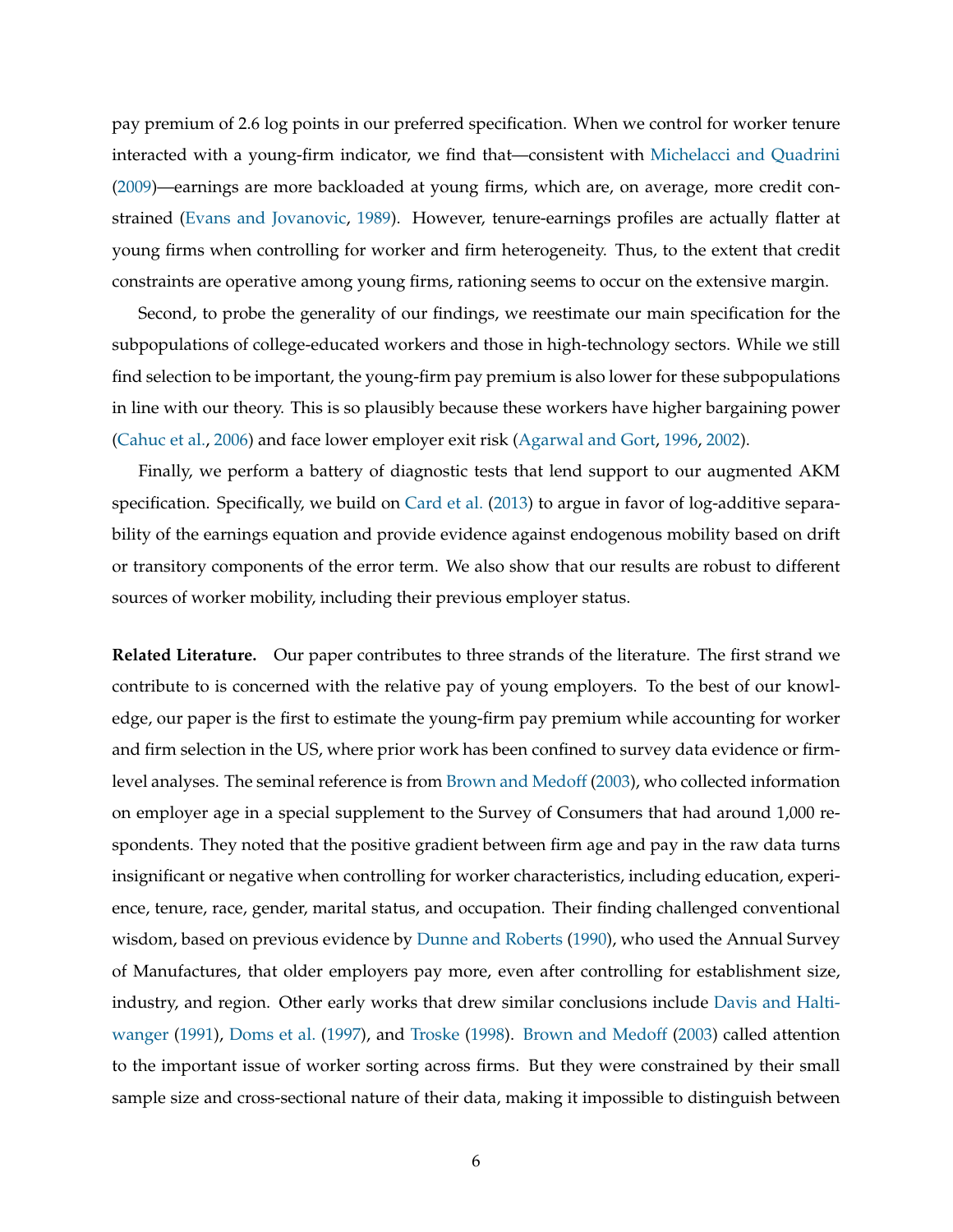pay premium of 2.6 log points in our preferred specification. When we control for worker tenure interacted with a young-firm indicator, we find that—consistent with Michelacci and Quadrini (2009)—earnings are more backloaded at young firms, which are, on average, more credit constrained (Evans and Jovanovic, 1989). However, tenure-earnings profiles are actually flatter at young firms when controlling for worker and firm heterogeneity. Thus, to the extent that credit constraints are operative among young firms, rationing seems to occur on the extensive margin.

Second, to probe the generality of our findings, we reestimate our main specification for the subpopulations of college-educated workers and those in high-technology sectors. While we still find selection to be important, the young-firm pay premium is also lower for these subpopulations in line with our theory. This is so plausibly because these workers have higher bargaining power (Cahuc et al., 2006) and face lower employer exit risk (Agarwal and Gort, 1996, 2002).

Finally, we perform a battery of diagnostic tests that lend support to our augmented AKM specification. Specifically, we build on Card et al. (2013) to argue in favor of log-additive separability of the earnings equation and provide evidence against endogenous mobility based on drift or transitory components of the error term. We also show that our results are robust to different sources of worker mobility, including their previous employer status.

**Related Literature.** Our paper contributes to three strands of the literature. The first strand we contribute to is concerned with the relative pay of young employers. To the best of our knowledge, our paper is the first to estimate the young-firm pay premium while accounting for worker and firm selection in the US, where prior work has been confined to survey data evidence or firm-level analyses. The seminal reference is from Brown and Medoff (2003), who collected information on employer age in a special supplement to the Survey of Consumers that had around 1,000 respondents. They noted that the positive gradient between firm age and pay in the raw data turns insignificant or negative when controlling for worker characteristics, including education, experience, tenure, race, gender, marital status, and occupation. Their finding challenged conventional wisdom, based on previous evidence by Dunne and Roberts (1990), who used the Annual Survey of Manufactures, that older employers pay more, even after controlling for establishment size, industry, and region. Other early works that drew similar conclusions include Davis and Haltiwanger (1991), Doms et al. (1997), and Troske (1998). Brown and Medoff (2003) called attention to the important issue of worker sorting across firms. But they were constrained by their small sample size and cross-sectional nature of their data, making it impossible to distinguish between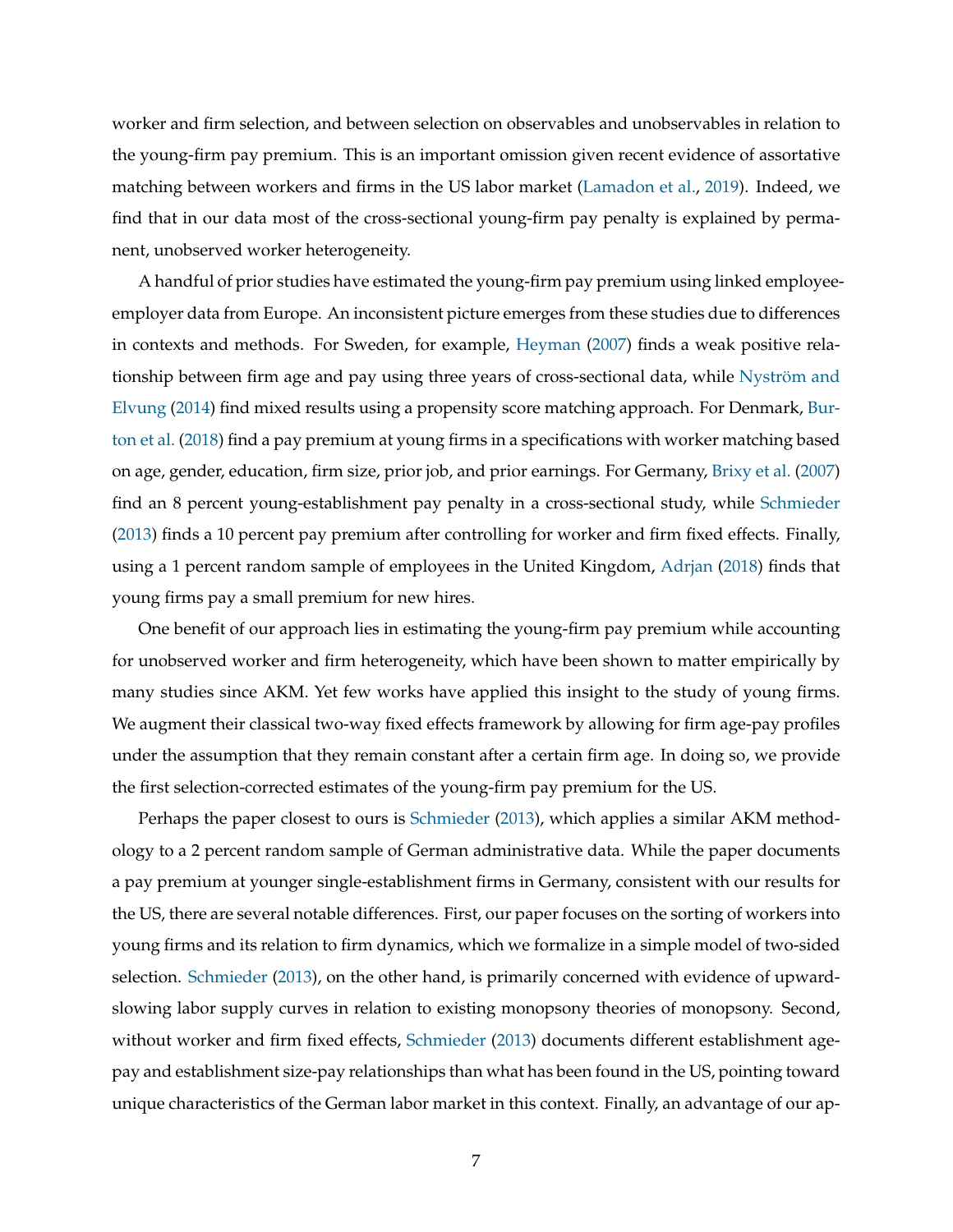worker and firm selection, and between selection on observables and unobservables in relation to the young-firm pay premium. This is an important omission given recent evidence of assortative matching between workers and firms in the US labor market (Lamadon et al., 2019). Indeed, we find that in our data most of the cross-sectional young-firm pay penalty is explained by permanent, unobserved worker heterogeneity.

A handful of prior studies have estimated the young-firm pay premium using linked employee-employer data from Europe. An inconsistent picture emerges from these studies due to differences in contexts and methods. For Sweden, for example, Heyman (2007) finds a weak positive relationship between firm age and pay using three years of cross-sectional data, while Nyström and Elvung (2014) find mixed results using a propensity score matching approach. For Denmark, Burton et al. (2018) find a pay premium at young firms in a specifications with worker matching based on age, gender, education, firm size, prior job, and prior earnings. For Germany, Brixy et al. (2007) find an 8 percent young-establishment pay penalty in a cross-sectional study, while Schmieder (2013) finds a 10 percent pay premium after controlling for worker and firm fixed effects. Finally, using a 1 percent random sample of employees in the United Kingdom, Adrjan (2018) finds that young firms pay a small premium for new hires.

One benefit of our approach lies in estimating the young-firm pay premium while accounting for unobserved worker and firm heterogeneity, which have been shown to matter empirically by many studies since AKM. Yet few works have applied this insight to the study of young firms. We augment their classical two-way fixed effects framework by allowing for firm age-pay profiles under the assumption that they remain constant after a certain firm age. In doing so, we provide the first selection-corrected estimates of the young-firm pay premium for the US.

Perhaps the paper closest to ours is Schmieder (2013), which applies a similar AKM methodology to a 2 percent random sample of German administrative data. While the paper documents a pay premium at younger single-establishment firms in Germany, consistent with our results for the US, there are several notable differences. First, our paper focuses on the sorting of workers into young firms and its relation to firm dynamics, which we formalize in a simple model of two-sided selection. Schmieder (2013), on the other hand, is primarily concerned with evidence of upward-sloping labor supply curves in relation to existing monopsony theories of monopsony. Second, without worker and firm fixed effects, Schmieder (2013) documents different establishment age-pay and establishment size-pay relationships than what has been found in the US, pointing toward unique characteristics of the German labor market in this context. Finally, an advantage of our ap-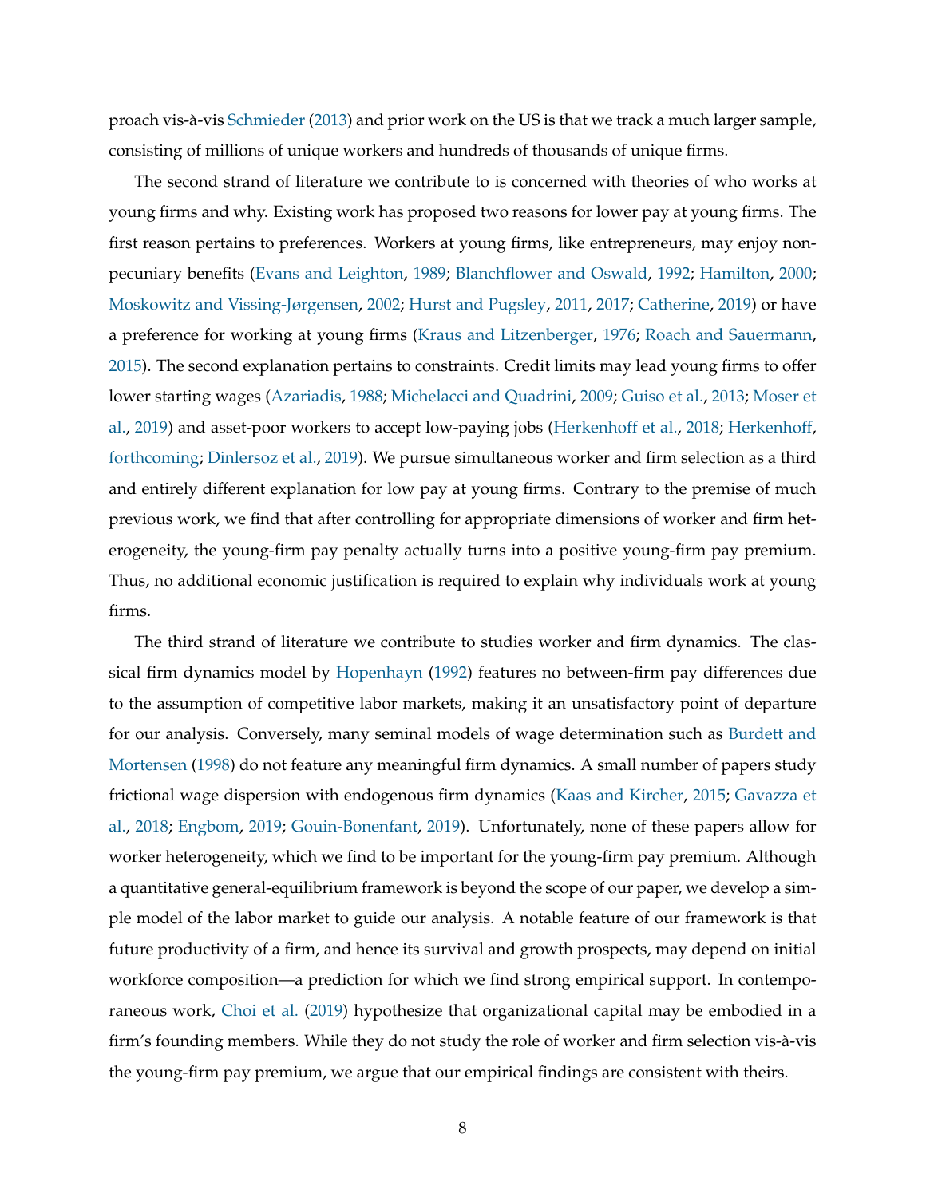proach vis-à-vis Schmieder (2013) and prior work on the US is that we track a much larger sample, consisting of millions of unique workers and hundreds of thousands of unique firms.

The second strand of literature we contribute to is concerned with theories of who works at young firms and why. Existing work has proposed two reasons for lower pay at young firms. The first reason pertains to preferences. Workers at young firms, like entrepreneurs, may enjoy non-pecuniary benefits (Evans and Leighton, 1989; Blanchflower and Oswald, 1992; Hamilton, 2000; Moskowitz and Vissing-Jørgensen, 2002; Hurst and Pugsley, 2011, 2017; Catherine, 2019) or have a preference for working at young firms (Kraus and Litzenberger, 1976; Roach and Sauermann, 2015). The second explanation pertains to constraints. Credit limits may lead young firms to offer lower starting wages (Azariadis, 1988; Michelacci and Quadrini, 2009; Guiso et al., 2013; Moser et al., 2019) and asset-poor workers to accept low-paying jobs (Herkenhoff et al., 2018; Herkenhoff, forthcoming; Dinlersoz et al., 2019). We pursue simultaneous worker and firm selection as a third and entirely different explanation for low pay at young firms. Contrary to the premise of much previous work, we find that after controlling for appropriate dimensions of worker and firm heterogeneity, the young-firm pay penalty actually turns into a positive young-firm pay premium. Thus, no additional economic justification is required to explain why individuals work at young firms.

The third strand of literature we contribute to studies worker and firm dynamics. The classical firm dynamics model by Hopenhayn (1992) features no between-firm pay differences due to the assumption of competitive labor markets, making it an unsatisfactory point of departure for our analysis. Conversely, many seminal models of wage determination such as Burdett and Mortensen (1998) do not feature any meaningful firm dynamics. A small number of papers study frictional wage dispersion with endogenous firm dynamics (Kaas and Kircher, 2015; Gavazza et al., 2018; Engbom, 2019; Gouin-Bonenfant, 2019). Unfortunately, none of these papers allow for worker heterogeneity, which we find to be important for the young-firm pay premium. Although a quantitative general-equilibrium framework is beyond the scope of our paper, we develop a simple model of the labor market to guide our analysis. A notable feature of our framework is that future productivity of a firm, and hence its survival and growth prospects, may depend on initial workforce composition—a prediction for which we find strong empirical support. In contemporaneous work, Choi et al. (2019) hypothesize that organizational capital may be embodied in a firm's founding members. While they do not study the role of worker and firm selection vis-à-vis the young-firm pay premium, we argue that our empirical findings are consistent with theirs.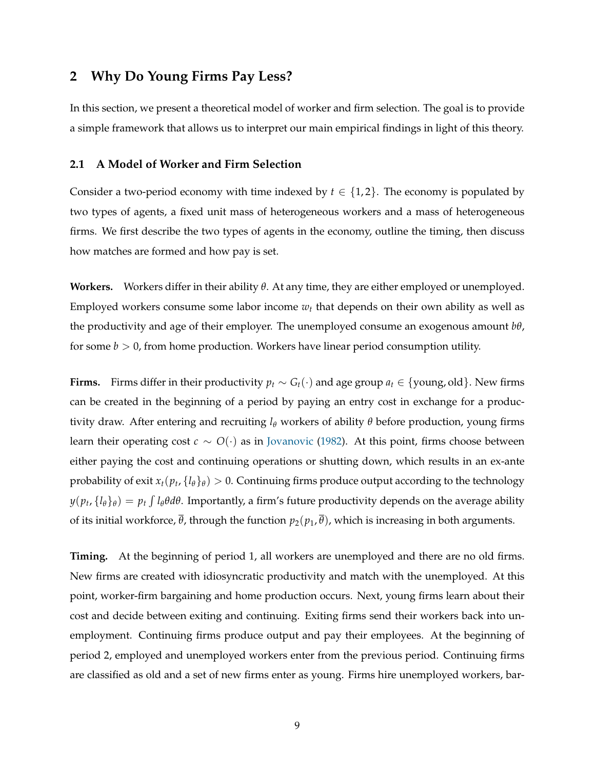## 2 Why Do Young Firms Pay Less?

In this section, we present a theoretical model of worker and firm selection. The goal is to provide a simple framework that allows us to interpret our main empirical findings in light of this theory.

### 2.1 A Model of Worker and Firm Selection

Consider a two-period economy with time indexed by $t \in \{1, 2\}$. The economy is populated by two types of agents, a fixed unit mass of heterogeneous workers and a mass of heterogeneous firms. We first describe the two types of agents in the economy, outline the timing, then discuss how matches are formed and how pay is set.

**Workers.** Workers differ in their ability $\theta$. At any time, they are either employed or unemployed. Employed workers consume some labor income $w_t$ that depends on their own ability as well as the productivity and age of their employer. The unemployed consume an exogenous amount $b\theta$, for some $b > 0$, from home production. Workers have linear period consumption utility.

**Firms.** Firms differ in their productivity $p_t \sim G_t(\cdot)$ and age group $a_t \in \{\text{young}, \text{old}\}$. New firms can be created in the beginning of a period by paying an entry cost in exchange for a productivity draw. After entering and recruiting $l_\theta$ workers of ability $\theta$ before production, young firms learn their operating cost $c \sim O(\cdot)$ as in Jovanovic (1982). At this point, firms choose between either paying the cost and continuing operations or shutting down, which results in an ex-ante probability of exit $x_t(p_t, \{l_\theta\}_\theta) > 0$. Continuing firms produce output according to the technology $y(p_t, \{l_\theta\}_\theta) = p_t \int l_\theta \theta d\theta$. Importantly, a firm's future productivity depends on the average ability of its initial workforce, $\overline{\theta}$, through the function $p_2(p_1, \overline{\theta})$, which is increasing in both arguments.

**Timing.** At the beginning of period 1, all workers are unemployed and there are no old firms. New firms are created with idiosyncratic productivity and match with the unemployed. At this point, worker-firm bargaining and home production occurs. Next, young firms learn about their cost and decide between exiting and continuing. Exiting firms send their workers back into unemployment. Continuing firms produce output and pay their employees. At the beginning of period 2, employed and unemployed workers enter from the previous period. Continuing firms are classified as old and a set of new firms enter as young. Firms hire unemployed workers, bar-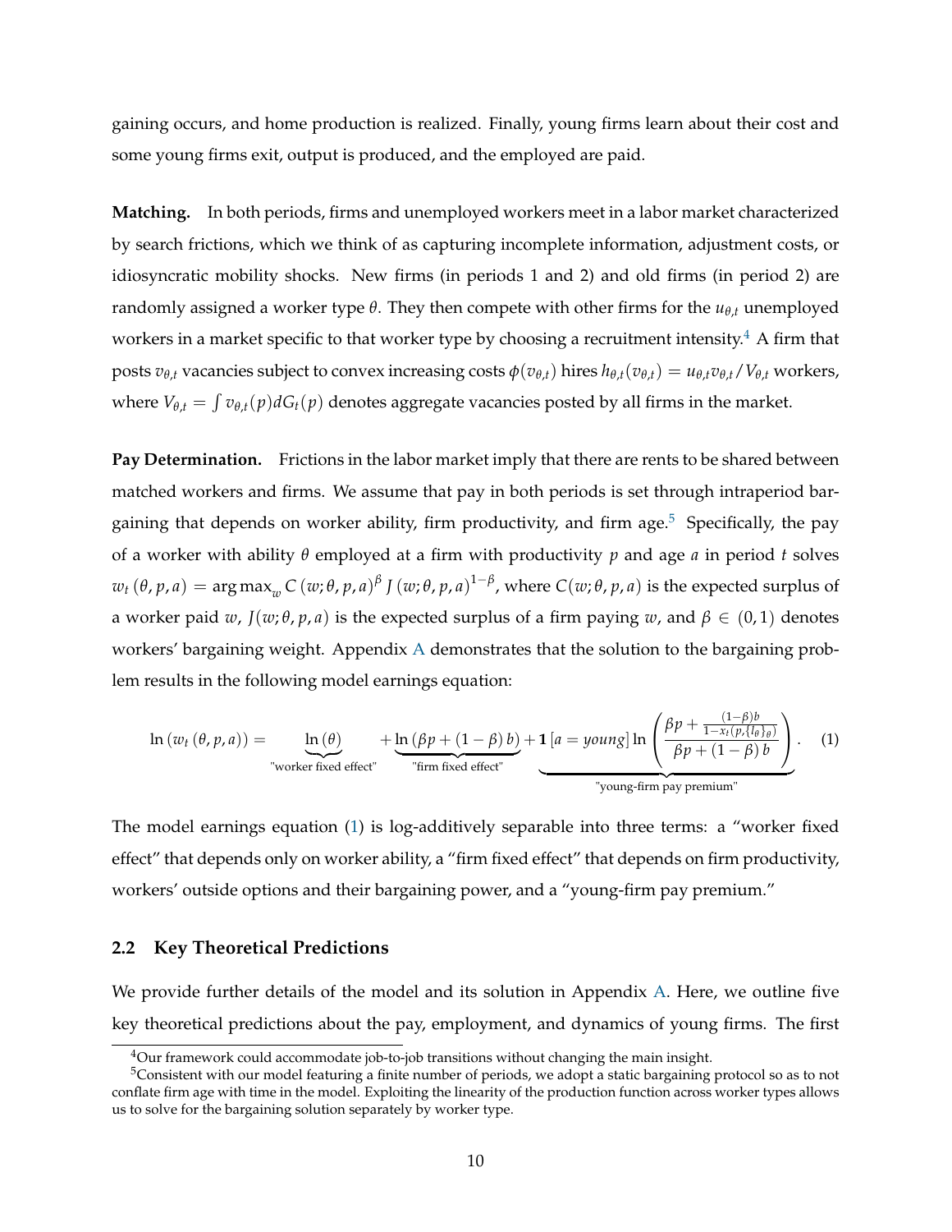gaining occurs, and home production is realized. Finally, young firms learn about their cost and some young firms exit, output is produced, and the employed are paid.

**Matching.** In both periods, firms and unemployed workers meet in a labor market characterized by search frictions, which we think of as capturing incomplete information, adjustment costs, or idiosyncratic mobility shocks. New firms (in periods 1 and 2) and old firms (in period 2) are randomly assigned a worker type $\theta$. They then compete with other firms for the $u_{\theta,t}$ unemployed workers in a market specific to that worker type by choosing a recruitment intensity.[4] A firm that posts $v_{\theta,t}$ vacancies subject to convex increasing costs $\phi(v_{\theta,t})$ hires $h_{\theta,t}(v_{\theta,t}) = u_{\theta,t}v_{\theta,t}/V_{\theta,t}$ workers, where $V_{\theta,t} = \int v_{\theta,t}(p)dG_t(p)$ denotes aggregate vacancies posted by all firms in the market.

**Pay Determination.** Frictions in the labor market imply that there are rents to be shared between matched workers and firms. We assume that pay in both periods is set through intraperiod bargaining that depends on worker ability, firm productivity, and firm age.[5] Specifically, the pay of a worker with ability $\theta$ employed at a firm with productivity $p$ and age $a$ in period $t$ solves $w_t(\theta, p, a) = \arg\max_w C(w; \theta, p, a)^{\beta} J(w; \theta, p, a)^{1-\beta}$, where $C(w; \theta, p, a)$ is the expected surplus of a worker paid $w$, $J(w; \theta, p, a)$ is the expected surplus of a firm paying $w$, and $\beta \in (0, 1)$ denotes workers' bargaining weight. Appendix A demonstrates that the solution to the bargaining problem results in the following model earnings equation:

$$\ln\left(w_t(\theta, p, a)\right) = \underbrace{\ln(\theta)}_{\text{"worker fixed effect"}} + \underbrace{\ln\left(\beta p + (1-\beta) b\right)}_{\text{"firm fixed effect"}} + \underbrace{\mathbf{1}\left[a = young\right] \ln\left(\frac{\beta p + \frac{(1-\beta)b}{1 - x_t(p, \{l_\theta\}_\theta)}}{\beta p + (1-\beta) b}\right)}_{\text{"young-firm pay premium"}}. \quad (1)$$

The model earnings equation (1) is log-additively separable into three terms: a "worker fixed effect" that depends only on worker ability, a "firm fixed effect" that depends on firm productivity, workers' outside options and their bargaining power, and a "young-firm pay premium."

## 2.2 Key Theoretical Predictions

We provide further details of the model and its solution in Appendix A. Here, we outline five key theoretical predictions about the pay, employment, and dynamics of young firms. The first

---

[4] Our framework could accommodate job-to-job transitions without changing the main insight.

[5] Consistent with our model featuring a finite number of periods, we adopt a static bargaining protocol so as to not conflate firm age with time in the model. Exploiting the linearity of the production function across worker types allows us to solve for the bargaining solution separately by worker type.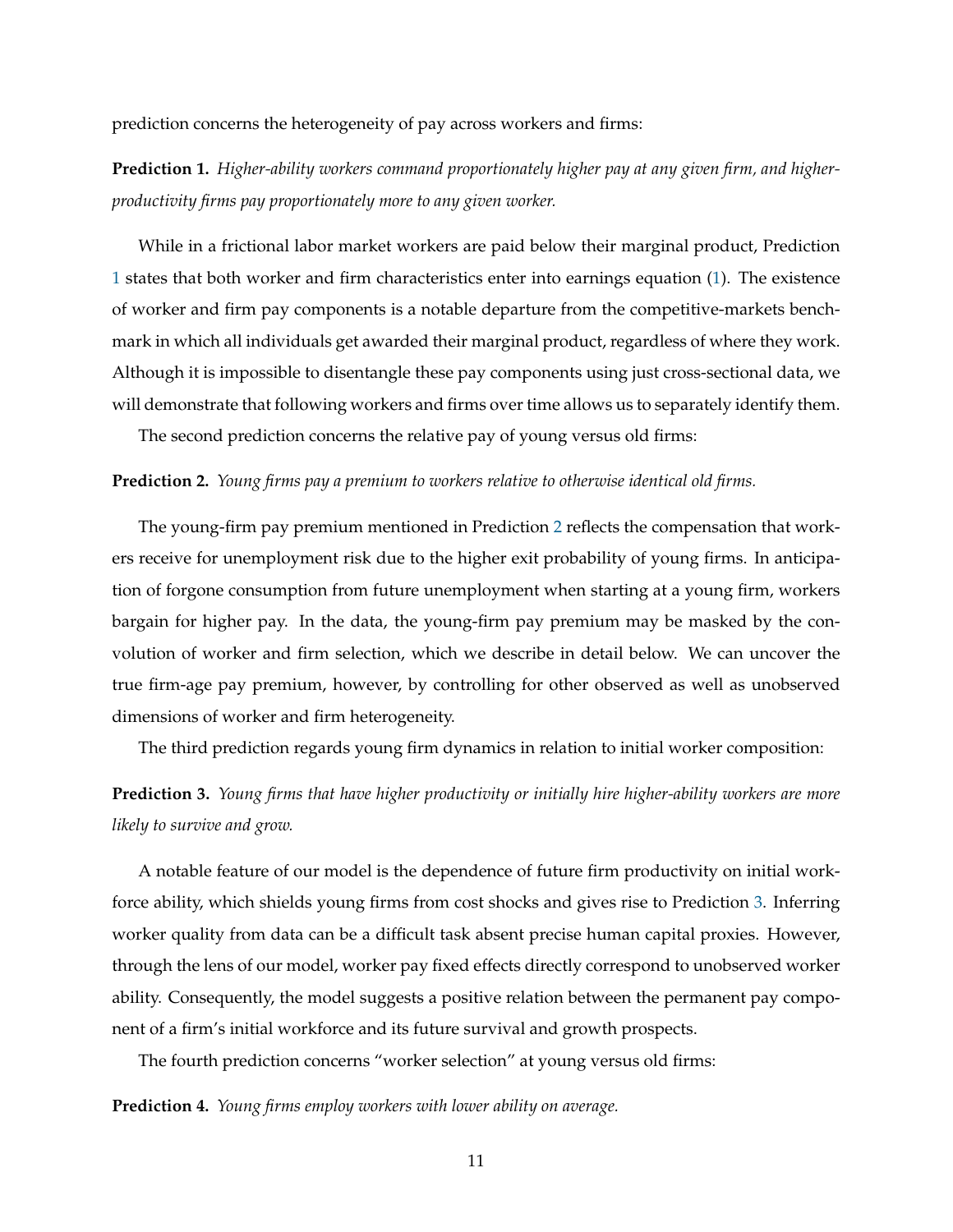prediction concerns the heterogeneity of pay across workers and firms:

**Prediction 1.** *Higher-ability workers command proportionately higher pay at any given firm, and higher-productivity firms pay proportionately more to any given worker.*

While in a frictional labor market workers are paid below their marginal product, Prediction 1 states that both worker and firm characteristics enter into earnings equation (1). The existence of worker and firm pay components is a notable departure from the competitive-markets benchmark in which all individuals get awarded their marginal product, regardless of where they work. Although it is impossible to disentangle these pay components using just cross-sectional data, we will demonstrate that following workers and firms over time allows us to separately identify them.

The second prediction concerns the relative pay of young versus old firms:

**Prediction 2.** *Young firms pay a premium to workers relative to otherwise identical old firms.*

The young-firm pay premium mentioned in Prediction 2 reflects the compensation that workers receive for unemployment risk due to the higher exit probability of young firms. In anticipation of forgone consumption from future unemployment when starting at a young firm, workers bargain for higher pay. In the data, the young-firm pay premium may be masked by the convolution of worker and firm selection, which we describe in detail below. We can uncover the true firm-age pay premium, however, by controlling for other observed as well as unobserved dimensions of worker and firm heterogeneity.

The third prediction regards young firm dynamics in relation to initial worker composition:

**Prediction 3.** *Young firms that have higher productivity or initially hire higher-ability workers are more likely to survive and grow.*

A notable feature of our model is the dependence of future firm productivity on initial workforce ability, which shields young firms from cost shocks and gives rise to Prediction 3. Inferring worker quality from data can be a difficult task absent precise human capital proxies. However, through the lens of our model, worker pay fixed effects directly correspond to unobserved worker ability. Consequently, the model suggests a positive relation between the permanent pay component of a firm's initial workforce and its future survival and growth prospects.

The fourth prediction concerns "worker selection" at young versus old firms:

**Prediction 4.** *Young firms employ workers with lower ability on average.*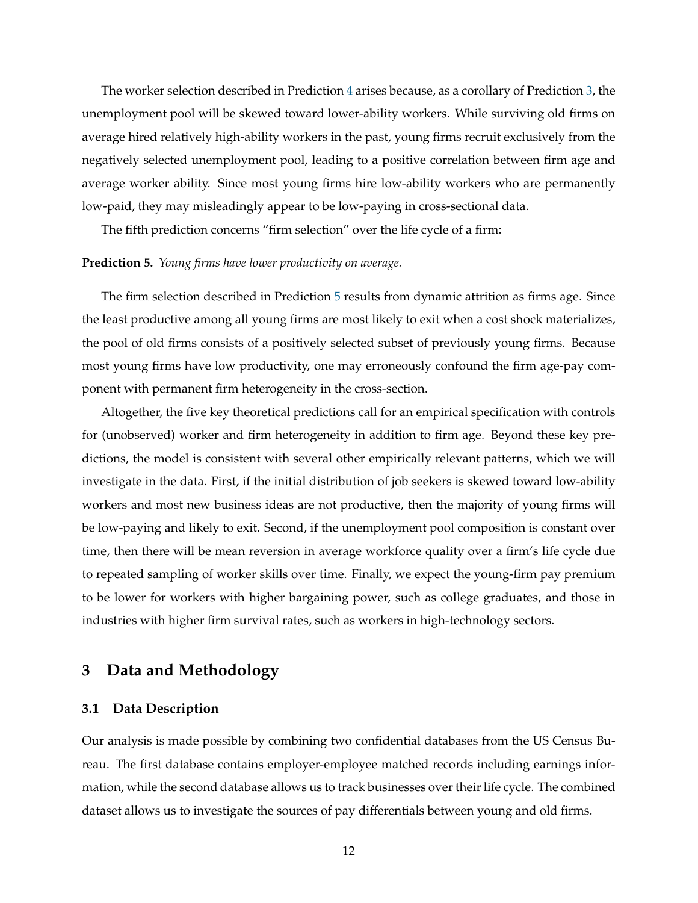The worker selection described in Prediction 4 arises because, as a corollary of Prediction 3, the unemployment pool will be skewed toward lower-ability workers. While surviving old firms on average hired relatively high-ability workers in the past, young firms recruit exclusively from the negatively selected unemployment pool, leading to a positive correlation between firm age and average worker ability. Since most young firms hire low-ability workers who are permanently low-paid, they may misleadingly appear to be low-paying in cross-sectional data.

The fifth prediction concerns "firm selection" over the life cycle of a firm:

**Prediction 5.** *Young firms have lower productivity on average.*

The firm selection described in Prediction 5 results from dynamic attrition as firms age. Since the least productive among all young firms are most likely to exit when a cost shock materializes, the pool of old firms consists of a positively selected subset of previously young firms. Because most young firms have low productivity, one may erroneously confound the firm age-pay component with permanent firm heterogeneity in the cross-section.

Altogether, the five key theoretical predictions call for an empirical specification with controls for (unobserved) worker and firm heterogeneity in addition to firm age. Beyond these key predictions, the model is consistent with several other empirically relevant patterns, which we will investigate in the data. First, if the initial distribution of job seekers is skewed toward low-ability workers and most new business ideas are not productive, then the majority of young firms will be low-paying and likely to exit. Second, if the unemployment pool composition is constant over time, then there will be mean reversion in average workforce quality over a firm's life cycle due to repeated sampling of worker skills over time. Finally, we expect the young-firm pay premium to be lower for workers with higher bargaining power, such as college graduates, and those in industries with higher firm survival rates, such as workers in high-technology sectors.

## 3 Data and Methodology

### 3.1 Data Description

Our analysis is made possible by combining two confidential databases from the US Census Bureau. The first database contains employer-employee matched records including earnings information, while the second database allows us to track businesses over their life cycle. The combined dataset allows us to investigate the sources of pay differentials between young and old firms.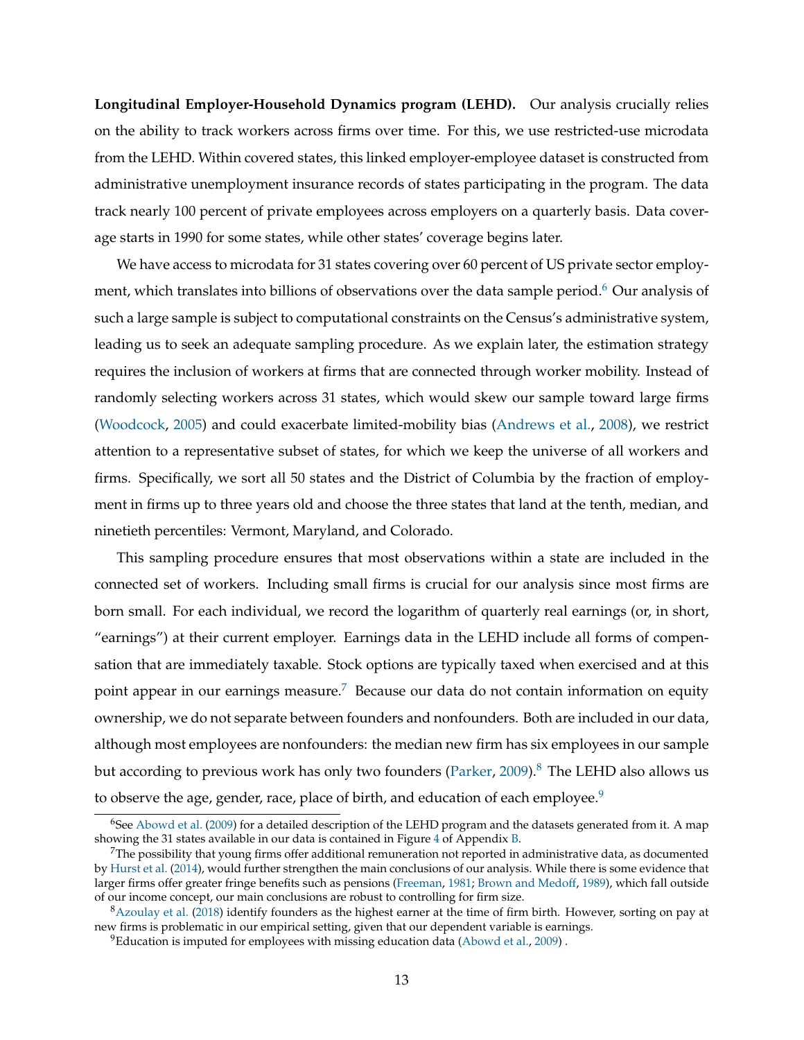**Longitudinal Employer-Household Dynamics program (LEHD).** Our analysis crucially relies on the ability to track workers across firms over time. For this, we use restricted-use microdata from the LEHD. Within covered states, this linked employer-employee dataset is constructed from administrative unemployment insurance records of states participating in the program. The data track nearly 100 percent of private employees across employers on a quarterly basis. Data coverage starts in 1990 for some states, while other states' coverage begins later.

We have access to microdata for 31 states covering over 60 percent of US private sector employment, which translates into billions of observations over the data sample period.[6] Our analysis of such a large sample is subject to computational constraints on the Census's administrative system, leading us to seek an adequate sampling procedure. As we explain later, the estimation strategy requires the inclusion of workers at firms that are connected through worker mobility. Instead of randomly selecting workers across 31 states, which would skew our sample toward large firms (Woodcock, 2005) and could exacerbate limited-mobility bias (Andrews et al., 2008), we restrict attention to a representative subset of states, for which we keep the universe of all workers and firms. Specifically, we sort all 50 states and the District of Columbia by the fraction of employment in firms up to three years old and choose the three states that land at the tenth, median, and ninetieth percentiles: Vermont, Maryland, and Colorado.

This sampling procedure ensures that most observations within a state are included in the connected set of workers. Including small firms is crucial for our analysis since most firms are born small. For each individual, we record the logarithm of quarterly real earnings (or, in short, "earnings") at their current employer. Earnings data in the LEHD include all forms of compensation that are immediately taxable. Stock options are typically taxed when exercised and at this point appear in our earnings measure.[7] Because our data do not contain information on equity ownership, we do not separate between founders and nonfounders. Both are included in our data, although most employees are nonfounders: the median new firm has six employees in our sample but according to previous work has only two founders (Parker, 2009).[8] The LEHD also allows us to observe the age, gender, race, place of birth, and education of each employee.[9]

[6]See Abowd et al. (2009) for a detailed description of the LEHD program and the datasets generated from it. A map showing the 31 states available in our data is contained in Figure 4 of Appendix B.

[7]The possibility that young firms offer additional remuneration not reported in administrative data, as documented by Hurst et al. (2014), would further strengthen the main conclusions of our analysis. While there is some evidence that larger firms offer greater fringe benefits such as pensions (Freeman, 1981; Brown and Medoff, 1989), which fall outside of our income concept, our main conclusions are robust to controlling for firm size.

[8]Azoulay et al. (2018) identify founders as the highest earner at the time of firm birth. However, sorting on pay at new firms is problematic in our empirical setting, given that our dependent variable is earnings.

[9]Education is imputed for employees with missing education data (Abowd et al., 2009) .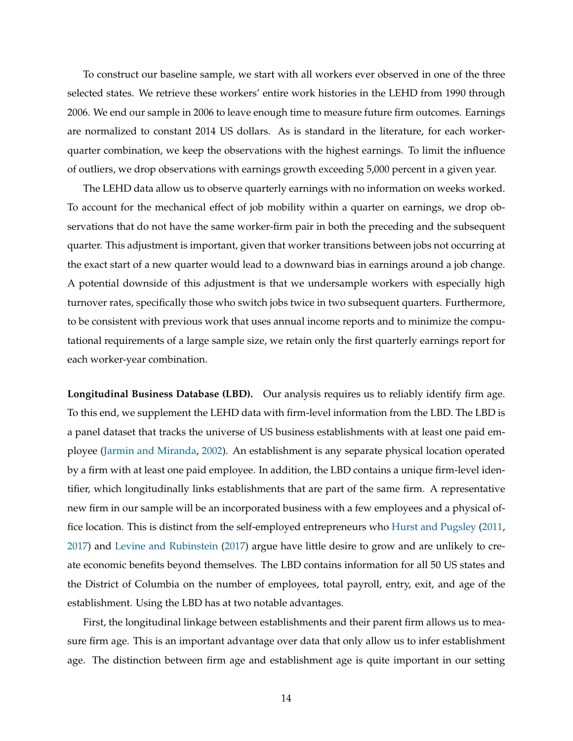To construct our baseline sample, we start with all workers ever observed in one of the three selected states. We retrieve these workers' entire work histories in the LEHD from 1990 through 2006. We end our sample in 2006 to leave enough time to measure future firm outcomes. Earnings are normalized to constant 2014 US dollars. As is standard in the literature, for each worker-quarter combination, we keep the observations with the highest earnings. To limit the influence of outliers, we drop observations with earnings growth exceeding 5,000 percent in a given year.

The LEHD data allow us to observe quarterly earnings with no information on weeks worked. To account for the mechanical effect of job mobility within a quarter on earnings, we drop observations that do not have the same worker-firm pair in both the preceding and the subsequent quarter. This adjustment is important, given that worker transitions between jobs not occurring at the exact start of a new quarter would lead to a downward bias in earnings around a job change. A potential downside of this adjustment is that we undersample workers with especially high turnover rates, specifically those who switch jobs twice in two subsequent quarters. Furthermore, to be consistent with previous work that uses annual income reports and to minimize the computational requirements of a large sample size, we retain only the first quarterly earnings report for each worker-year combination.

**Longitudinal Business Database (LBD).** Our analysis requires us to reliably identify firm age. To this end, we supplement the LEHD data with firm-level information from the LBD. The LBD is a panel dataset that tracks the universe of US business establishments with at least one paid employee (Jarmin and Miranda, 2002). An establishment is any separate physical location operated by a firm with at least one paid employee. In addition, the LBD contains a unique firm-level identifier, which longitudinally links establishments that are part of the same firm. A representative new firm in our sample will be an incorporated business with a few employees and a physical office location. This is distinct from the self-employed entrepreneurs who Hurst and Pugsley (2011, 2017) and Levine and Rubinstein (2017) argue have little desire to grow and are unlikely to create economic benefits beyond themselves. The LBD contains information for all 50 US states and the District of Columbia on the number of employees, total payroll, entry, exit, and age of the establishment. Using the LBD has at two notable advantages.

First, the longitudinal linkage between establishments and their parent firm allows us to measure firm age. This is an important advantage over data that only allow us to infer establishment age. The distinction between firm age and establishment age is quite important in our setting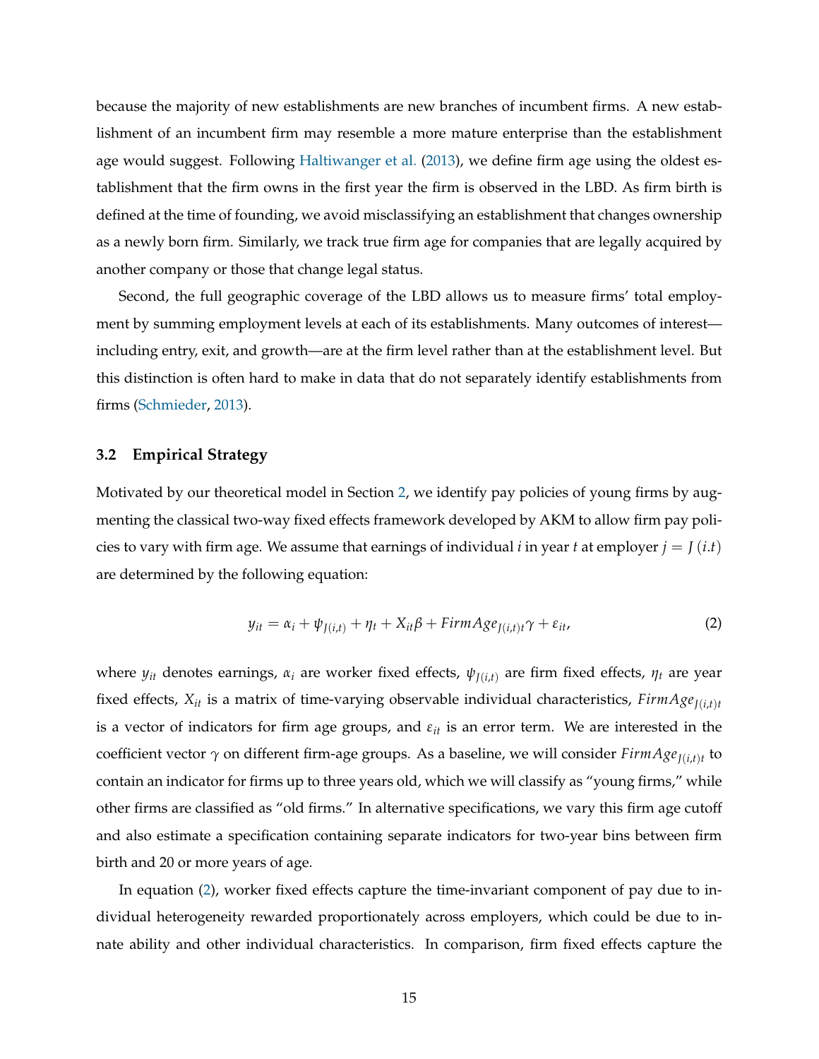because the majority of new establishments are new branches of incumbent firms. A new establishment of an incumbent firm may resemble a more mature enterprise than the establishment age would suggest. Following Haltiwanger et al. (2013), we define firm age using the oldest establishment that the firm owns in the first year the firm is observed in the LBD. As firm birth is defined at the time of founding, we avoid misclassifying an establishment that changes ownership as a newly born firm. Similarly, we track true firm age for companies that are legally acquired by another company or those that change legal status.

Second, the full geographic coverage of the LBD allows us to measure firms' total employment by summing employment levels at each of its establishments. Many outcomes of interest—including entry, exit, and growth—are at the firm level rather than at the establishment level. But this distinction is often hard to make in data that do not separately identify establishments from firms (Schmieder, 2013).

### 3.2 Empirical Strategy

Motivated by our theoretical model in Section 2, we identify pay policies of young firms by augmenting the classical two-way fixed effects framework developed by AKM to allow firm pay policies to vary with firm age. We assume that earnings of individual $i$ in year $t$ at employer $j = J(i.t)$ are determined by the following equation:

$$y_{it} = \alpha_i + \psi_{J(i,t)} + \eta_t + X_{it}\beta + FirmAge_{J(i,t)t}\gamma + \varepsilon_{it}, \tag{2}$$

where $y_{it}$ denotes earnings, $\alpha_i$ are worker fixed effects, $\psi_{J(i,t)}$ are firm fixed effects, $\eta_t$ are year fixed effects, $X_{it}$ is a matrix of time-varying observable individual characteristics, $FirmAge_{J(i,t)t}$ is a vector of indicators for firm age groups, and $\varepsilon_{it}$ is an error term. We are interested in the coefficient vector $\gamma$ on different firm-age groups. As a baseline, we will consider $FirmAge_{J(i,t)t}$ to contain an indicator for firms up to three years old, which we will classify as "young firms," while other firms are classified as "old firms." In alternative specifications, we vary this firm age cutoff and also estimate a specification containing separate indicators for two-year bins between firm birth and 20 or more years of age.

In equation (2), worker fixed effects capture the time-invariant component of pay due to individual heterogeneity rewarded proportionately across employers, which could be due to innate ability and other individual characteristics. In comparison, firm fixed effects capture the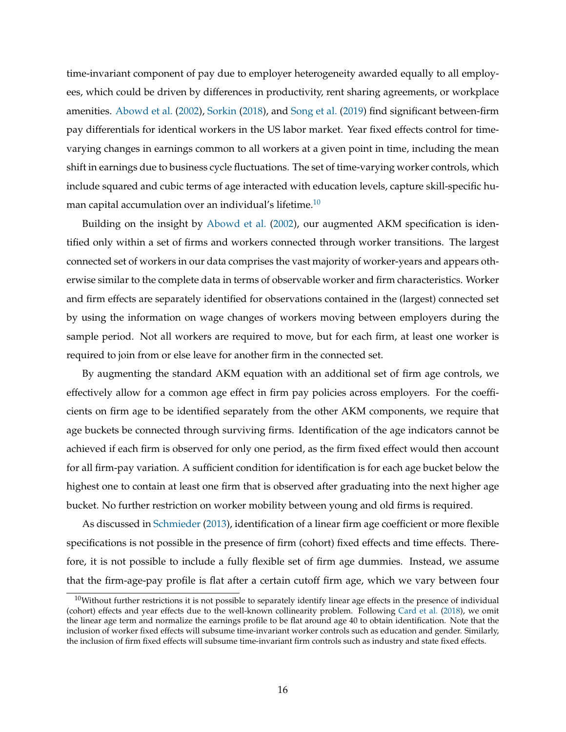time-invariant component of pay due to employer heterogeneity awarded equally to all employees, which could be driven by differences in productivity, rent sharing agreements, or workplace amenities. Abowd et al. (2002), Sorkin (2018), and Song et al. (2019) find significant between-firm pay differentials for identical workers in the US labor market. Year fixed effects control for time-varying changes in earnings common to all workers at a given point in time, including the mean shift in earnings due to business cycle fluctuations. The set of time-varying worker controls, which include squared and cubic terms of age interacted with education levels, capture skill-specific human capital accumulation over an individual's lifetime.[10]

Building on the insight by Abowd et al. (2002), our augmented AKM specification is identified only within a set of firms and workers connected through worker transitions. The largest connected set of workers in our data comprises the vast majority of worker-years and appears otherwise similar to the complete data in terms of observable worker and firm characteristics. Worker and firm effects are separately identified for observations contained in the (largest) connected set by using the information on wage changes of workers moving between employers during the sample period. Not all workers are required to move, but for each firm, at least one worker is required to join from or else leave for another firm in the connected set.

By augmenting the standard AKM equation with an additional set of firm age controls, we effectively allow for a common age effect in firm pay policies across employers. For the coefficients on firm age to be identified separately from the other AKM components, we require that age buckets be connected through surviving firms. Identification of the age indicators cannot be achieved if each firm is observed for only one period, as the firm fixed effect would then account for all firm-pay variation. A sufficient condition for identification is for each age bucket below the highest one to contain at least one firm that is observed after graduating into the next higher age bucket. No further restriction on worker mobility between young and old firms is required.

As discussed in Schmieder (2013), identification of a linear firm age coefficient or more flexible specifications is not possible in the presence of firm (cohort) fixed effects and time effects. Therefore, it is not possible to include a fully flexible set of firm age dummies. Instead, we assume that the firm-age-pay profile is flat after a certain cutoff firm age, which we vary between four

[10] Without further restrictions it is not possible to separately identify linear age effects in the presence of individual (cohort) effects and year effects due to the well-known collinearity problem. Following Card et al. (2018), we omit the linear age term and normalize the earnings profile to be flat around age 40 to obtain identification. Note that the inclusion of worker fixed effects will subsume time-invariant worker controls such as education and gender. Similarly, the inclusion of firm fixed effects will subsume time-invariant firm controls such as industry and state fixed effects.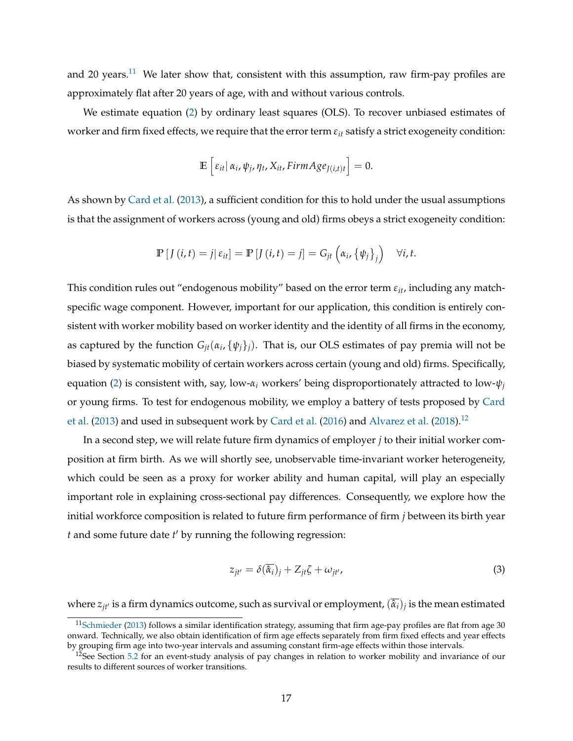and 20 years.[11] We later show that, consistent with this assumption, raw firm-pay profiles are approximately flat after 20 years of age, with and without various controls.

We estimate equation (2) by ordinary least squares (OLS). To recover unbiased estimates of worker and firm fixed effects, we require that the error term $\varepsilon_{it}$ satisfy a strict exogeneity condition:

$$\mathbb{E}\left[\varepsilon_{it} \middle| \alpha_i, \psi_j, \eta_t, X_{it}, FirmAge_{J(i,t)t}\right] = 0.$$

As shown by Card et al. (2013), a sufficient condition for this to hold under the usual assumptions is that the assignment of workers across (young and old) firms obeys a strict exogeneity condition:

$$\mathbb{P}\left[J\left(i,t\right) = j \middle| \varepsilon_{it}\right] = \mathbb{P}\left[J\left(i,t\right) = j\right] = G_{jt}\left(\alpha_i, \left\{\psi_j\right\}_j\right) \quad \forall i, t.$$

This condition rules out "endogenous mobility" based on the error term $\varepsilon_{it}$, including any match-specific wage component. However, important for our application, this condition is entirely consistent with worker mobility based on worker identity and the identity of all firms in the economy, as captured by the function $G_{jt}(\alpha_i, \{\psi_j\}_j)$. That is, our OLS estimates of pay premia will not be biased by systematic mobility of certain workers across certain (young and old) firms. Specifically, equation (2) is consistent with, say, low-$\alpha_i$ workers' being disproportionately attracted to low-$\psi_j$ or young firms. To test for endogenous mobility, we employ a battery of tests proposed by Card et al. (2013) and used in subsequent work by Card et al. (2016) and Alvarez et al. (2018).[12]

In a second step, we will relate future firm dynamics of employer $j$ to their initial worker composition at firm birth. As we will shortly see, unobservable time-invariant worker heterogeneity, which could be seen as a proxy for worker ability and human capital, will play an especially important role in explaining cross-sectional pay differences. Consequently, we explore how the initial workforce composition is related to future firm performance of firm $j$ between its birth year $t$ and some future date $t'$ by running the following regression:

$$z_{jt'} = \delta(\overline{\widehat{\alpha}_i})_j + Z_{jt}\zeta + \omega_{jt'}, \tag{3}$$

where $z_{jt'}$ is a firm dynamics outcome, such as survival or employment, $(\overline{\widehat{\alpha}_i})_j$ is the mean estimated

[11] Schmieder (2013) follows a similar identification strategy, assuming that firm age-pay profiles are flat from age 30 onward. Technically, we also obtain identification of firm age effects separately from firm fixed effects and year effects by grouping firm age into two-year intervals and assuming constant firm-age effects within those intervals.

[12] See Section 5.2 for an event-study analysis of pay changes in relation to worker mobility and invariance of our results to different sources of worker transitions.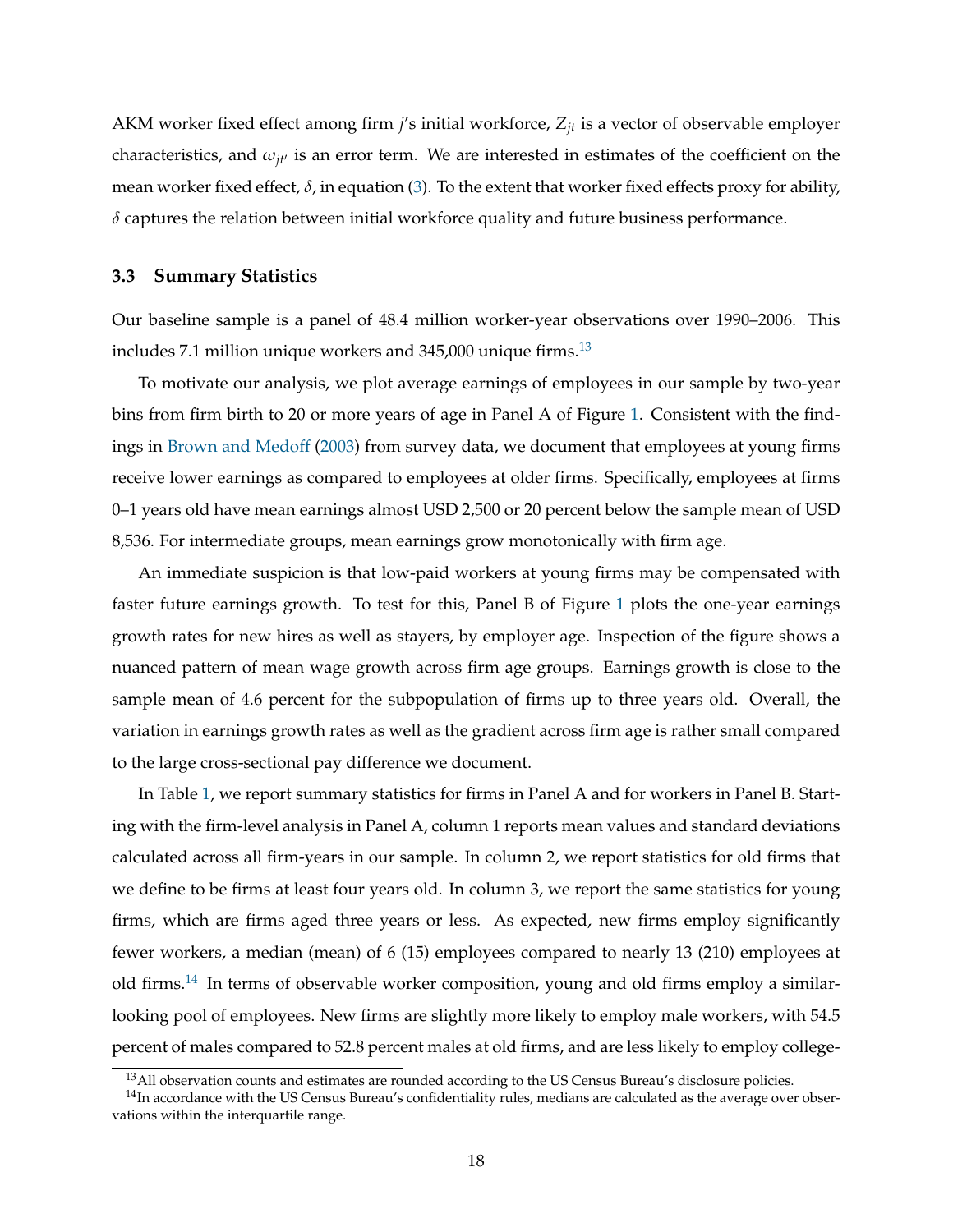AKM worker fixed effect among firm $j$'s initial workforce, $Z_{jt}$ is a vector of observable employer characteristics, and $\omega_{jt'}$ is an error term. We are interested in estimates of the coefficient on the mean worker fixed effect, $\delta$, in equation (3). To the extent that worker fixed effects proxy for ability, $\delta$ captures the relation between initial workforce quality and future business performance.

### 3.3 Summary Statistics

Our baseline sample is a panel of 48.4 million worker-year observations over 1990–2006. This includes 7.1 million unique workers and 345,000 unique firms.[13]

To motivate our analysis, we plot average earnings of employees in our sample by two-year bins from firm birth to 20 or more years of age in Panel A of Figure 1. Consistent with the findings in Brown and Medoff (2003) from survey data, we document that employees at young firms receive lower earnings as compared to employees at older firms. Specifically, employees at firms 0–1 years old have mean earnings almost USD 2,500 or 20 percent below the sample mean of USD 8,536. For intermediate groups, mean earnings grow monotonically with firm age.

An immediate suspicion is that low-paid workers at young firms may be compensated with faster future earnings growth. To test for this, Panel B of Figure 1 plots the one-year earnings growth rates for new hires as well as stayers, by employer age. Inspection of the figure shows a nuanced pattern of mean wage growth across firm age groups. Earnings growth is close to the sample mean of 4.6 percent for the subpopulation of firms up to three years old. Overall, the variation in earnings growth rates as well as the gradient across firm age is rather small compared to the large cross-sectional pay difference we document.

In Table 1, we report summary statistics for firms in Panel A and for workers in Panel B. Starting with the firm-level analysis in Panel A, column 1 reports mean values and standard deviations calculated across all firm-years in our sample. In column 2, we report statistics for old firms that we define to be firms at least four years old. In column 3, we report the same statistics for young firms, which are firms aged three years or less. As expected, new firms employ significantly fewer workers, a median (mean) of 6 (15) employees compared to nearly 13 (210) employees at old firms.[14] In terms of observable worker composition, young and old firms employ a similar-looking pool of employees. New firms are slightly more likely to employ male workers, with 54.5 percent of males compared to 52.8 percent males at old firms, and are less likely to employ college-

[13] All observation counts and estimates are rounded according to the US Census Bureau's disclosure policies.

[14] In accordance with the US Census Bureau's confidentiality rules, medians are calculated as the average over observations within the interquartile range.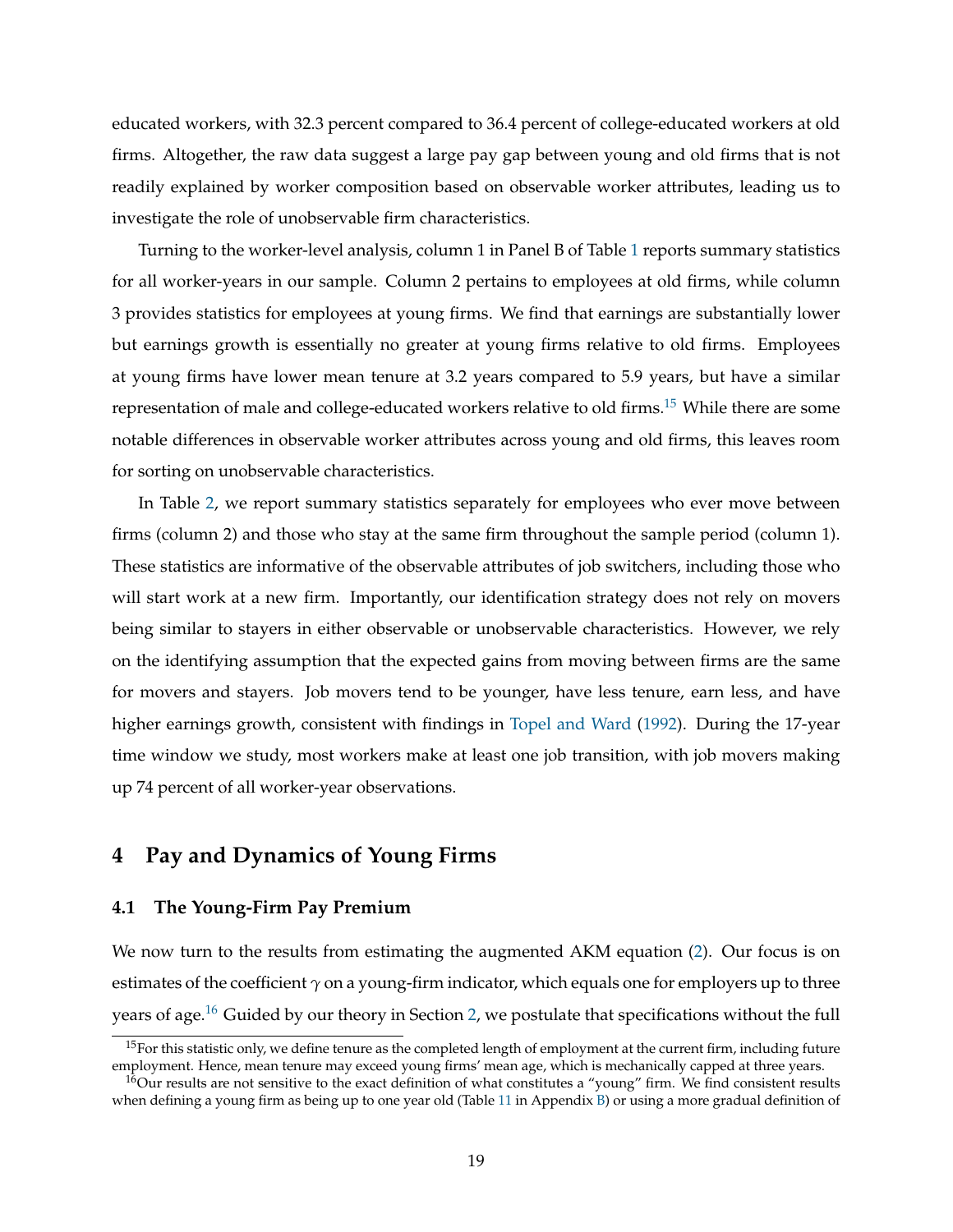educated workers, with 32.3 percent compared to 36.4 percent of college-educated workers at old firms. Altogether, the raw data suggest a large pay gap between young and old firms that is not readily explained by worker composition based on observable worker attributes, leading us to investigate the role of unobservable firm characteristics.

Turning to the worker-level analysis, column 1 in Panel B of Table 1 reports summary statistics for all worker-years in our sample. Column 2 pertains to employees at old firms, while column 3 provides statistics for employees at young firms. We find that earnings are substantially lower but earnings growth is essentially no greater at young firms relative to old firms. Employees at young firms have lower mean tenure at 3.2 years compared to 5.9 years, but have a similar representation of male and college-educated workers relative to old firms.[15] While there are some notable differences in observable worker attributes across young and old firms, this leaves room for sorting on unobservable characteristics.

In Table 2, we report summary statistics separately for employees who ever move between firms (column 2) and those who stay at the same firm throughout the sample period (column 1). These statistics are informative of the observable attributes of job switchers, including those who will start work at a new firm. Importantly, our identification strategy does not rely on movers being similar to stayers in either observable or unobservable characteristics. However, we rely on the identifying assumption that the expected gains from moving between firms are the same for movers and stayers. Job movers tend to be younger, have less tenure, earn less, and have higher earnings growth, consistent with findings in Topel and Ward (1992). During the 17-year time window we study, most workers make at least one job transition, with job movers making up 74 percent of all worker-year observations.

# 4 Pay and Dynamics of Young Firms

## 4.1 The Young-Firm Pay Premium

We now turn to the results from estimating the augmented AKM equation (2). Our focus is on estimates of the coefficient $\gamma$ on a young-firm indicator, which equals one for employers up to three years of age.[16] Guided by our theory in Section 2, we postulate that specifications without the full

[15] For this statistic only, we define tenure as the completed length of employment at the current firm, including future employment. Hence, mean tenure may exceed young firms' mean age, which is mechanically capped at three years.

[16] Our results are not sensitive to the exact definition of what constitutes a "young" firm. We find consistent results when defining a young firm as being up to one year old (Table 11 in Appendix B) or using a more gradual definition of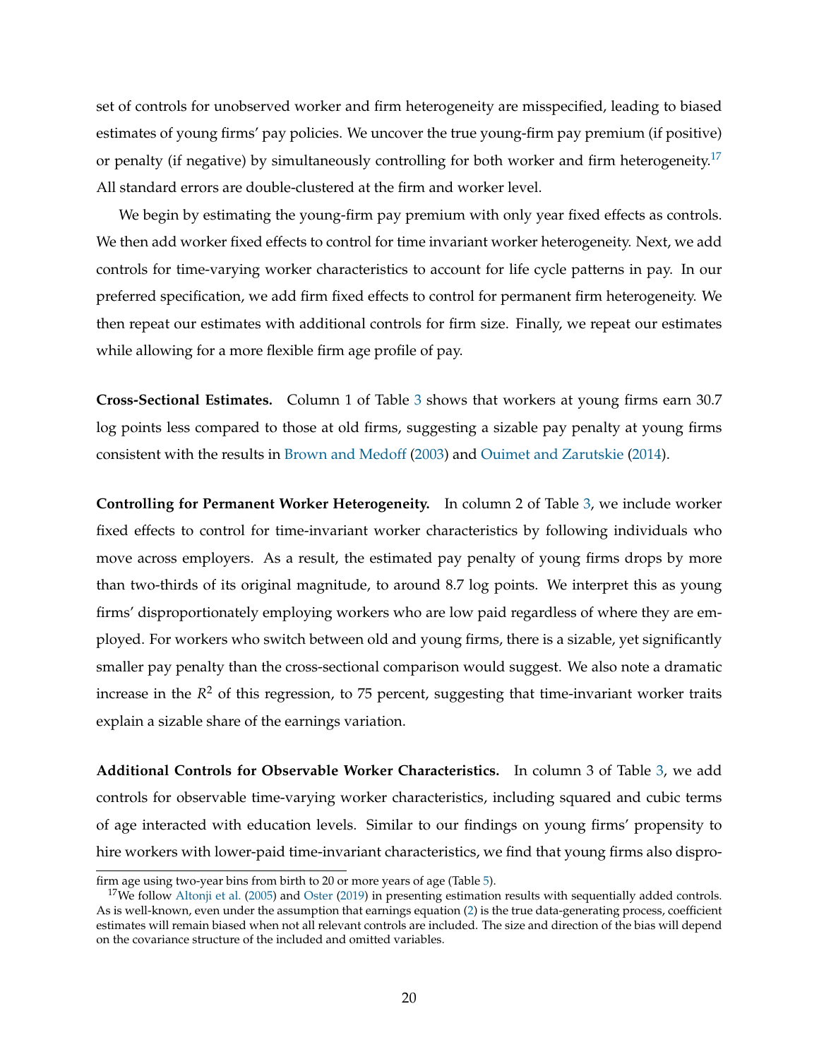set of controls for unobserved worker and firm heterogeneity are misspecified, leading to biased estimates of young firms' pay policies. We uncover the true young-firm pay premium (if positive) or penalty (if negative) by simultaneously controlling for both worker and firm heterogeneity.[17] All standard errors are double-clustered at the firm and worker level.

We begin by estimating the young-firm pay premium with only year fixed effects as controls. We then add worker fixed effects to control for time invariant worker heterogeneity. Next, we add controls for time-varying worker characteristics to account for life cycle patterns in pay. In our preferred specification, we add firm fixed effects to control for permanent firm heterogeneity. We then repeat our estimates with additional controls for firm size. Finally, we repeat our estimates while allowing for a more flexible firm age profile of pay.

**Cross-Sectional Estimates.** Column 1 of Table 3 shows that workers at young firms earn 30.7 log points less compared to those at old firms, suggesting a sizable pay penalty at young firms consistent with the results in Brown and Medoff (2003) and Ouimet and Zarutskie (2014).

**Controlling for Permanent Worker Heterogeneity.** In column 2 of Table 3, we include worker fixed effects to control for time-invariant worker characteristics by following individuals who move across employers. As a result, the estimated pay penalty of young firms drops by more than two-thirds of its original magnitude, to around 8.7 log points. We interpret this as young firms' disproportionately employing workers who are low paid regardless of where they are employed. For workers who switch between old and young firms, there is a sizable, yet significantly smaller pay penalty than the cross-sectional comparison would suggest. We also note a dramatic increase in the $R^2$ of this regression, to 75 percent, suggesting that time-invariant worker traits explain a sizable share of the earnings variation.

**Additional Controls for Observable Worker Characteristics.** In column 3 of Table 3, we add controls for observable time-varying worker characteristics, including squared and cubic terms of age interacted with education levels. Similar to our findings on young firms' propensity to hire workers with lower-paid time-invariant characteristics, we find that young firms also dispro-

firm age using two-year bins from birth to 20 or more years of age (Table 5).

[17] We follow Altonji et al. (2005) and Oster (2019) in presenting estimation results with sequentially added controls. As is well-known, even under the assumption that earnings equation (2) is the true data-generating process, coefficient estimates will remain biased when not all relevant controls are included. The size and direction of the bias will depend on the covariance structure of the included and omitted variables.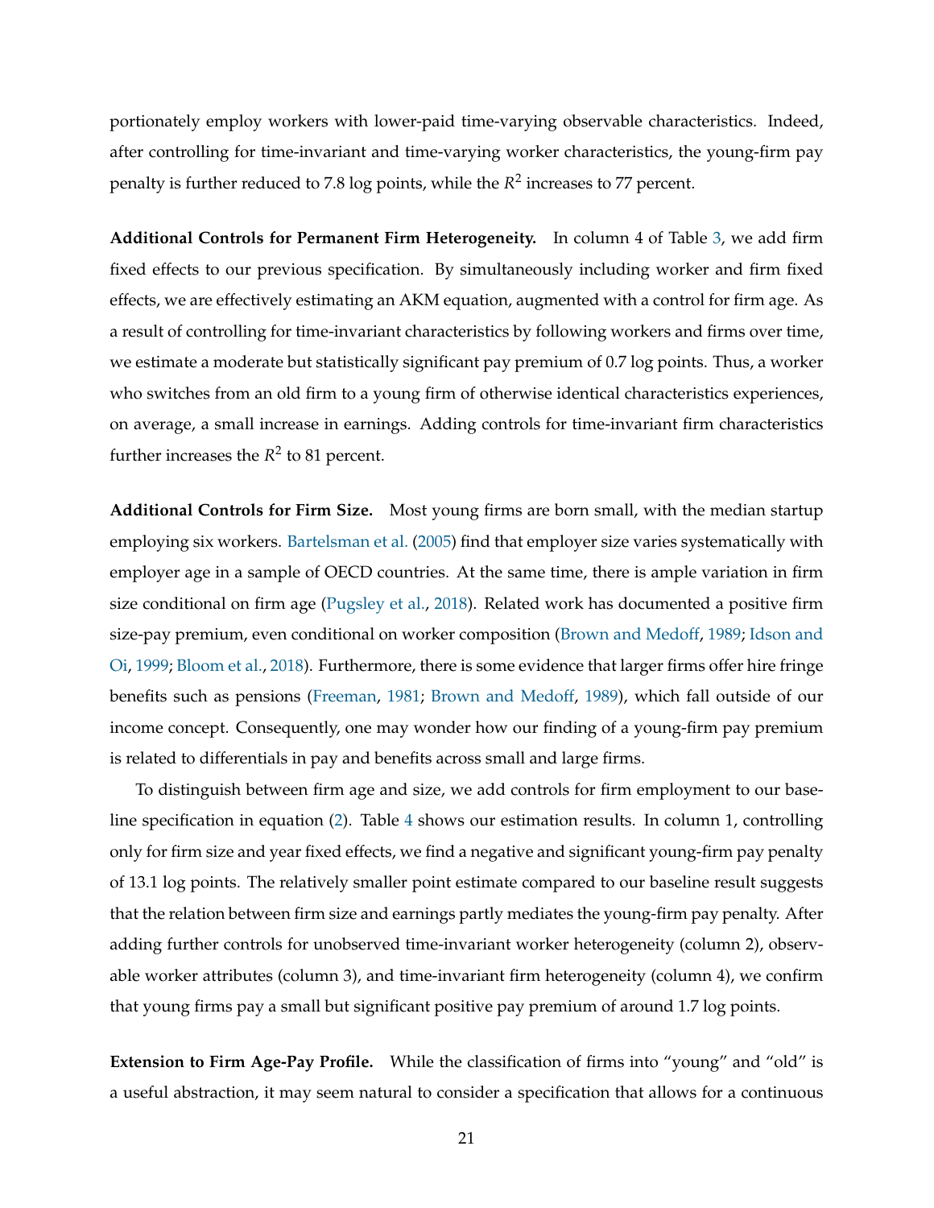portionately employ workers with lower-paid time-varying observable characteristics. Indeed, after controlling for time-invariant and time-varying worker characteristics, the young-firm pay penalty is further reduced to 7.8 log points, while the $R^2$ increases to 77 percent.

**Additional Controls for Permanent Firm Heterogeneity.** In column 4 of Table 3, we add firm fixed effects to our previous specification. By simultaneously including worker and firm fixed effects, we are effectively estimating an AKM equation, augmented with a control for firm age. As a result of controlling for time-invariant characteristics by following workers and firms over time, we estimate a moderate but statistically significant pay premium of 0.7 log points. Thus, a worker who switches from an old firm to a young firm of otherwise identical characteristics experiences, on average, a small increase in earnings. Adding controls for time-invariant firm characteristics further increases the $R^2$ to 81 percent.

**Additional Controls for Firm Size.** Most young firms are born small, with the median startup employing six workers. Bartelsman et al. (2005) find that employer size varies systematically with employer age in a sample of OECD countries. At the same time, there is ample variation in firm size conditional on firm age (Pugsley et al., 2018). Related work has documented a positive firm size-pay premium, even conditional on worker composition (Brown and Medoff, 1989; Idson and Oi, 1999; Bloom et al., 2018). Furthermore, there is some evidence that larger firms offer hire fringe benefits such as pensions (Freeman, 1981; Brown and Medoff, 1989), which fall outside of our income concept. Consequently, one may wonder how our finding of a young-firm pay premium is related to differentials in pay and benefits across small and large firms.

To distinguish between firm age and size, we add controls for firm employment to our baseline specification in equation (2). Table 4 shows our estimation results. In column 1, controlling only for firm size and year fixed effects, we find a negative and significant young-firm pay penalty of 13.1 log points. The relatively smaller point estimate compared to our baseline result suggests that the relation between firm size and earnings partly mediates the young-firm pay penalty. After adding further controls for unobserved time-invariant worker heterogeneity (column 2), observable worker attributes (column 3), and time-invariant firm heterogeneity (column 4), we confirm that young firms pay a small but significant positive pay premium of around 1.7 log points.

**Extension to Firm Age-Pay Profile.** While the classification of firms into "young" and "old" is a useful abstraction, it may seem natural to consider a specification that allows for a continuous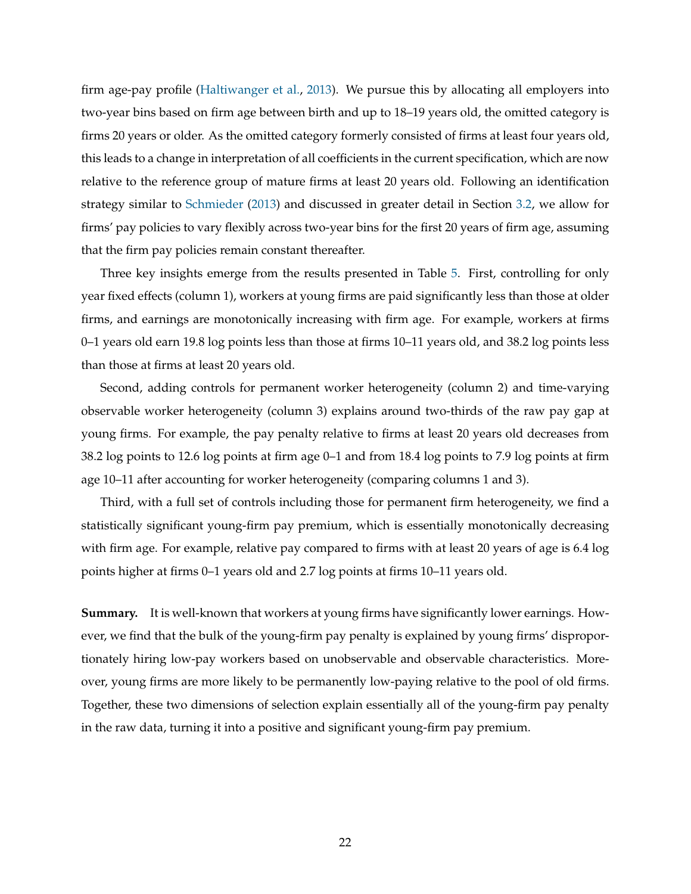firm age-pay profile (Haltiwanger et al., 2013). We pursue this by allocating all employers into two-year bins based on firm age between birth and up to 18–19 years old, the omitted category is firms 20 years or older. As the omitted category formerly consisted of firms at least four years old, this leads to a change in interpretation of all coefficients in the current specification, which are now relative to the reference group of mature firms at least 20 years old. Following an identification strategy similar to Schmieder (2013) and discussed in greater detail in Section 3.2, we allow for firms' pay policies to vary flexibly across two-year bins for the first 20 years of firm age, assuming that the firm pay policies remain constant thereafter.

Three key insights emerge from the results presented in Table 5. First, controlling for only year fixed effects (column 1), workers at young firms are paid significantly less than those at older firms, and earnings are monotonically increasing with firm age. For example, workers at firms 0–1 years old earn 19.8 log points less than those at firms 10–11 years old, and 38.2 log points less than those at firms at least 20 years old.

Second, adding controls for permanent worker heterogeneity (column 2) and time-varying observable worker heterogeneity (column 3) explains around two-thirds of the raw pay gap at young firms. For example, the pay penalty relative to firms at least 20 years old decreases from 38.2 log points to 12.6 log points at firm age 0–1 and from 18.4 log points to 7.9 log points at firm age 10–11 after accounting for worker heterogeneity (comparing columns 1 and 3).

Third, with a full set of controls including those for permanent firm heterogeneity, we find a statistically significant young-firm pay premium, which is essentially monotonically decreasing with firm age. For example, relative pay compared to firms with at least 20 years of age is 6.4 log points higher at firms 0–1 years old and 2.7 log points at firms 10–11 years old.

**Summary.** It is well-known that workers at young firms have significantly lower earnings. However, we find that the bulk of the young-firm pay penalty is explained by young firms' disproportionately hiring low-pay workers based on unobservable and observable characteristics. Moreover, young firms are more likely to be permanently low-paying relative to the pool of old firms. Together, these two dimensions of selection explain essentially all of the young-firm pay penalty in the raw data, turning it into a positive and significant young-firm pay premium.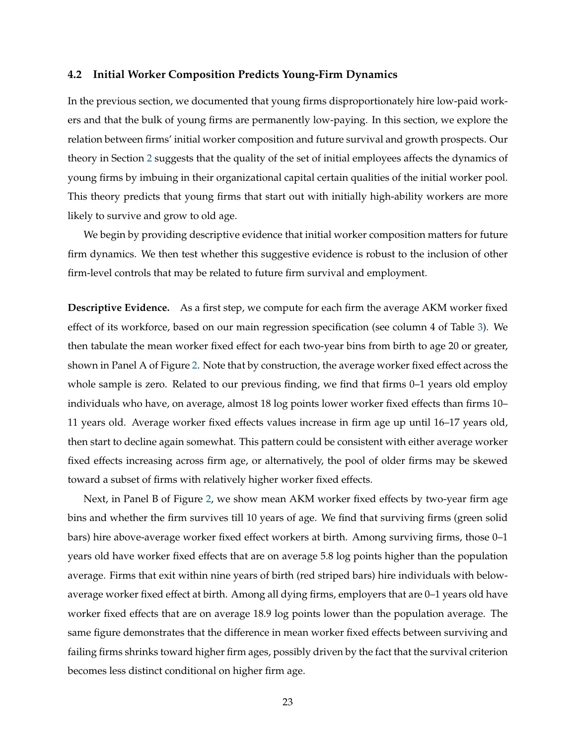### 4.2 Initial Worker Composition Predicts Young-Firm Dynamics

In the previous section, we documented that young firms disproportionately hire low-paid workers and that the bulk of young firms are permanently low-paying. In this section, we explore the relation between firms' initial worker composition and future survival and growth prospects. Our theory in Section 2 suggests that the quality of the set of initial employees affects the dynamics of young firms by imbuing in their organizational capital certain qualities of the initial worker pool. This theory predicts that young firms that start out with initially high-ability workers are more likely to survive and grow to old age.

We begin by providing descriptive evidence that initial worker composition matters for future firm dynamics. We then test whether this suggestive evidence is robust to the inclusion of other firm-level controls that may be related to future firm survival and employment.

**Descriptive Evidence.** As a first step, we compute for each firm the average AKM worker fixed effect of its workforce, based on our main regression specification (see column 4 of Table 3). We then tabulate the mean worker fixed effect for each two-year bins from birth to age 20 or greater, shown in Panel A of Figure 2. Note that by construction, the average worker fixed effect across the whole sample is zero. Related to our previous finding, we find that firms 0–1 years old employ individuals who have, on average, almost 18 log points lower worker fixed effects than firms 10–11 years old. Average worker fixed effects values increase in firm age up until 16–17 years old, then start to decline again somewhat. This pattern could be consistent with either average worker fixed effects increasing across firm age, or alternatively, the pool of older firms may be skewed toward a subset of firms with relatively higher worker fixed effects.

Next, in Panel B of Figure 2, we show mean AKM worker fixed effects by two-year firm age bins and whether the firm survives till 10 years of age. We find that surviving firms (green solid bars) hire above-average worker fixed effect workers at birth. Among surviving firms, those 0–1 years old have worker fixed effects that are on average 5.8 log points higher than the population average. Firms that exit within nine years of birth (red striped bars) hire individuals with below-average worker fixed effect at birth. Among all dying firms, employers that are 0–1 years old have worker fixed effects that are on average 18.9 log points lower than the population average. The same figure demonstrates that the difference in mean worker fixed effects between surviving and failing firms shrinks toward higher firm ages, possibly driven by the fact that the survival criterion becomes less distinct conditional on higher firm age.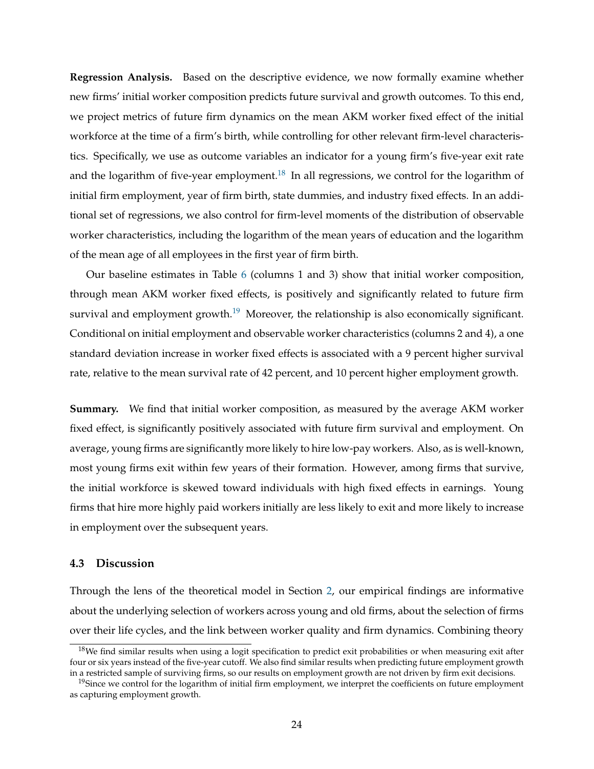**Regression Analysis.** Based on the descriptive evidence, we now formally examine whether new firms' initial worker composition predicts future survival and growth outcomes. To this end, we project metrics of future firm dynamics on the mean AKM worker fixed effect of the initial workforce at the time of a firm's birth, while controlling for other relevant firm-level characteristics. Specifically, we use as outcome variables an indicator for a young firm's five-year exit rate and the logarithm of five-year employment.[18] In all regressions, we control for the logarithm of initial firm employment, year of firm birth, state dummies, and industry fixed effects. In an additional set of regressions, we also control for firm-level moments of the distribution of observable worker characteristics, including the logarithm of the mean years of education and the logarithm of the mean age of all employees in the first year of firm birth.

Our baseline estimates in Table 6 (columns 1 and 3) show that initial worker composition, through mean AKM worker fixed effects, is positively and significantly related to future firm survival and employment growth.[19] Moreover, the relationship is also economically significant. Conditional on initial employment and observable worker characteristics (columns 2 and 4), a one standard deviation increase in worker fixed effects is associated with a 9 percent higher survival rate, relative to the mean survival rate of 42 percent, and 10 percent higher employment growth.

**Summary.** We find that initial worker composition, as measured by the average AKM worker fixed effect, is significantly positively associated with future firm survival and employment. On average, young firms are significantly more likely to hire low-pay workers. Also, as is well-known, most young firms exit within few years of their formation. However, among firms that survive, the initial workforce is skewed toward individuals with high fixed effects in earnings. Young firms that hire more highly paid workers initially are less likely to exit and more likely to increase in employment over the subsequent years.

### 4.3 Discussion

Through the lens of the theoretical model in Section 2, our empirical findings are informative about the underlying selection of workers across young and old firms, about the selection of firms over their life cycles, and the link between worker quality and firm dynamics. Combining theory

[18] We find similar results when using a logit specification to predict exit probabilities or when measuring exit after four or six years instead of the five-year cutoff. We also find similar results when predicting future employment growth in a restricted sample of surviving firms, so our results on employment growth are not driven by firm exit decisions.

[19] Since we control for the logarithm of initial firm employment, we interpret the coefficients on future employment as capturing employment growth.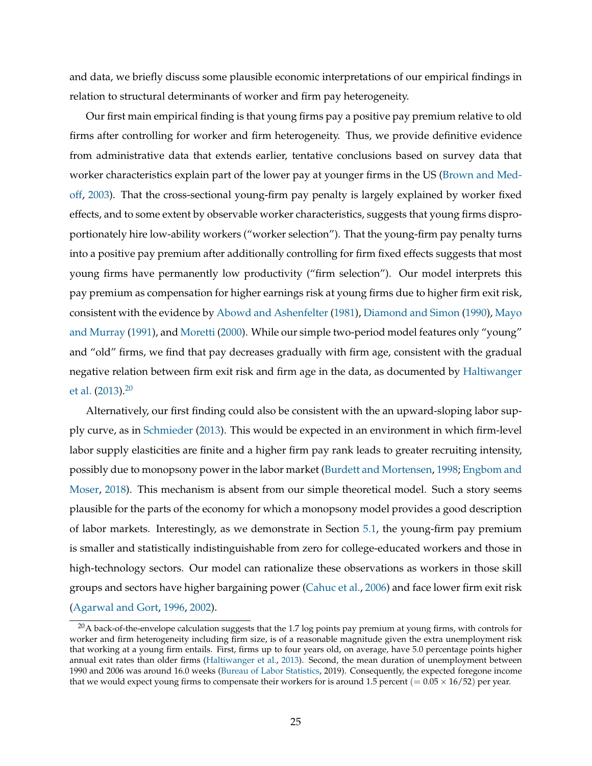and data, we briefly discuss some plausible economic interpretations of our empirical findings in relation to structural determinants of worker and firm pay heterogeneity.

Our first main empirical finding is that young firms pay a positive pay premium relative to old firms after controlling for worker and firm heterogeneity. Thus, we provide definitive evidence from administrative data that extends earlier, tentative conclusions based on survey data that worker characteristics explain part of the lower pay at younger firms in the US (Brown and Medoff, 2003). That the cross-sectional young-firm pay penalty is largely explained by worker fixed effects, and to some extent by observable worker characteristics, suggests that young firms disproportionately hire low-ability workers ("worker selection"). That the young-firm pay penalty turns into a positive pay premium after additionally controlling for firm fixed effects suggests that most young firms have permanently low productivity ("firm selection"). Our model interprets this pay premium as compensation for higher earnings risk at young firms due to higher firm exit risk, consistent with the evidence by Abowd and Ashenfelter (1981), Diamond and Simon (1990), Mayo and Murray (1991), and Moretti (2000). While our simple two-period model features only "young" and "old" firms, we find that pay decreases gradually with firm age, consistent with the gradual negative relation between firm exit risk and firm age in the data, as documented by Haltiwanger et al. (2013).[20]

Alternatively, our first finding could also be consistent with the an upward-sloping labor supply curve, as in Schmieder (2013). This would be expected in an environment in which firm-level labor supply elasticities are finite and a higher firm pay rank leads to greater recruiting intensity, possibly due to monopsony power in the labor market (Burdett and Mortensen, 1998; Engbom and Moser, 2018). This mechanism is absent from our simple theoretical model. Such a story seems plausible for the parts of the economy for which a monopsony model provides a good description of labor markets. Interestingly, as we demonstrate in Section 5.1, the young-firm pay premium is smaller and statistically indistinguishable from zero for college-educated workers and those in high-technology sectors. Our model can rationalize these observations as workers in those skill groups and sectors have higher bargaining power (Cahuc et al., 2006) and face lower firm exit risk (Agarwal and Gort, 1996, 2002).

[20] A back-of-the-envelope calculation suggests that the 1.7 log points pay premium at young firms, with controls for worker and firm heterogeneity including firm size, is of a reasonable magnitude given the extra unemployment risk that working at a young firm entails. First, firms up to four years old, on average, have 5.0 percentage points higher annual exit rates than older firms (Haltiwanger et al., 2013). Second, the mean duration of unemployment between 1990 and 2006 was around 16.0 weeks (Bureau of Labor Statistics, 2019). Consequently, the expected foregone income that we would expect young firms to compensate their workers for is around 1.5 percent ($= 0.05 \times 16/52$) per year.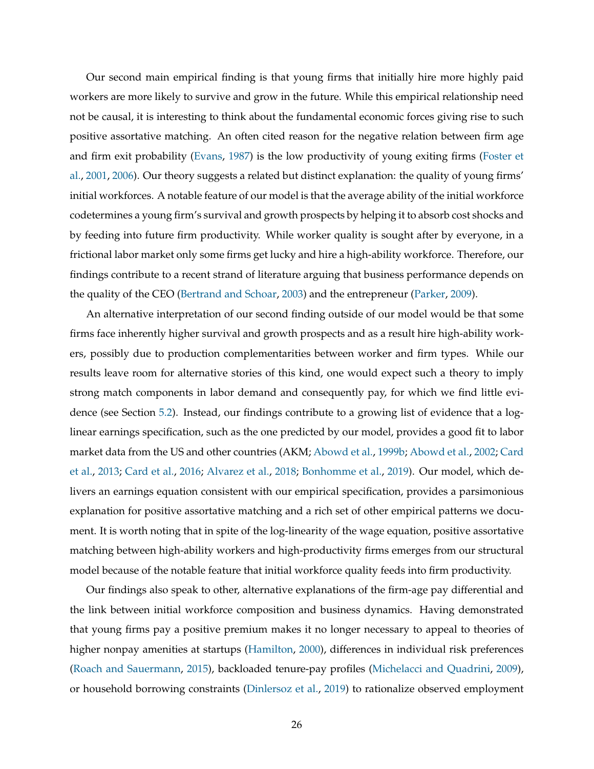Our second main empirical finding is that young firms that initially hire more highly paid workers are more likely to survive and grow in the future. While this empirical relationship need not be causal, it is interesting to think about the fundamental economic forces giving rise to such positive assortative matching. An often cited reason for the negative relation between firm age and firm exit probability (Evans, 1987) is the low productivity of young exiting firms (Foster et al., 2001, 2006). Our theory suggests a related but distinct explanation: the quality of young firms' initial workforces. A notable feature of our model is that the average ability of the initial workforce codetermines a young firm's survival and growth prospects by helping it to absorb cost shocks and by feeding into future firm productivity. While worker quality is sought after by everyone, in a frictional labor market only some firms get lucky and hire a high-ability workforce. Therefore, our findings contribute to a recent strand of literature arguing that business performance depends on the quality of the CEO (Bertrand and Schoar, 2003) and the entrepreneur (Parker, 2009).

An alternative interpretation of our second finding outside of our model would be that some firms face inherently higher survival and growth prospects and as a result hire high-ability workers, possibly due to production complementarities between worker and firm types. While our results leave room for alternative stories of this kind, one would expect such a theory to imply strong match components in labor demand and consequently pay, for which we find little evidence (see Section 5.2). Instead, our findings contribute to a growing list of evidence that a log-linear earnings specification, such as the one predicted by our model, provides a good fit to labor market data from the US and other countries (AKM; Abowd et al., 1999b; Abowd et al., 2002; Card et al., 2013; Card et al., 2016; Alvarez et al., 2018; Bonhomme et al., 2019). Our model, which delivers an earnings equation consistent with our empirical specification, provides a parsimonious explanation for positive assortative matching and a rich set of other empirical patterns we document. It is worth noting that in spite of the log-linearity of the wage equation, positive assortative matching between high-ability workers and high-productivity firms emerges from our structural model because of the notable feature that initial workforce quality feeds into firm productivity.

Our findings also speak to other, alternative explanations of the firm-age pay differential and the link between initial workforce composition and business dynamics. Having demonstrated that young firms pay a positive premium makes it no longer necessary to appeal to theories of higher nonpay amenities at startups (Hamilton, 2000), differences in individual risk preferences (Roach and Sauermann, 2015), backloaded tenure-pay profiles (Michelacci and Quadrini, 2009), or household borrowing constraints (Dinlersoz et al., 2019) to rationalize observed employment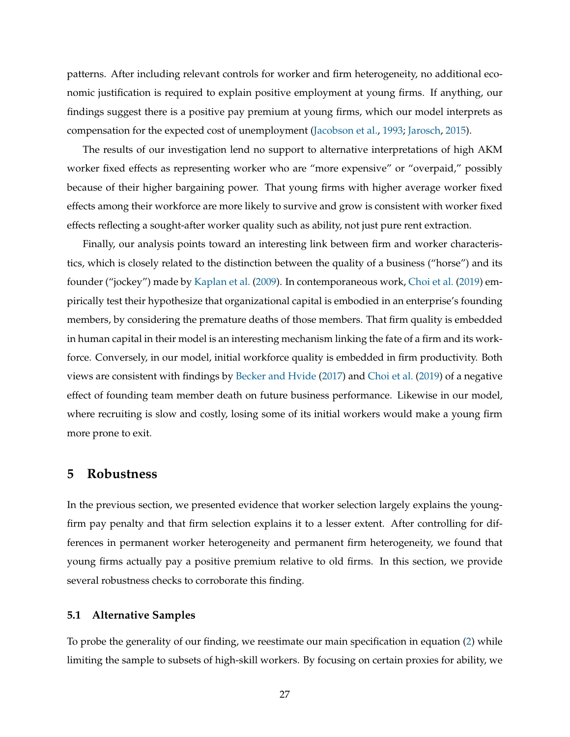patterns. After including relevant controls for worker and firm heterogeneity, no additional economic justification is required to explain positive employment at young firms. If anything, our findings suggest there is a positive pay premium at young firms, which our model interprets as compensation for the expected cost of unemployment (Jacobson et al., 1993; Jarosch, 2015).

The results of our investigation lend no support to alternative interpretations of high AKM worker fixed effects as representing worker who are "more expensive" or "overpaid," possibly because of their higher bargaining power. That young firms with higher average worker fixed effects among their workforce are more likely to survive and grow is consistent with worker fixed effects reflecting a sought-after worker quality such as ability, not just pure rent extraction.

Finally, our analysis points toward an interesting link between firm and worker characteristics, which is closely related to the distinction between the quality of a business ("horse") and its founder ("jockey") made by Kaplan et al. (2009). In contemporaneous work, Choi et al. (2019) empirically test their hypothesize that organizational capital is embodied in an enterprise's founding members, by considering the premature deaths of those members. That firm quality is embedded in human capital in their model is an interesting mechanism linking the fate of a firm and its workforce. Conversely, in our model, initial workforce quality is embedded in firm productivity. Both views are consistent with findings by Becker and Hvide (2017) and Choi et al. (2019) of a negative effect of founding team member death on future business performance. Likewise in our model, where recruiting is slow and costly, losing some of its initial workers would make a young firm more prone to exit.

## 5 Robustness

In the previous section, we presented evidence that worker selection largely explains the young-firm pay penalty and that firm selection explains it to a lesser extent. After controlling for differences in permanent worker heterogeneity and permanent firm heterogeneity, we found that young firms actually pay a positive premium relative to old firms. In this section, we provide several robustness checks to corroborate this finding.

### 5.1 Alternative Samples

To probe the generality of our finding, we reestimate our main specification in equation (2) while limiting the sample to subsets of high-skill workers. By focusing on certain proxies for ability, we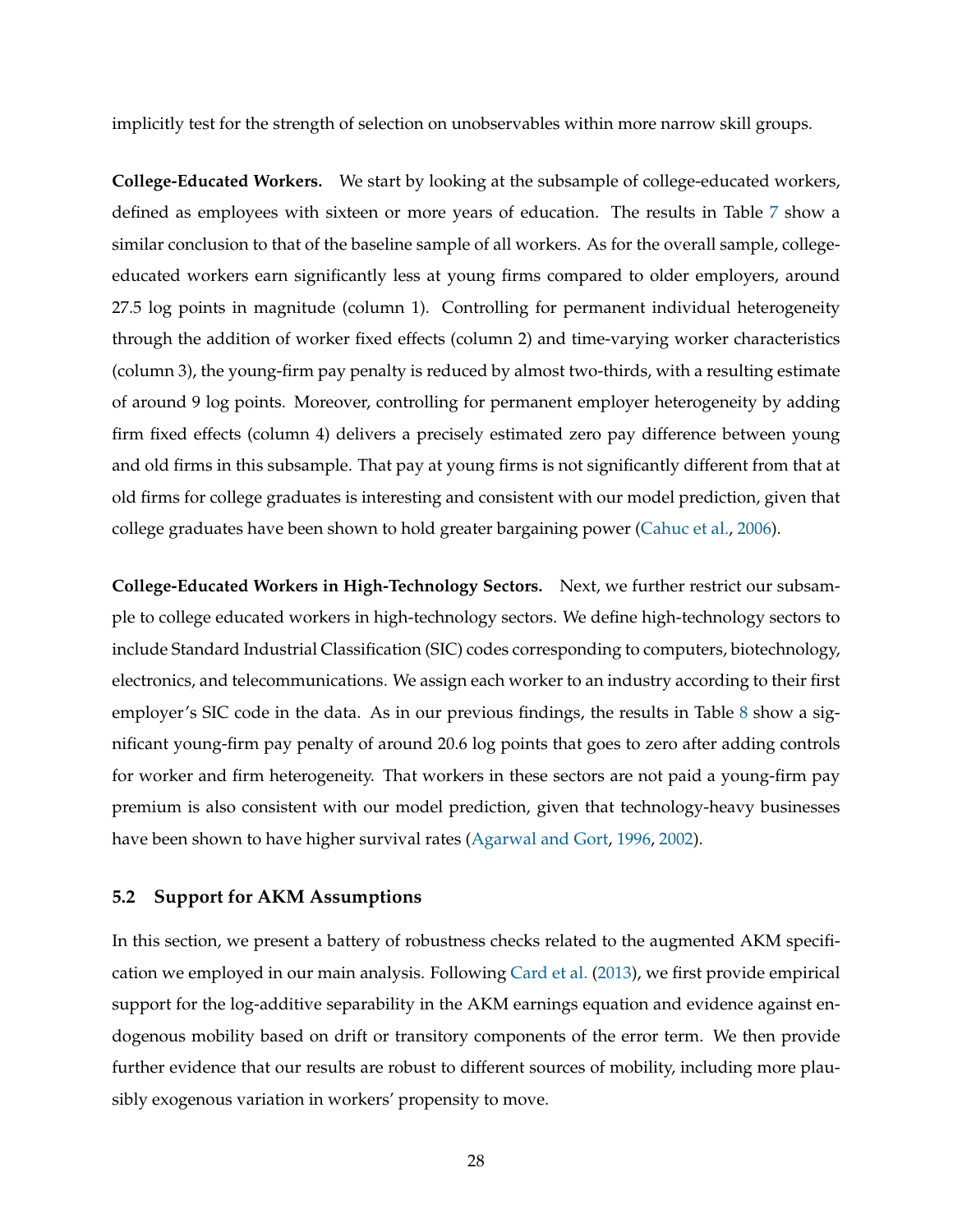implicitly test for the strength of selection on unobservables within more narrow skill groups.

**College-Educated Workers.** We start by looking at the subsample of college-educated workers, defined as employees with sixteen or more years of education. The results in Table 7 show a similar conclusion to that of the baseline sample of all workers. As for the overall sample, college-educated workers earn significantly less at young firms compared to older employers, around 27.5 log points in magnitude (column 1). Controlling for permanent individual heterogeneity through the addition of worker fixed effects (column 2) and time-varying worker characteristics (column 3), the young-firm pay penalty is reduced by almost two-thirds, with a resulting estimate of around 9 log points. Moreover, controlling for permanent employer heterogeneity by adding firm fixed effects (column 4) delivers a precisely estimated zero pay difference between young and old firms in this subsample. That pay at young firms is not significantly different from that at old firms for college graduates is interesting and consistent with our model prediction, given that college graduates have been shown to hold greater bargaining power (Cahuc et al., 2006).

**College-Educated Workers in High-Technology Sectors.** Next, we further restrict our subsample to college educated workers in high-technology sectors. We define high-technology sectors to include Standard Industrial Classification (SIC) codes corresponding to computers, biotechnology, electronics, and telecommunications. We assign each worker to an industry according to their first employer's SIC code in the data. As in our previous findings, the results in Table 8 show a significant young-firm pay penalty of around 20.6 log points that goes to zero after adding controls for worker and firm heterogeneity. That workers in these sectors are not paid a young-firm pay premium is also consistent with our model prediction, given that technology-heavy businesses have been shown to have higher survival rates (Agarwal and Gort, 1996, 2002).

### 5.2 Support for AKM Assumptions

In this section, we present a battery of robustness checks related to the augmented AKM specification we employed in our main analysis. Following Card et al. (2013), we first provide empirical support for the log-additive separability in the AKM earnings equation and evidence against endogenous mobility based on drift or transitory components of the error term. We then provide further evidence that our results are robust to different sources of mobility, including more plausibly exogenous variation in workers' propensity to move.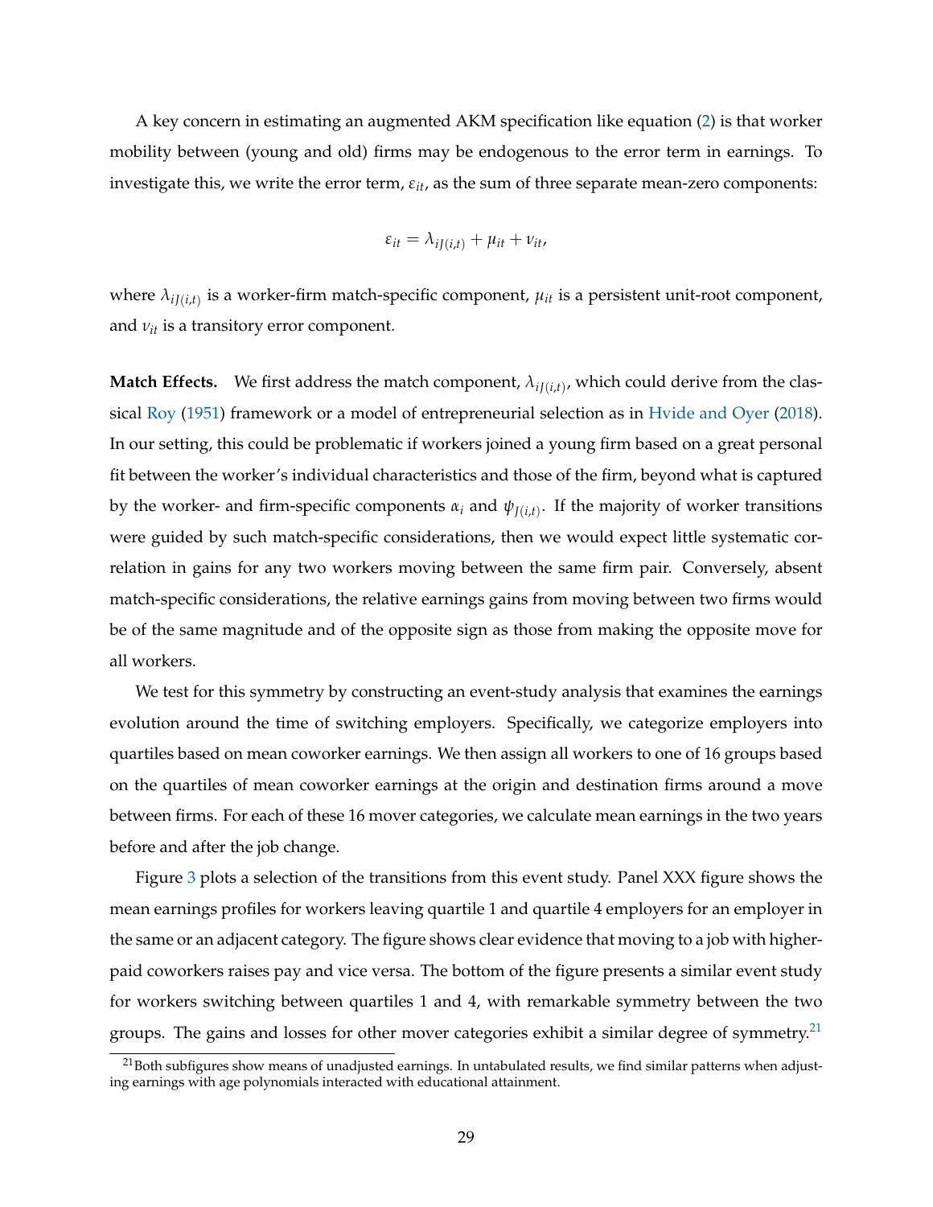A key concern in estimating an augmented AKM specification like equation (2) is that worker mobility between (young and old) firms may be endogenous to the error term in earnings. To investigate this, we write the error term, $\varepsilon_{it}$, as the sum of three separate mean-zero components:

$$\varepsilon_{it} = \lambda_{iJ(i,t)} + \mu_{it} + \nu_{it},$$

where $\lambda_{iJ(i,t)}$ is a worker-firm match-specific component, $\mu_{it}$ is a persistent unit-root component, and $\nu_{it}$ is a transitory error component.

**Match Effects.** We first address the match component, $\lambda_{iJ(i,t)}$, which could derive from the classical Roy (1951) framework or a model of entrepreneurial selection as in Hvide and Oyer (2018). In our setting, this could be problematic if workers joined a young firm based on a great personal fit between the worker's individual characteristics and those of the firm, beyond what is captured by the worker- and firm-specific components $\alpha_i$ and $\psi_{J(i,t)}$. If the majority of worker transitions were guided by such match-specific considerations, then we would expect little systematic correlation in gains for any two workers moving between the same firm pair. Conversely, absent match-specific considerations, the relative earnings gains from moving between two firms would be of the same magnitude and of the opposite sign as those from making the opposite move for all workers.

We test for this symmetry by constructing an event-study analysis that examines the earnings evolution around the time of switching employers. Specifically, we categorize employers into quartiles based on mean coworker earnings. We then assign all workers to one of 16 groups based on the quartiles of mean coworker earnings at the origin and destination firms around a move between firms. For each of these 16 mover categories, we calculate mean earnings in the two years before and after the job change.

Figure 3 plots a selection of the transitions from this event study. Panel XXX figure shows the mean earnings profiles for workers leaving quartile 1 and quartile 4 employers for an employer in the same or an adjacent category. The figure shows clear evidence that moving to a job with higher-paid coworkers raises pay and vice versa. The bottom of the figure presents a similar event study for workers switching between quartiles 1 and 4, with remarkable symmetry between the two groups. The gains and losses for other mover categories exhibit a similar degree of symmetry.[21]

[21] Both subfigures show means of unadjusted earnings. In untabulated results, we find similar patterns when adjusting earnings with age polynomials interacted with educational attainment.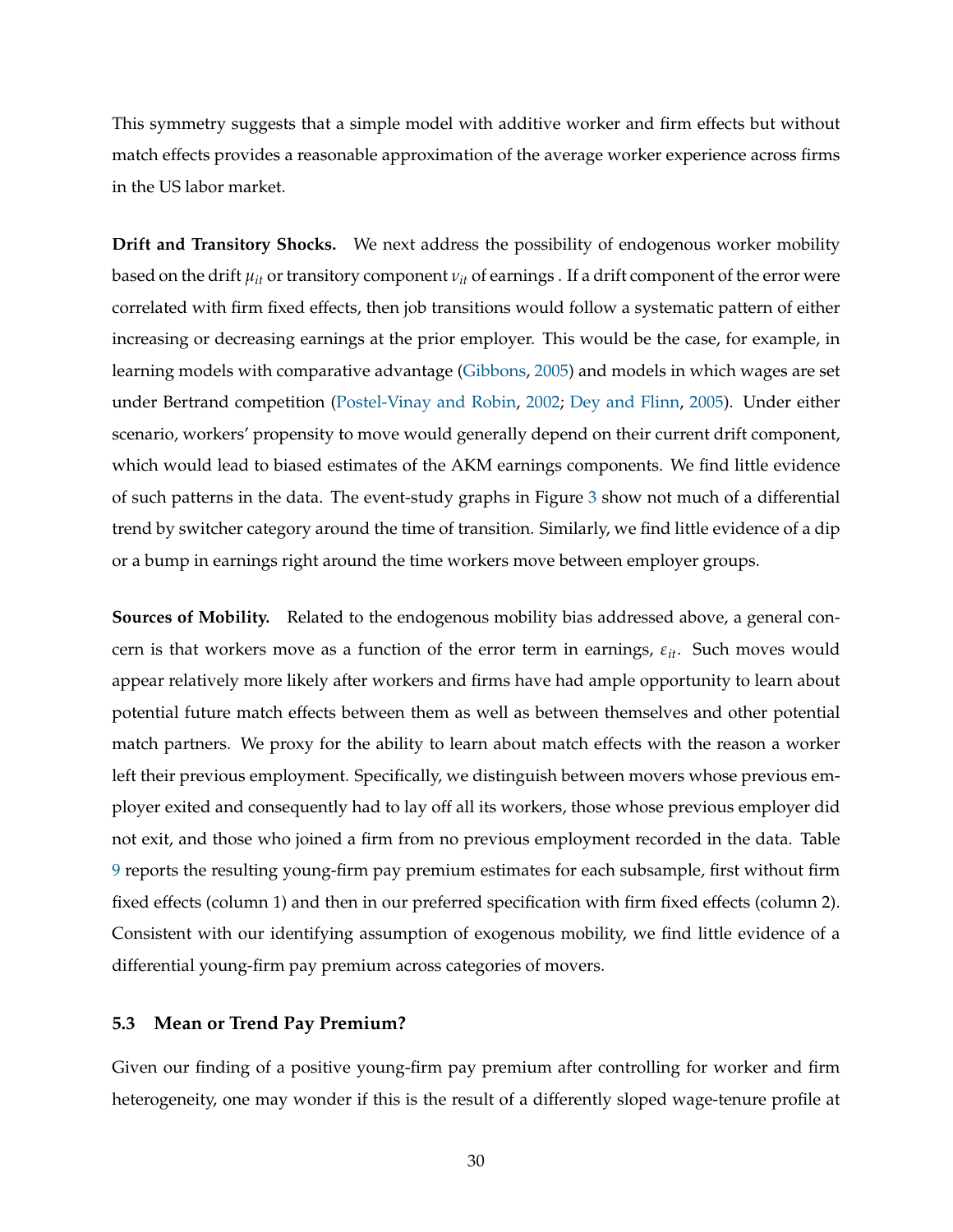This symmetry suggests that a simple model with additive worker and firm effects but without match effects provides a reasonable approximation of the average worker experience across firms in the US labor market.

**Drift and Transitory Shocks.** We next address the possibility of endogenous worker mobility based on the drift $\mu_{it}$ or transitory component $\nu_{it}$ of earnings . If a drift component of the error were correlated with firm fixed effects, then job transitions would follow a systematic pattern of either increasing or decreasing earnings at the prior employer. This would be the case, for example, in learning models with comparative advantage (Gibbons, 2005) and models in which wages are set under Bertrand competition (Postel-Vinay and Robin, 2002; Dey and Flinn, 2005). Under either scenario, workers' propensity to move would generally depend on their current drift component, which would lead to biased estimates of the AKM earnings components. We find little evidence of such patterns in the data. The event-study graphs in Figure 3 show not much of a differential trend by switcher category around the time of transition. Similarly, we find little evidence of a dip or a bump in earnings right around the time workers move between employer groups.

**Sources of Mobility.** Related to the endogenous mobility bias addressed above, a general concern is that workers move as a function of the error term in earnings, $\varepsilon_{it}$. Such moves would appear relatively more likely after workers and firms have had ample opportunity to learn about potential future match effects between them as well as between themselves and other potential match partners. We proxy for the ability to learn about match effects with the reason a worker left their previous employment. Specifically, we distinguish between movers whose previous employer exited and consequently had to lay off all its workers, those whose previous employer did not exit, and those who joined a firm from no previous employment recorded in the data. Table 9 reports the resulting young-firm pay premium estimates for each subsample, first without firm fixed effects (column 1) and then in our preferred specification with firm fixed effects (column 2). Consistent with our identifying assumption of exogenous mobility, we find little evidence of a differential young-firm pay premium across categories of movers.

### 5.3 Mean or Trend Pay Premium?

Given our finding of a positive young-firm pay premium after controlling for worker and firm heterogeneity, one may wonder if this is the result of a differently sloped wage-tenure profile at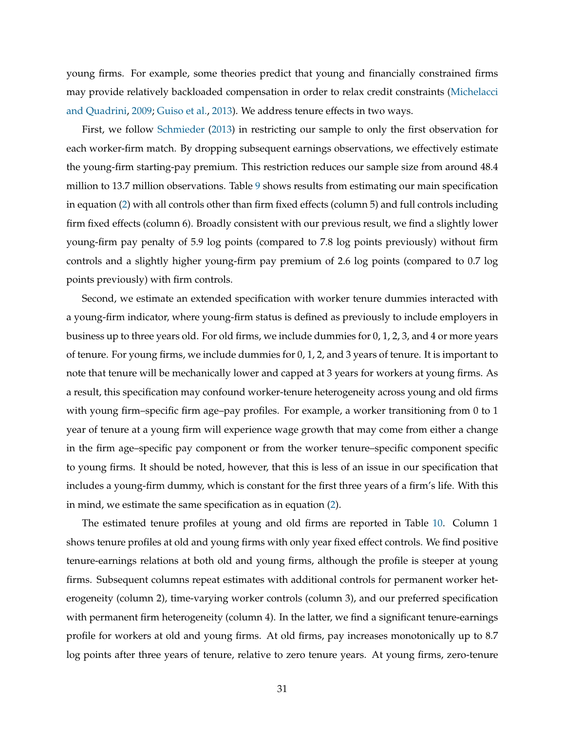young firms. For example, some theories predict that young and financially constrained firms may provide relatively backloaded compensation in order to relax credit constraints (Michelacci and Quadrini, 2009; Guiso et al., 2013). We address tenure effects in two ways.

First, we follow Schmieder (2013) in restricting our sample to only the first observation for each worker-firm match. By dropping subsequent earnings observations, we effectively estimate the young-firm starting-pay premium. This restriction reduces our sample size from around 48.4 million to 13.7 million observations. Table 9 shows results from estimating our main specification in equation (2) with all controls other than firm fixed effects (column 5) and full controls including firm fixed effects (column 6). Broadly consistent with our previous result, we find a slightly lower young-firm pay penalty of 5.9 log points (compared to 7.8 log points previously) without firm controls and a slightly higher young-firm pay premium of 2.6 log points (compared to 0.7 log points previously) with firm controls.

Second, we estimate an extended specification with worker tenure dummies interacted with a young-firm indicator, where young-firm status is defined as previously to include employers in business up to three years old. For old firms, we include dummies for 0, 1, 2, 3, and 4 or more years of tenure. For young firms, we include dummies for 0, 1, 2, and 3 years of tenure. It is important to note that tenure will be mechanically lower and capped at 3 years for workers at young firms. As a result, this specification may confound worker-tenure heterogeneity across young and old firms with young firm–specific firm age–pay profiles. For example, a worker transitioning from 0 to 1 year of tenure at a young firm will experience wage growth that may come from either a change in the firm age–specific pay component or from the worker tenure–specific component specific to young firms. It should be noted, however, that this is less of an issue in our specification that includes a young-firm dummy, which is constant for the first three years of a firm's life. With this in mind, we estimate the same specification as in equation (2).

The estimated tenure profiles at young and old firms are reported in Table 10. Column 1 shows tenure profiles at old and young firms with only year fixed effect controls. We find positive tenure-earnings relations at both old and young firms, although the profile is steeper at young firms. Subsequent columns repeat estimates with additional controls for permanent worker heterogeneity (column 2), time-varying worker controls (column 3), and our preferred specification with permanent firm heterogeneity (column 4). In the latter, we find a significant tenure-earnings profile for workers at old and young firms. At old firms, pay increases monotonically up to 8.7 log points after three years of tenure, relative to zero tenure years. At young firms, zero-tenure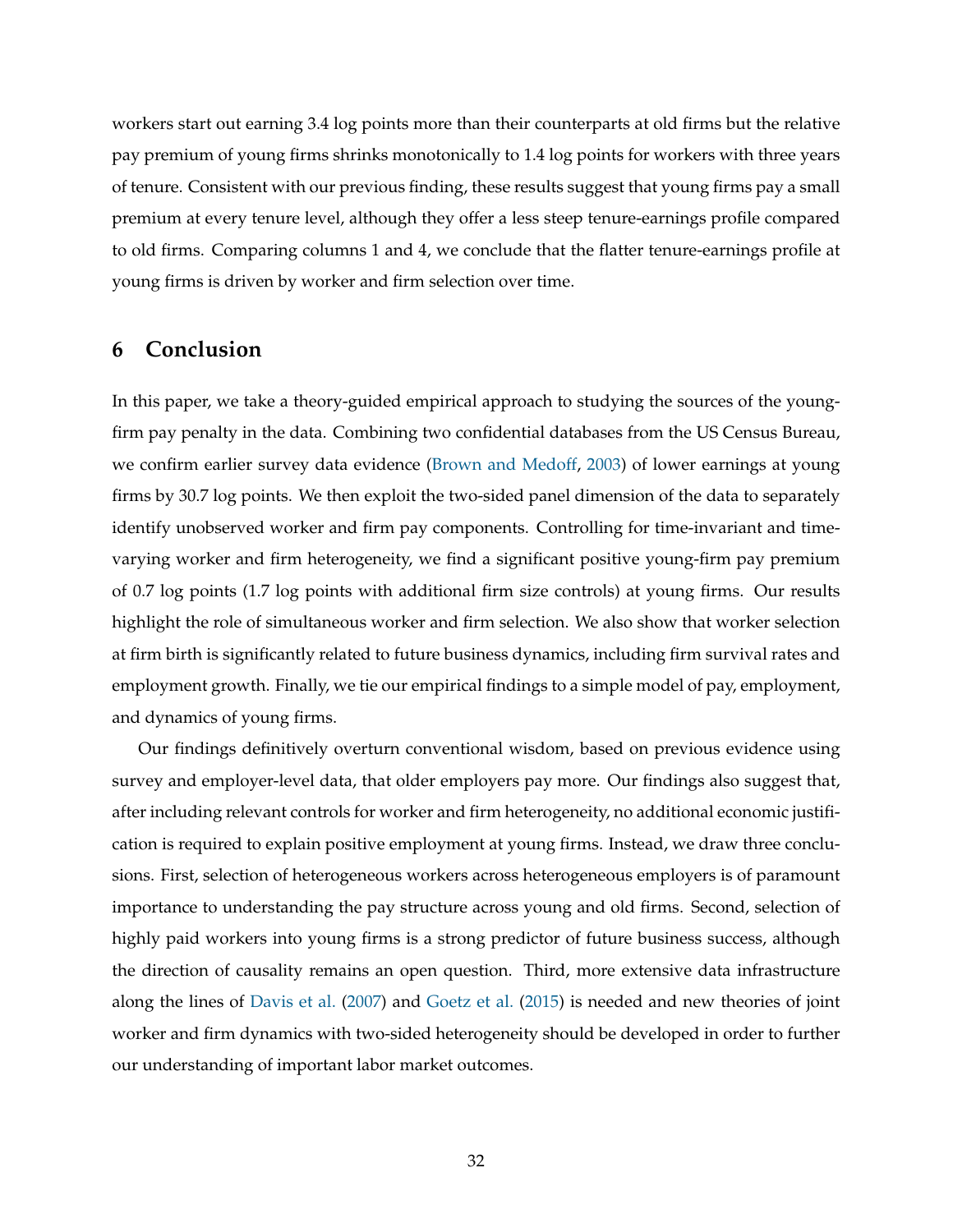workers start out earning 3.4 log points more than their counterparts at old firms but the relative pay premium of young firms shrinks monotonically to 1.4 log points for workers with three years of tenure. Consistent with our previous finding, these results suggest that young firms pay a small premium at every tenure level, although they offer a less steep tenure-earnings profile compared to old firms. Comparing columns 1 and 4, we conclude that the flatter tenure-earnings profile at young firms is driven by worker and firm selection over time.

## 6 Conclusion

In this paper, we take a theory-guided empirical approach to studying the sources of the young-firm pay penalty in the data. Combining two confidential databases from the US Census Bureau, we confirm earlier survey data evidence (Brown and Medoff, 2003) of lower earnings at young firms by 30.7 log points. We then exploit the two-sided panel dimension of the data to separately identify unobserved worker and firm pay components. Controlling for time-invariant and time-varying worker and firm heterogeneity, we find a significant positive young-firm pay premium of 0.7 log points (1.7 log points with additional firm size controls) at young firms. Our results highlight the role of simultaneous worker and firm selection. We also show that worker selection at firm birth is significantly related to future business dynamics, including firm survival rates and employment growth. Finally, we tie our empirical findings to a simple model of pay, employment, and dynamics of young firms.

Our findings definitively overturn conventional wisdom, based on previous evidence using survey and employer-level data, that older employers pay more. Our findings also suggest that, after including relevant controls for worker and firm heterogeneity, no additional economic justification is required to explain positive employment at young firms. Instead, we draw three conclusions. First, selection of heterogeneous workers across heterogeneous employers is of paramount importance to understanding the pay structure across young and old firms. Second, selection of highly paid workers into young firms is a strong predictor of future business success, although the direction of causality remains an open question. Third, more extensive data infrastructure along the lines of Davis et al. (2007) and Goetz et al. (2015) is needed and new theories of joint worker and firm dynamics with two-sided heterogeneity should be developed in order to further our understanding of important labor market outcomes.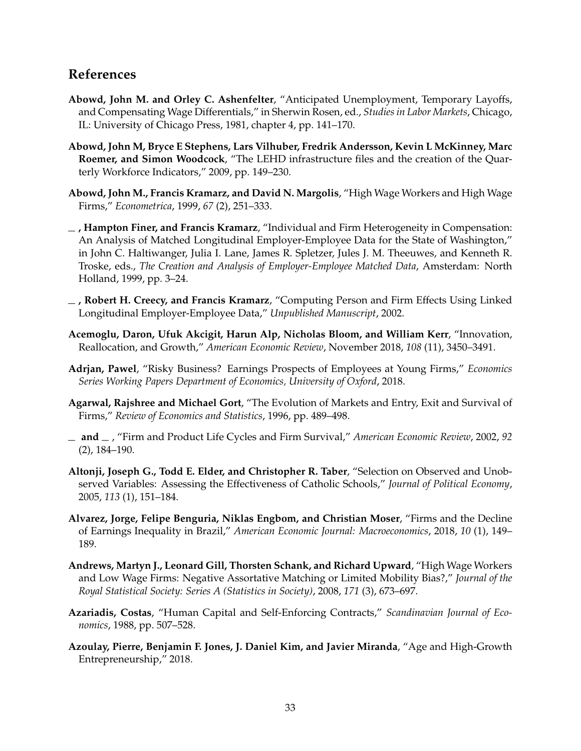## References

**Abowd, John M. and Orley C. Ashenfelter**, "Anticipated Unemployment, Temporary Layoffs, and Compensating Wage Differentials," in Sherwin Rosen, ed., *Studies in Labor Markets*, Chicago, IL: University of Chicago Press, 1981, chapter 4, pp. 141–170.

**Abowd, John M, Bryce E Stephens, Lars Vilhuber, Fredrik Andersson, Kevin L McKinney, Marc Roemer, and Simon Woodcock**, "The LEHD infrastructure files and the creation of the Quarterly Workforce Indicators," 2009, pp. 149–230.

**Abowd, John M., Francis Kramarz, and David N. Margolis**, "High Wage Workers and High Wage Firms," *Econometrica*, 1999, *67* (2), 251–333.

**\_ , Hampton Finer, and Francis Kramarz**, "Individual and Firm Heterogeneity in Compensation: An Analysis of Matched Longitudinal Employer-Employee Data for the State of Washington," in John C. Haltiwanger, Julia I. Lane, James R. Spletzer, Jules J. M. Theeuwes, and Kenneth R. Troske, eds., *The Creation and Analysis of Employer-Employee Matched Data*, Amsterdam: North Holland, 1999, pp. 3–24.

**\_ , Robert H. Creecy, and Francis Kramarz**, "Computing Person and Firm Effects Using Linked Longitudinal Employer-Employee Data," *Unpublished Manuscript*, 2002.

**Acemoglu, Daron, Ufuk Akcigit, Harun Alp, Nicholas Bloom, and William Kerr**, "Innovation, Reallocation, and Growth," *American Economic Review*, November 2018, *108* (11), 3450–3491.

**Adrjan, Pawel**, "Risky Business? Earnings Prospects of Employees at Young Firms," *Economics Series Working Papers Department of Economics, University of Oxford*, 2018.

**Agarwal, Rajshree and Michael Gort**, "The Evolution of Markets and Entry, Exit and Survival of Firms," *Review of Economics and Statistics*, 1996, pp. 489–498.

**\_ and \_** , "Firm and Product Life Cycles and Firm Survival," *American Economic Review*, 2002, *92* (2), 184–190.

**Altonji, Joseph G., Todd E. Elder, and Christopher R. Taber**, "Selection on Observed and Unobserved Variables: Assessing the Effectiveness of Catholic Schools," *Journal of Political Economy*, 2005, *113* (1), 151–184.

**Alvarez, Jorge, Felipe Benguria, Niklas Engbom, and Christian Moser**, "Firms and the Decline of Earnings Inequality in Brazil," *American Economic Journal: Macroeconomics*, 2018, *10* (1), 149–189.

**Andrews, Martyn J., Leonard Gill, Thorsten Schank, and Richard Upward**, "High Wage Workers and Low Wage Firms: Negative Assortative Matching or Limited Mobility Bias?," *Journal of the Royal Statistical Society: Series A (Statistics in Society)*, 2008, *171* (3), 673–697.

**Azariadis, Costas**, "Human Capital and Self-Enforcing Contracts," *Scandinavian Journal of Economics*, 1988, pp. 507–528.

**Azoulay, Pierre, Benjamin F. Jones, J. Daniel Kim, and Javier Miranda**, "Age and High-Growth Entrepreneurship," 2018.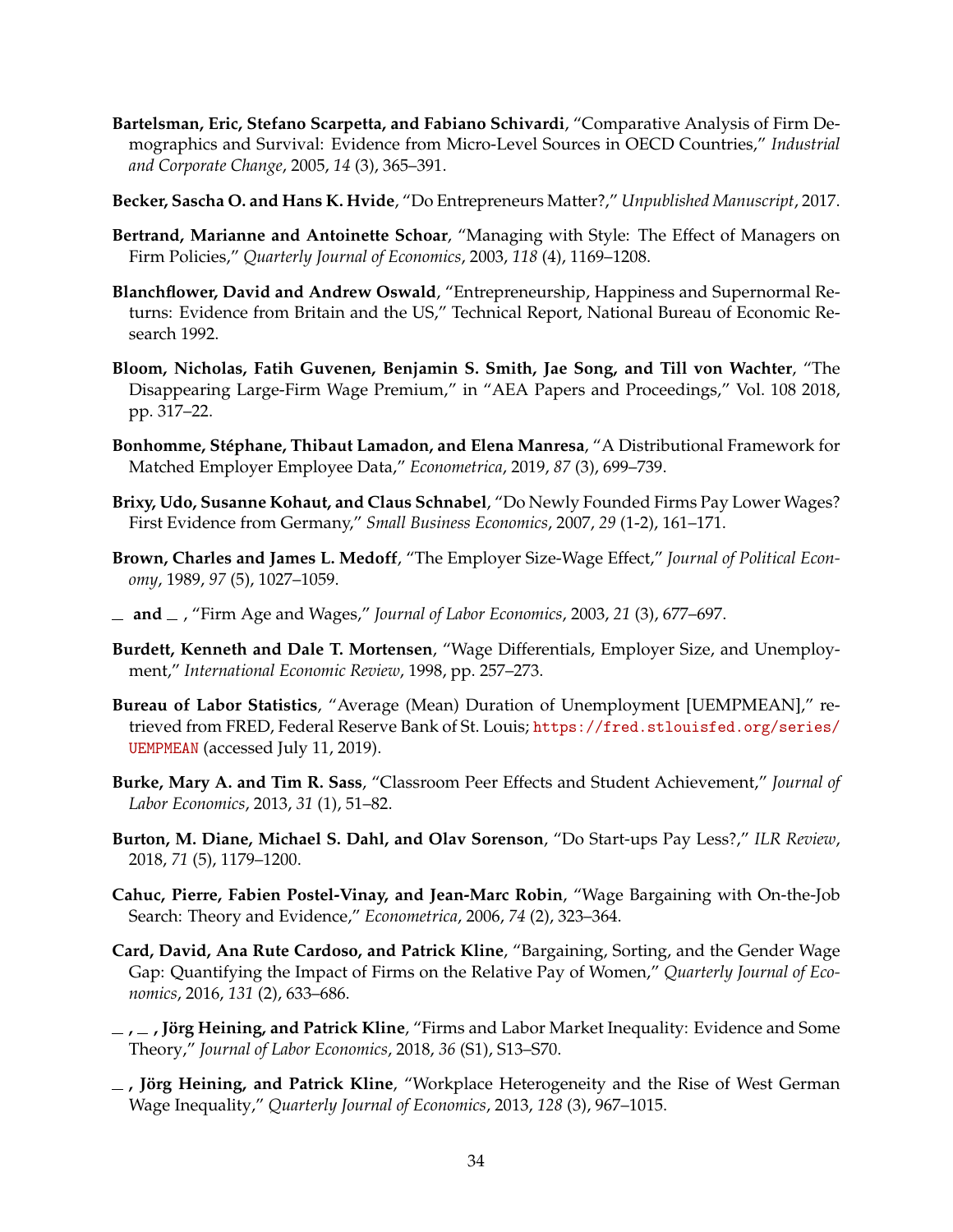**Bartelsman, Eric, Stefano Scarpetta, and Fabiano Schivardi**, "Comparative Analysis of Firm Demographics and Survival: Evidence from Micro-Level Sources in OECD Countries," *Industrial and Corporate Change*, 2005, *14* (3), 365–391.

**Becker, Sascha O. and Hans K. Hvide**, "Do Entrepreneurs Matter?," *Unpublished Manuscript*, 2017.

**Bertrand, Marianne and Antoinette Schoar**, "Managing with Style: The Effect of Managers on Firm Policies," *Quarterly Journal of Economics*, 2003, *118* (4), 1169–1208.

**Blanchflower, David and Andrew Oswald**, "Entrepreneurship, Happiness and Supernormal Returns: Evidence from Britain and the US," Technical Report, National Bureau of Economic Research 1992.

**Bloom, Nicholas, Fatih Guvenen, Benjamin S. Smith, Jae Song, and Till von Wachter**, "The Disappearing Large-Firm Wage Premium," in "AEA Papers and Proceedings," Vol. 108 2018, pp. 317–22.

**Bonhomme, Stéphane, Thibaut Lamadon, and Elena Manresa**, "A Distributional Framework for Matched Employer Employee Data," *Econometrica*, 2019, *87* (3), 699–739.

**Brixy, Udo, Susanne Kohaut, and Claus Schnabel**, "Do Newly Founded Firms Pay Lower Wages? First Evidence from Germany," *Small Business Economics*, 2007, *29* (1-2), 161–171.

**Brown, Charles and James L. Medoff**, "The Employer Size-Wage Effect," *Journal of Political Economy*, 1989, *97* (5), 1027–1059.

**_ and _** , "Firm Age and Wages," *Journal of Labor Economics*, 2003, *21* (3), 677–697.

**Burdett, Kenneth and Dale T. Mortensen**, "Wage Differentials, Employer Size, and Unemployment," *International Economic Review*, 1998, pp. 257–273.

**Bureau of Labor Statistics**, "Average (Mean) Duration of Unemployment [UEMPMEAN]," retrieved from FRED, Federal Reserve Bank of St. Louis; https://fred.stlouisfed.org/series/UEMPMEAN (accessed July 11, 2019).

**Burke, Mary A. and Tim R. Sass**, "Classroom Peer Effects and Student Achievement," *Journal of Labor Economics*, 2013, *31* (1), 51–82.

**Burton, M. Diane, Michael S. Dahl, and Olav Sorenson**, "Do Start-ups Pay Less?," *ILR Review*, 2018, *71* (5), 1179–1200.

**Cahuc, Pierre, Fabien Postel-Vinay, and Jean-Marc Robin**, "Wage Bargaining with On-the-Job Search: Theory and Evidence," *Econometrica*, 2006, *74* (2), 323–364.

**Card, David, Ana Rute Cardoso, and Patrick Kline**, "Bargaining, Sorting, and the Gender Wage Gap: Quantifying the Impact of Firms on the Relative Pay of Women," *Quarterly Journal of Economics*, 2016, *131* (2), 633–686.

**_ , _ , Jörg Heining, and Patrick Kline**, "Firms and Labor Market Inequality: Evidence and Some Theory," *Journal of Labor Economics*, 2018, *36* (S1), S13–S70.

**_ , Jörg Heining, and Patrick Kline**, "Workplace Heterogeneity and the Rise of West German Wage Inequality," *Quarterly Journal of Economics*, 2013, *128* (3), 967–1015.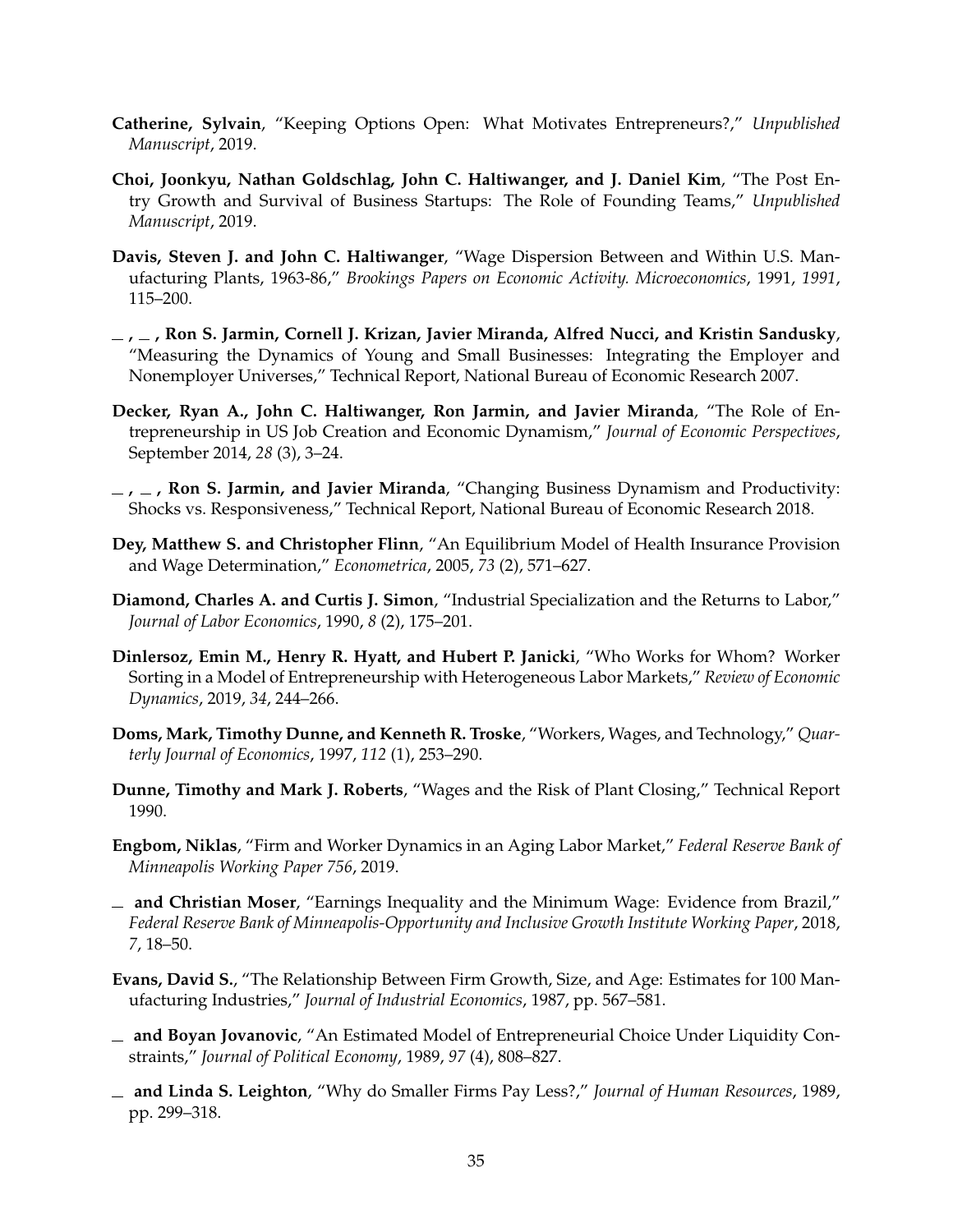**Catherine, Sylvain**, "Keeping Options Open: What Motivates Entrepreneurs?," *Unpublished Manuscript*, 2019.

**Choi, Joonkyu, Nathan Goldschlag, John C. Haltiwanger, and J. Daniel Kim**, "The Post Entry Growth and Survival of Business Startups: The Role of Founding Teams," *Unpublished Manuscript*, 2019.

**Davis, Steven J. and John C. Haltiwanger**, "Wage Dispersion Between and Within U.S. Manufacturing Plants, 1963-86," *Brookings Papers on Economic Activity. Microeconomics*, 1991, *1991*, 115–200.

**_ , _ , Ron S. Jarmin, Cornell J. Krizan, Javier Miranda, Alfred Nucci, and Kristin Sandusky**, "Measuring the Dynamics of Young and Small Businesses: Integrating the Employer and Nonemployer Universes," Technical Report, National Bureau of Economic Research 2007.

**Decker, Ryan A., John C. Haltiwanger, Ron Jarmin, and Javier Miranda**, "The Role of Entrepreneurship in US Job Creation and Economic Dynamism," *Journal of Economic Perspectives*, September 2014, *28* (3), 3–24.

**_ , _ , Ron S. Jarmin, and Javier Miranda**, "Changing Business Dynamism and Productivity: Shocks vs. Responsiveness," Technical Report, National Bureau of Economic Research 2018.

**Dey, Matthew S. and Christopher Flinn**, "An Equilibrium Model of Health Insurance Provision and Wage Determination," *Econometrica*, 2005, *73* (2), 571–627.

**Diamond, Charles A. and Curtis J. Simon**, "Industrial Specialization and the Returns to Labor," *Journal of Labor Economics*, 1990, *8* (2), 175–201.

**Dinlersoz, Emin M., Henry R. Hyatt, and Hubert P. Janicki**, "Who Works for Whom? Worker Sorting in a Model of Entrepreneurship with Heterogeneous Labor Markets," *Review of Economic Dynamics*, 2019, *34*, 244–266.

**Doms, Mark, Timothy Dunne, and Kenneth R. Troske**, "Workers, Wages, and Technology," *Quarterly Journal of Economics*, 1997, *112* (1), 253–290.

**Dunne, Timothy and Mark J. Roberts**, "Wages and the Risk of Plant Closing," Technical Report 1990.

**Engbom, Niklas**, "Firm and Worker Dynamics in an Aging Labor Market," *Federal Reserve Bank of Minneapolis Working Paper 756*, 2019.

**_ and Christian Moser**, "Earnings Inequality and the Minimum Wage: Evidence from Brazil," *Federal Reserve Bank of Minneapolis-Opportunity and Inclusive Growth Institute Working Paper*, 2018, *7*, 18–50.

**Evans, David S.**, "The Relationship Between Firm Growth, Size, and Age: Estimates for 100 Manufacturing Industries," *Journal of Industrial Economics*, 1987, pp. 567–581.

**_ and Boyan Jovanovic**, "An Estimated Model of Entrepreneurial Choice Under Liquidity Constraints," *Journal of Political Economy*, 1989, *97* (4), 808–827.

**_ and Linda S. Leighton**, "Why do Smaller Firms Pay Less?," *Journal of Human Resources*, 1989, pp. 299–318.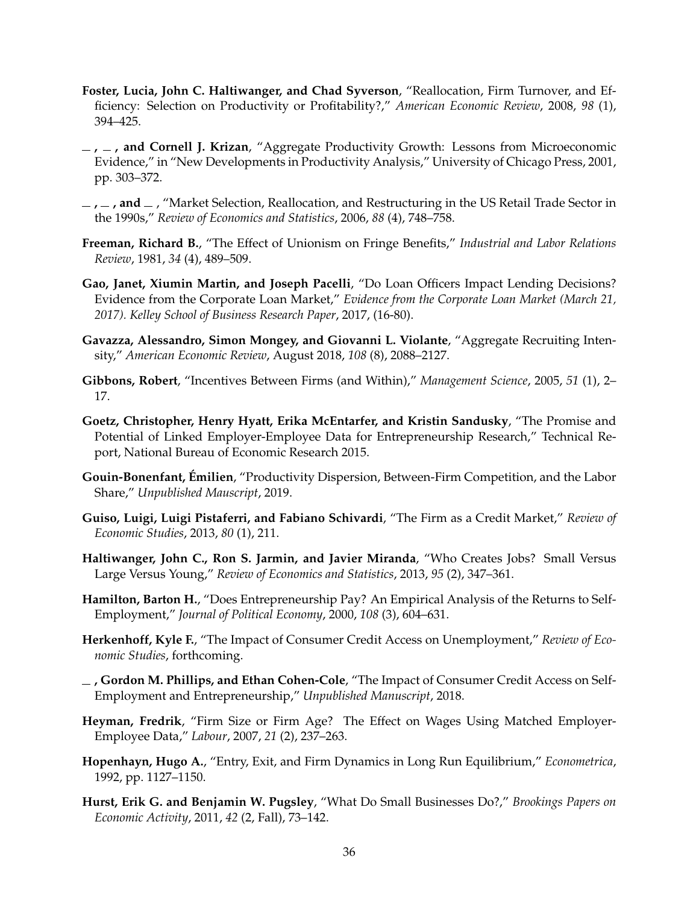**Foster, Lucia, John C. Haltiwanger, and Chad Syverson**, "Reallocation, Firm Turnover, and Efficiency: Selection on Productivity or Profitability?," *American Economic Review*, 2008, *98* (1), 394–425.

_ , _ , **and Cornell J. Krizan**, "Aggregate Productivity Growth: Lessons from Microeconomic Evidence," in "New Developments in Productivity Analysis," University of Chicago Press, 2001, pp. 303–372.

_ , _ , **and** _ , "Market Selection, Reallocation, and Restructuring in the US Retail Trade Sector in the 1990s," *Review of Economics and Statistics*, 2006, *88* (4), 748–758.

**Freeman, Richard B.**, "The Effect of Unionism on Fringe Benefits," *Industrial and Labor Relations Review*, 1981, *34* (4), 489–509.

**Gao, Janet, Xiumin Martin, and Joseph Pacelli**, "Do Loan Officers Impact Lending Decisions? Evidence from the Corporate Loan Market," *Evidence from the Corporate Loan Market (March 21, 2017). Kelley School of Business Research Paper*, 2017, (16-80).

**Gavazza, Alessandro, Simon Mongey, and Giovanni L. Violante**, "Aggregate Recruiting Intensity," *American Economic Review*, August 2018, *108* (8), 2088–2127.

**Gibbons, Robert**, "Incentives Between Firms (and Within)," *Management Science*, 2005, *51* (1), 2–17.

**Goetz, Christopher, Henry Hyatt, Erika McEntarfer, and Kristin Sandusky**, "The Promise and Potential of Linked Employer-Employee Data for Entrepreneurship Research," Technical Report, National Bureau of Economic Research 2015.

**Gouin-Bonenfant, Émilien**, "Productivity Dispersion, Between-Firm Competition, and the Labor Share," *Unpublished Mauscript*, 2019.

**Guiso, Luigi, Luigi Pistaferri, and Fabiano Schivardi**, "The Firm as a Credit Market," *Review of Economic Studies*, 2013, *80* (1), 211.

**Haltiwanger, John C., Ron S. Jarmin, and Javier Miranda**, "Who Creates Jobs? Small Versus Large Versus Young," *Review of Economics and Statistics*, 2013, *95* (2), 347–361.

**Hamilton, Barton H.**, "Does Entrepreneurship Pay? An Empirical Analysis of the Returns to Self-Employment," *Journal of Political Economy*, 2000, *108* (3), 604–631.

**Herkenhoff, Kyle F.**, "The Impact of Consumer Credit Access on Unemployment," *Review of Economic Studies*, forthcoming.

_ **, Gordon M. Phillips, and Ethan Cohen-Cole**, "The Impact of Consumer Credit Access on Self-Employment and Entrepreneurship," *Unpublished Manuscript*, 2018.

**Heyman, Fredrik**, "Firm Size or Firm Age? The Effect on Wages Using Matched Employer-Employee Data," *Labour*, 2007, *21* (2), 237–263.

**Hopenhayn, Hugo A.**, "Entry, Exit, and Firm Dynamics in Long Run Equilibrium," *Econometrica*, 1992, pp. 1127–1150.

**Hurst, Erik G. and Benjamin W. Pugsley**, "What Do Small Businesses Do?," *Brookings Papers on Economic Activity*, 2011, *42* (2, Fall), 73–142.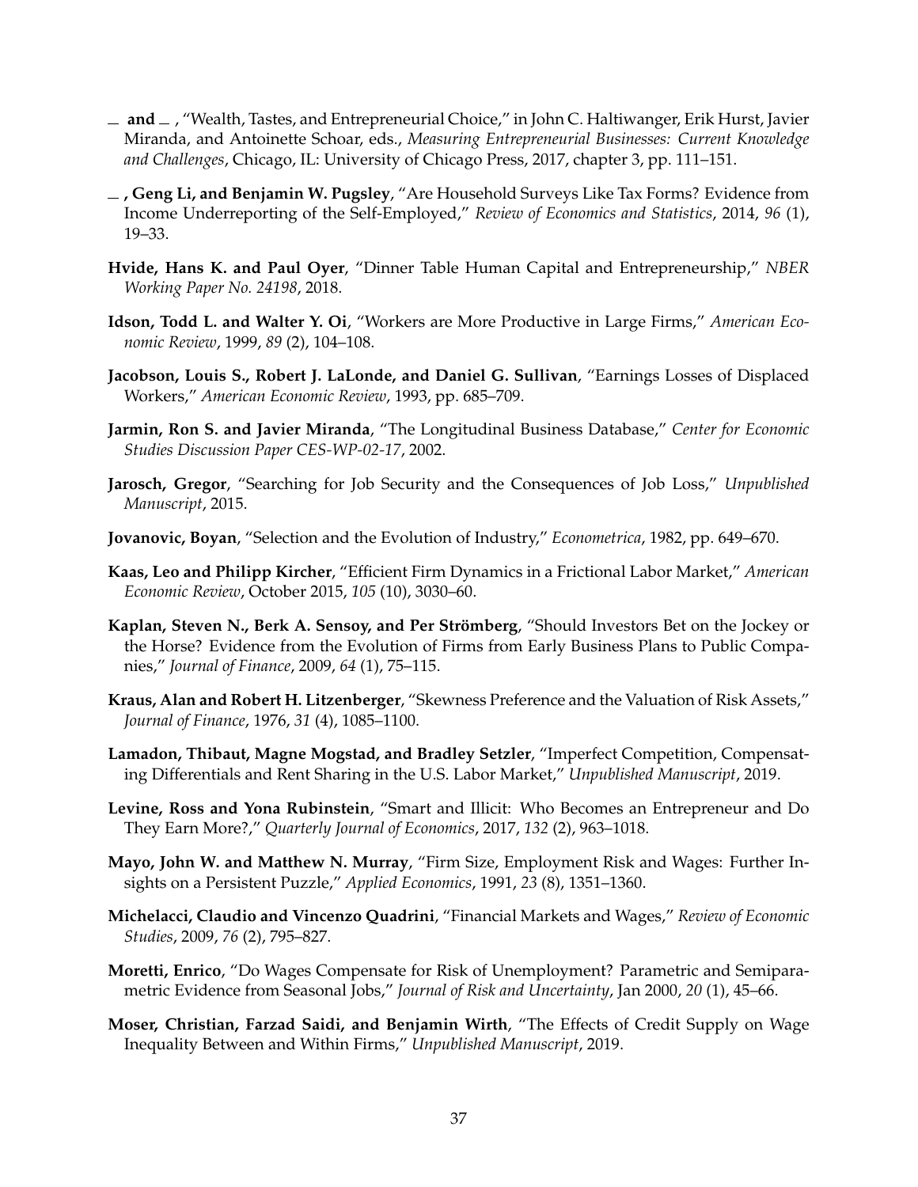— **and** — , "Wealth, Tastes, and Entrepreneurial Choice," in John C. Haltiwanger, Erik Hurst, Javier Miranda, and Antoinette Schoar, eds., *Measuring Entrepreneurial Businesses: Current Knowledge and Challenges*, Chicago, IL: University of Chicago Press, 2017, chapter 3, pp. 111–151.

— **, Geng Li, and Benjamin W. Pugsley**, "Are Household Surveys Like Tax Forms? Evidence from Income Underreporting of the Self-Employed," *Review of Economics and Statistics*, 2014, *96* (1), 19–33.

**Hvide, Hans K. and Paul Oyer**, "Dinner Table Human Capital and Entrepreneurship," *NBER Working Paper No. 24198*, 2018.

**Idson, Todd L. and Walter Y. Oi**, "Workers are More Productive in Large Firms," *American Economic Review*, 1999, *89* (2), 104–108.

**Jacobson, Louis S., Robert J. LaLonde, and Daniel G. Sullivan**, "Earnings Losses of Displaced Workers," *American Economic Review*, 1993, pp. 685–709.

**Jarmin, Ron S. and Javier Miranda**, "The Longitudinal Business Database," *Center for Economic Studies Discussion Paper CES-WP-02-17*, 2002.

**Jarosch, Gregor**, "Searching for Job Security and the Consequences of Job Loss," *Unpublished Manuscript*, 2015.

**Jovanovic, Boyan**, "Selection and the Evolution of Industry," *Econometrica*, 1982, pp. 649–670.

**Kaas, Leo and Philipp Kircher**, "Efficient Firm Dynamics in a Frictional Labor Market," *American Economic Review*, October 2015, *105* (10), 3030–60.

**Kaplan, Steven N., Berk A. Sensoy, and Per Strömberg**, "Should Investors Bet on the Jockey or the Horse? Evidence from the Evolution of Firms from Early Business Plans to Public Companies," *Journal of Finance*, 2009, *64* (1), 75–115.

**Kraus, Alan and Robert H. Litzenberger**, "Skewness Preference and the Valuation of Risk Assets," *Journal of Finance*, 1976, *31* (4), 1085–1100.

**Lamadon, Thibaut, Magne Mogstad, and Bradley Setzler**, "Imperfect Competition, Compensating Differentials and Rent Sharing in the U.S. Labor Market," *Unpublished Manuscript*, 2019.

**Levine, Ross and Yona Rubinstein**, "Smart and Illicit: Who Becomes an Entrepreneur and Do They Earn More?," *Quarterly Journal of Economics*, 2017, *132* (2), 963–1018.

**Mayo, John W. and Matthew N. Murray**, "Firm Size, Employment Risk and Wages: Further Insights on a Persistent Puzzle," *Applied Economics*, 1991, *23* (8), 1351–1360.

**Michelacci, Claudio and Vincenzo Quadrini**, "Financial Markets and Wages," *Review of Economic Studies*, 2009, *76* (2), 795–827.

**Moretti, Enrico**, "Do Wages Compensate for Risk of Unemployment? Parametric and Semiparametric Evidence from Seasonal Jobs," *Journal of Risk and Uncertainty*, Jan 2000, *20* (1), 45–66.

**Moser, Christian, Farzad Saidi, and Benjamin Wirth**, "The Effects of Credit Supply on Wage Inequality Between and Within Firms," *Unpublished Manuscript*, 2019.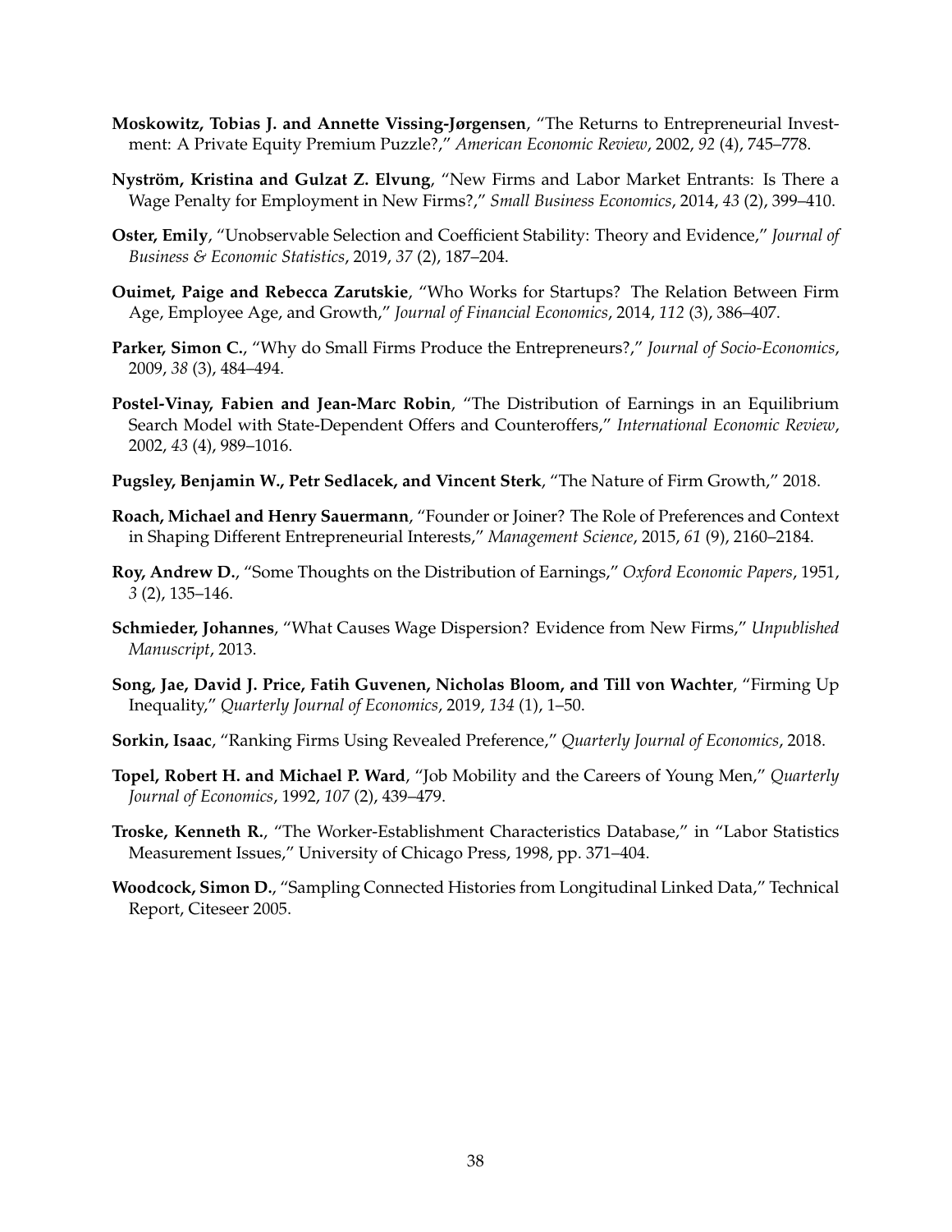**Moskowitz, Tobias J. and Annette Vissing-Jørgensen**, "The Returns to Entrepreneurial Investment: A Private Equity Premium Puzzle?," *American Economic Review*, 2002, *92* (4), 745–778.

**Nyström, Kristina and Gulzat Z. Elvung**, "New Firms and Labor Market Entrants: Is There a Wage Penalty for Employment in New Firms?," *Small Business Economics*, 2014, *43* (2), 399–410.

**Oster, Emily**, "Unobservable Selection and Coefficient Stability: Theory and Evidence," *Journal of Business & Economic Statistics*, 2019, *37* (2), 187–204.

**Ouimet, Paige and Rebecca Zarutskie**, "Who Works for Startups? The Relation Between Firm Age, Employee Age, and Growth," *Journal of Financial Economics*, 2014, *112* (3), 386–407.

**Parker, Simon C.**, "Why do Small Firms Produce the Entrepreneurs?," *Journal of Socio-Economics*, 2009, *38* (3), 484–494.

**Postel-Vinay, Fabien and Jean-Marc Robin**, "The Distribution of Earnings in an Equilibrium Search Model with State-Dependent Offers and Counteroffers," *International Economic Review*, 2002, *43* (4), 989–1016.

**Pugsley, Benjamin W., Petr Sedlacek, and Vincent Sterk**, "The Nature of Firm Growth," 2018.

**Roach, Michael and Henry Sauermann**, "Founder or Joiner? The Role of Preferences and Context in Shaping Different Entrepreneurial Interests," *Management Science*, 2015, *61* (9), 2160–2184.

**Roy, Andrew D.**, "Some Thoughts on the Distribution of Earnings," *Oxford Economic Papers*, 1951, *3* (2), 135–146.

**Schmieder, Johannes**, "What Causes Wage Dispersion? Evidence from New Firms," *Unpublished Manuscript*, 2013.

**Song, Jae, David J. Price, Fatih Guvenen, Nicholas Bloom, and Till von Wachter**, "Firming Up Inequality," *Quarterly Journal of Economics*, 2019, *134* (1), 1–50.

**Sorkin, Isaac**, "Ranking Firms Using Revealed Preference," *Quarterly Journal of Economics*, 2018.

**Topel, Robert H. and Michael P. Ward**, "Job Mobility and the Careers of Young Men," *Quarterly Journal of Economics*, 1992, *107* (2), 439–479.

**Troske, Kenneth R.**, "The Worker-Establishment Characteristics Database," in "Labor Statistics Measurement Issues," University of Chicago Press, 1998, pp. 371–404.

**Woodcock, Simon D.**, "Sampling Connected Histories from Longitudinal Linked Data," Technical Report, Citeseer 2005.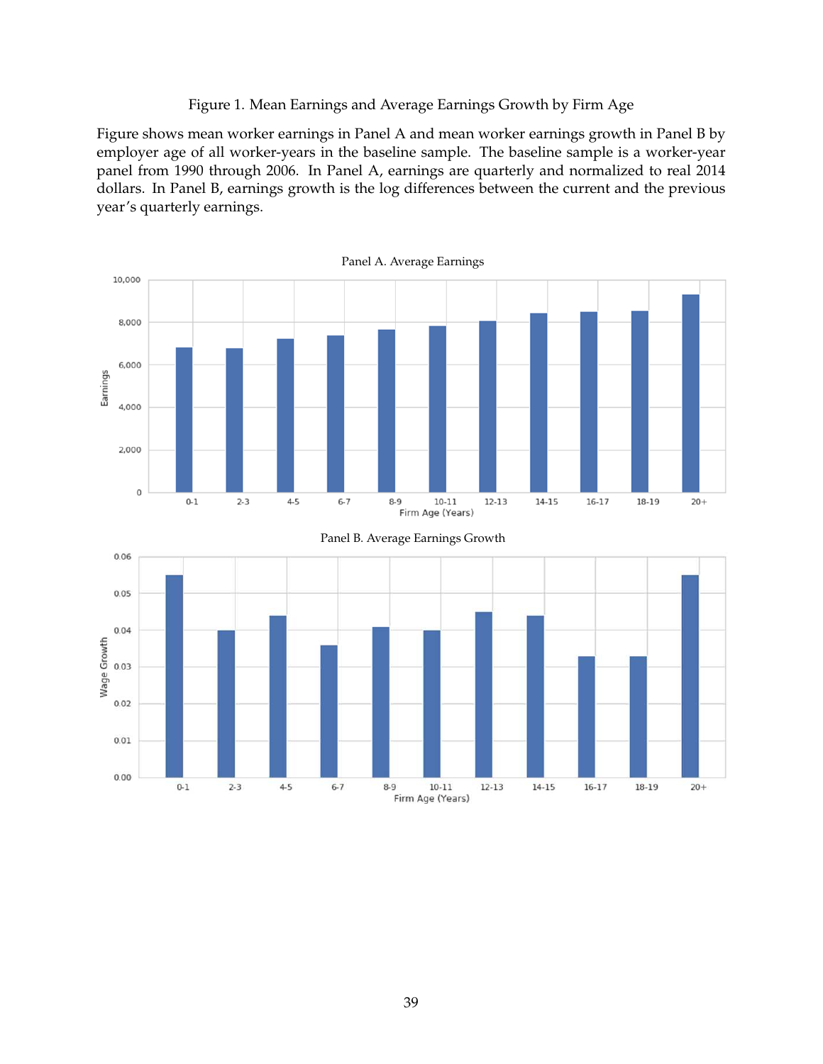Figure 1. Mean Earnings and Average Earnings Growth by Firm Age

Figure shows mean worker earnings in Panel A and mean worker earnings growth in Panel B by employer age of all worker-years in the baseline sample. The baseline sample is a worker-year panel from 1990 through 2006. In Panel A, earnings are quarterly and normalized to real 2014 dollars. In Panel B, earnings growth is the log differences between the current and the previous year's quarterly earnings.

Panel A. Average Earnings

Panel B. Average Earnings Growth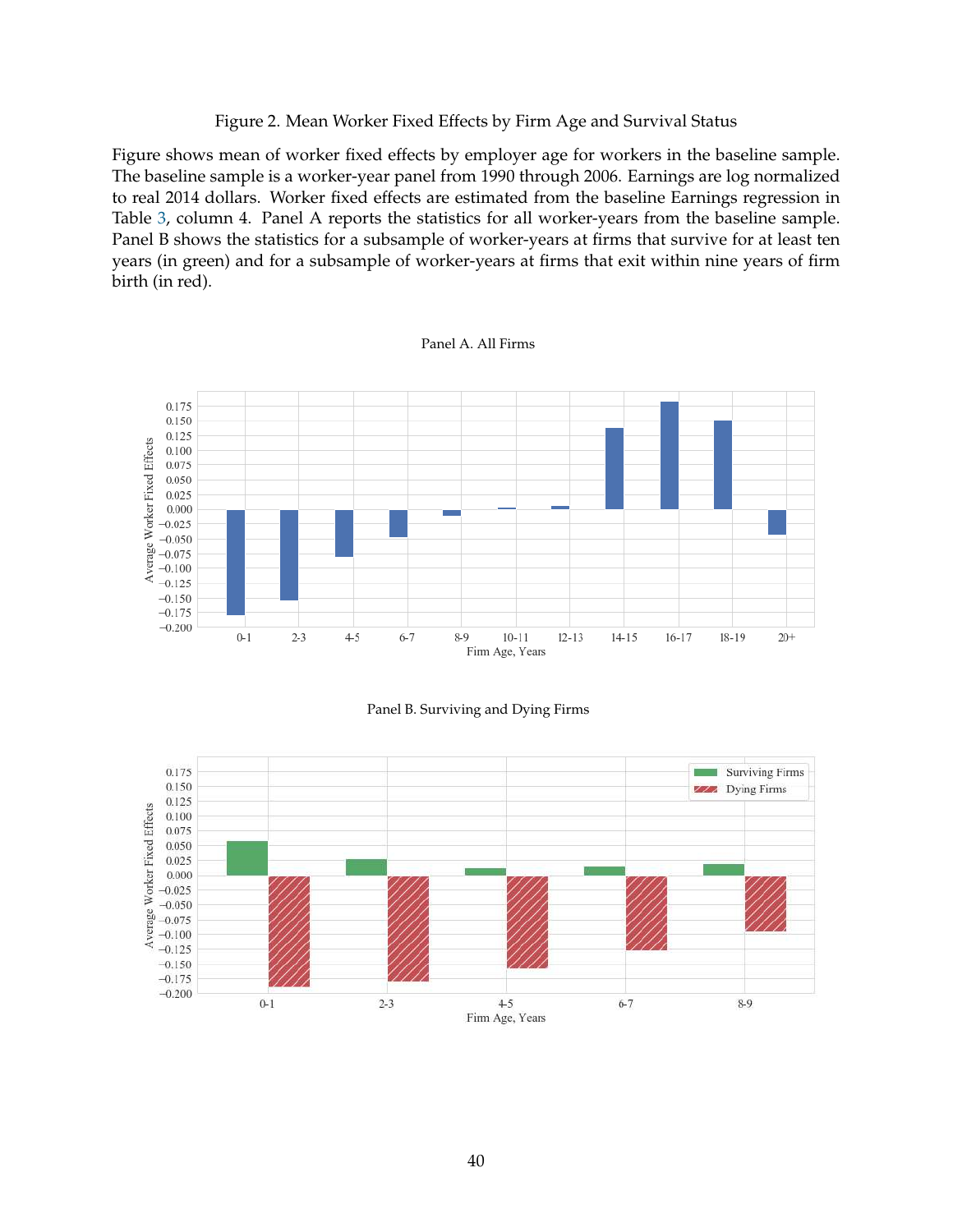Figure 2. Mean Worker Fixed Effects by Firm Age and Survival Status

Figure shows mean of worker fixed effects by employer age for workers in the baseline sample. The baseline sample is a worker-year panel from 1990 through 2006. Earnings are log normalized to real 2014 dollars. Worker fixed effects are estimated from the baseline Earnings regression in Table 3, column 4. Panel A reports the statistics for all worker-years from the baseline sample. Panel B shows the statistics for a subsample of worker-years at firms that survive for at least ten years (in green) and for a subsample of worker-years at firms that exit within nine years of firm birth (in red).

Panel A. All Firms

Panel B. Surviving and Dying Firms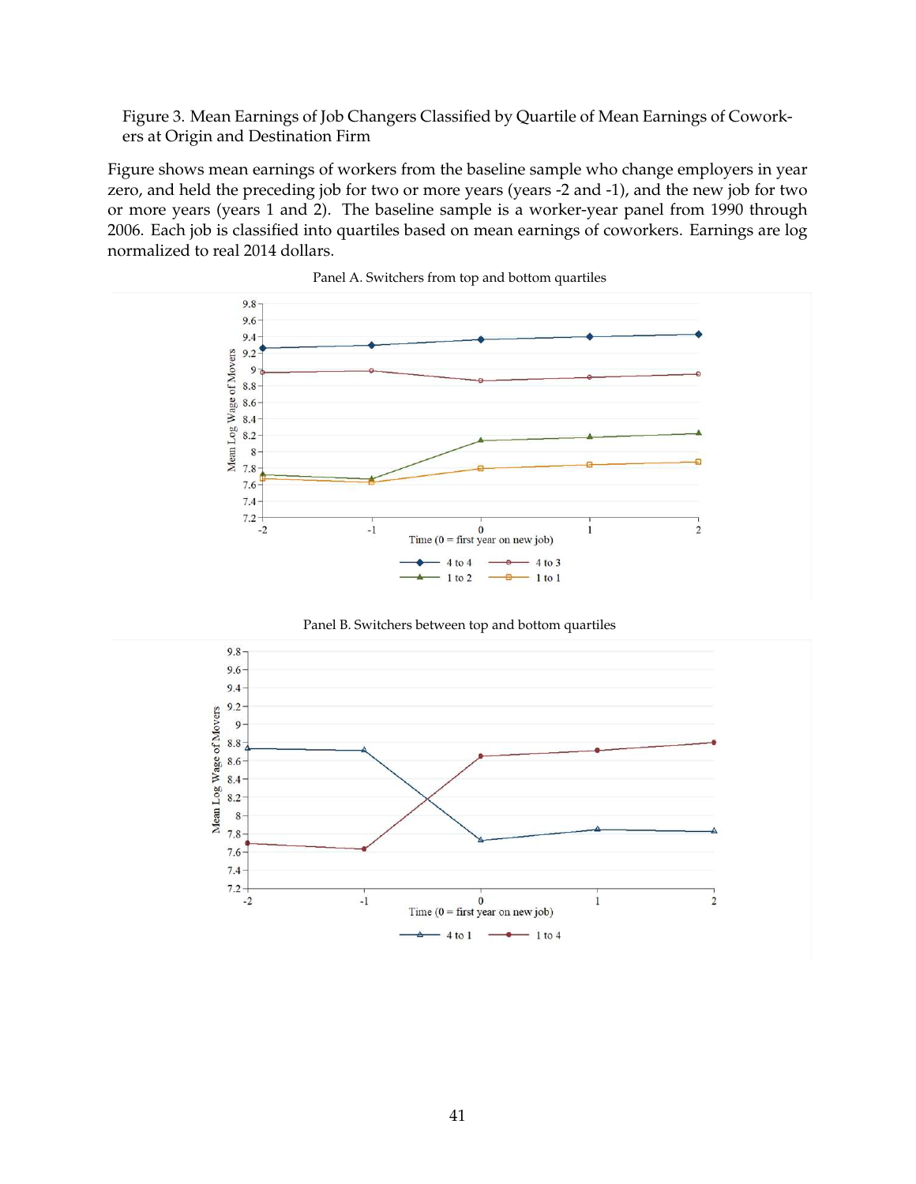Figure 3. Mean Earnings of Job Changers Classified by Quartile of Mean Earnings of Coworkers at Origin and Destination Firm

Figure shows mean earnings of workers from the baseline sample who change employers in year zero, and held the preceding job for two or more years (years -2 and -1), and the new job for two or more years (years 1 and 2). The baseline sample is a worker-year panel from 1990 through 2006. Each job is classified into quartiles based on mean earnings of coworkers. Earnings are log normalized to real 2014 dollars.

Panel A. Switchers from top and bottom quartiles

Panel B. Switchers between top and bottom quartiles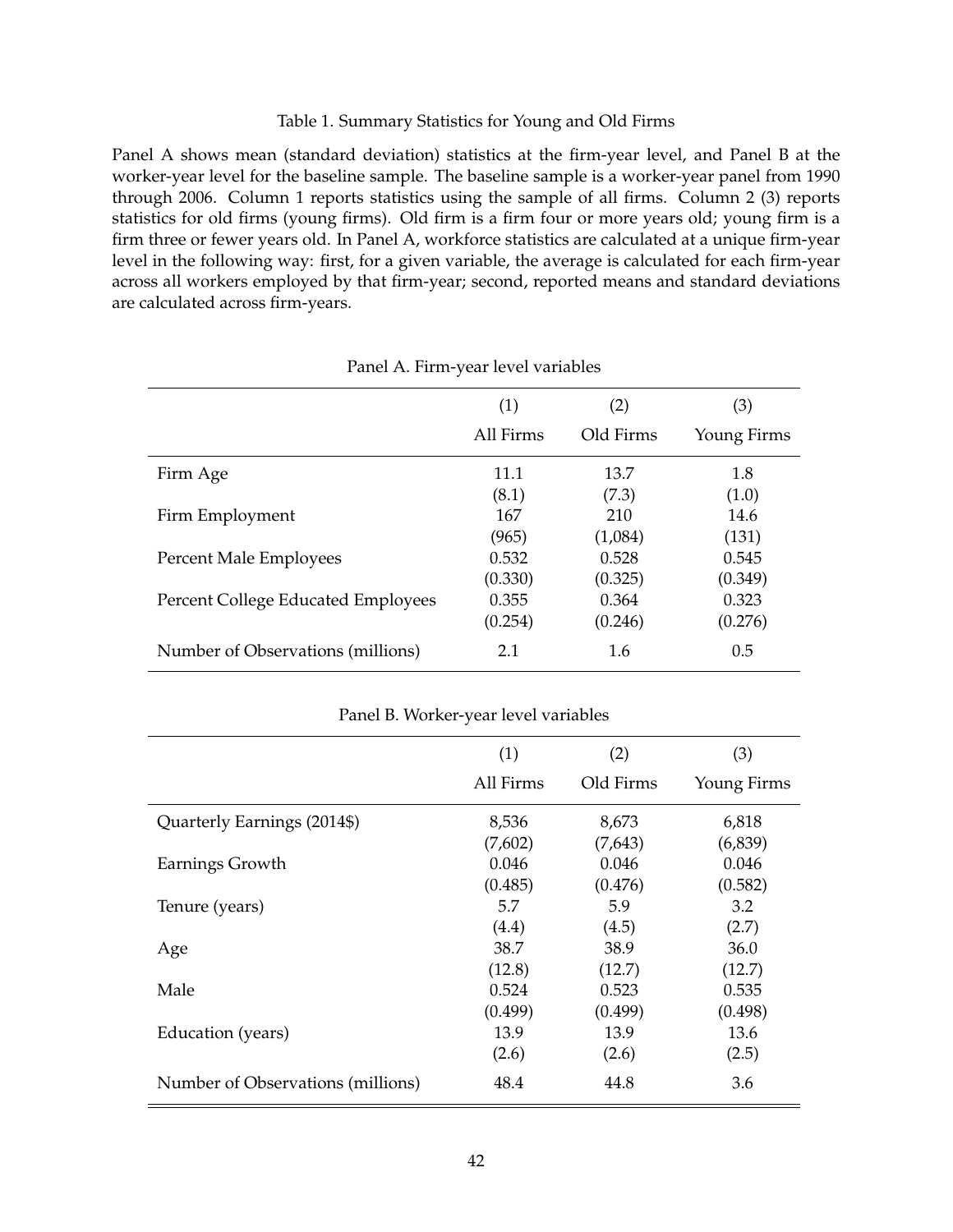Table 1. Summary Statistics for Young and Old Firms

Panel A shows mean (standard deviation) statistics at the firm-year level, and Panel B at the worker-year level for the baseline sample. The baseline sample is a worker-year panel from 1990 through 2006. Column 1 reports statistics using the sample of all firms. Column 2 (3) reports statistics for old firms (young firms). Old firm is a firm four or more years old; young firm is a firm three or fewer years old. In Panel A, workforce statistics are calculated at a unique firm-year level in the following way: first, for a given variable, the average is calculated for each firm-year across all workers employed by that firm-year; second, reported means and standard deviations are calculated across firm-years.

Panel A. Firm-year level variables

| | (1) All Firms | (2) Old Firms | (3) Young Firms |
|---|---|---|---|
| Firm Age | 11.1 | 13.7 | 1.8 |
| | (8.1) | (7.3) | (1.0) |
| Firm Employment | 167 | 210 | 14.6 |
| | (965) | (1,084) | (131) |
| Percent Male Employees | 0.532 | 0.528 | 0.545 |
| | (0.330) | (0.325) | (0.349) |
| Percent College Educated Employees | 0.355 | 0.364 | 0.323 |
| | (0.254) | (0.246) | (0.276) |
| Number of Observations (millions) | 2.1 | 1.6 | 0.5 |

Panel B. Worker-year level variables

| | (1) All Firms | (2) Old Firms | (3) Young Firms |
|---|---|---|---|
| Quarterly Earnings (2014$) | 8,536 | 8,673 | 6,818 |
| | (7,602) | (7,643) | (6,839) |
| Earnings Growth | 0.046 | 0.046 | 0.046 |
| | (0.485) | (0.476) | (0.582) |
| Tenure (years) | 5.7 | 5.9 | 3.2 |
| | (4.4) | (4.5) | (2.7) |
| Age | 38.7 | 38.9 | 36.0 |
| | (12.8) | (12.7) | (12.7) |
| Male | 0.524 | 0.523 | 0.535 |
| | (0.499) | (0.499) | (0.498) |
| Education (years) | 13.9 | 13.9 | 13.6 |
| | (2.6) | (2.6) | (2.5) |
| Number of Observations (millions) | 48.4 | 44.8 | 3.6 |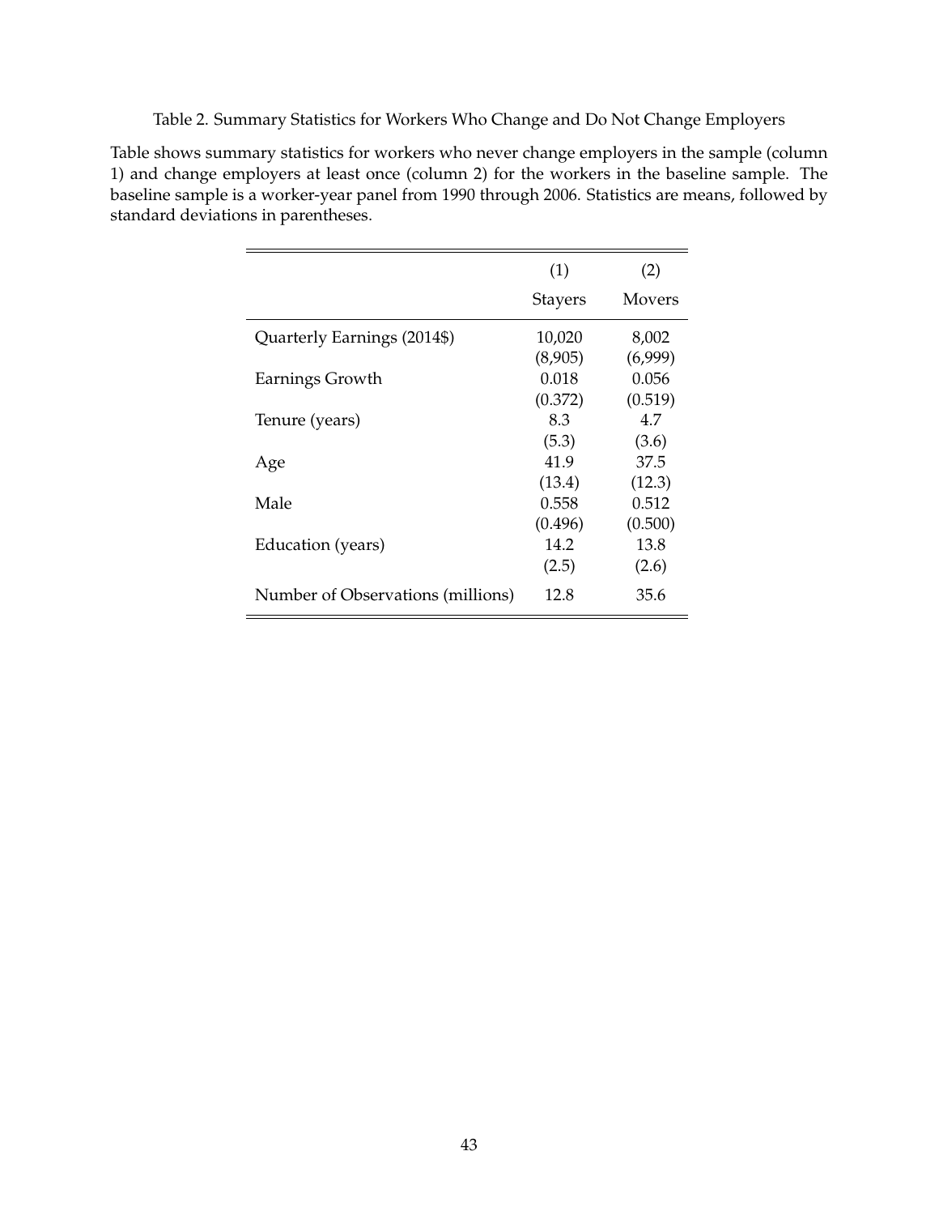Table 2. Summary Statistics for Workers Who Change and Do Not Change Employers

Table shows summary statistics for workers who never change employers in the sample (column 1) and change employers at least once (column 2) for the workers in the baseline sample. The baseline sample is a worker-year panel from 1990 through 2006. Statistics are means, followed by standard deviations in parentheses.

| | (1) | (2) |
|---|---|---|
| | Stayers | Movers |
| Quarterly Earnings (2014$) | 10,020 | 8,002 |
| | (8,905) | (6,999) |
| Earnings Growth | 0.018 | 0.056 |
| | (0.372) | (0.519) |
| Tenure (years) | 8.3 | 4.7 |
| | (5.3) | (3.6) |
| Age | 41.9 | 37.5 |
| | (13.4) | (12.3) |
| Male | 0.558 | 0.512 |
| | (0.496) | (0.500) |
| Education (years) | 14.2 | 13.8 |
| | (2.5) | (2.6) |
| Number of Observations (millions) | 12.8 | 35.6 |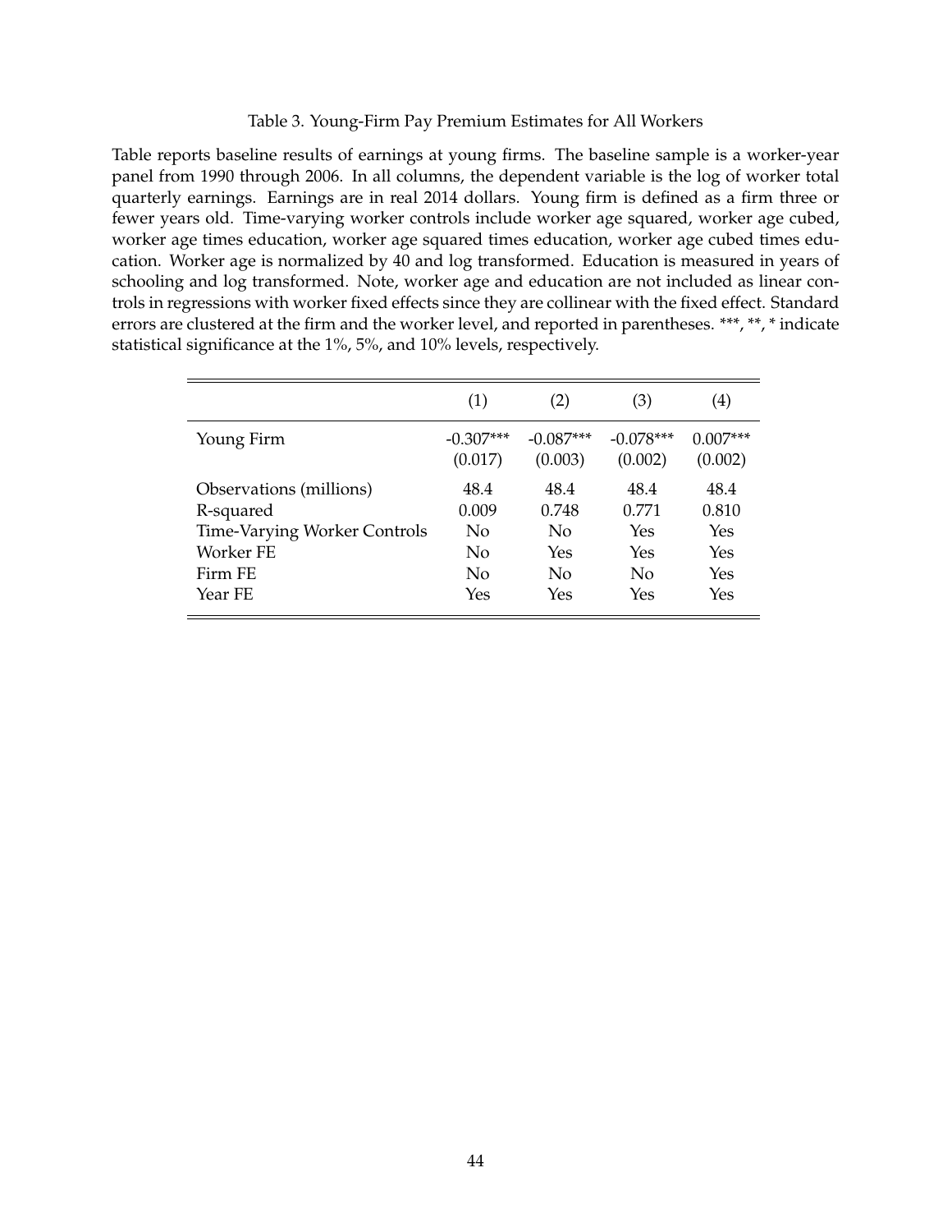Table 3. Young-Firm Pay Premium Estimates for All Workers

Table reports baseline results of earnings at young firms. The baseline sample is a worker-year panel from 1990 through 2006. In all columns, the dependent variable is the log of worker total quarterly earnings. Earnings are in real 2014 dollars. Young firm is defined as a firm three or fewer years old. Time-varying worker controls include worker age squared, worker age cubed, worker age times education, worker age squared times education, worker age cubed times education. Worker age is normalized by 40 and log transformed. Education is measured in years of schooling and log transformed. Note, worker age and education are not included as linear controls in regressions with worker fixed effects since they are collinear with the fixed effect. Standard errors are clustered at the firm and the worker level, and reported in parentheses. ***, **, * indicate statistical significance at the 1%, 5%, and 10% levels, respectively.

| | (1) | (2) | (3) | (4) |
|---|---|---|---|---|
| Young Firm | -0.307*** | -0.087*** | -0.078*** | 0.007*** |
| | (0.017) | (0.003) | (0.002) | (0.002) |
| Observations (millions) | 48.4 | 48.4 | 48.4 | 48.4 |
| R-squared | 0.009 | 0.748 | 0.771 | 0.810 |
| Time-Varying Worker Controls | No | No | Yes | Yes |
| Worker FE | No | Yes | Yes | Yes |
| Firm FE | No | No | No | Yes |
| Year FE | Yes | Yes | Yes | Yes |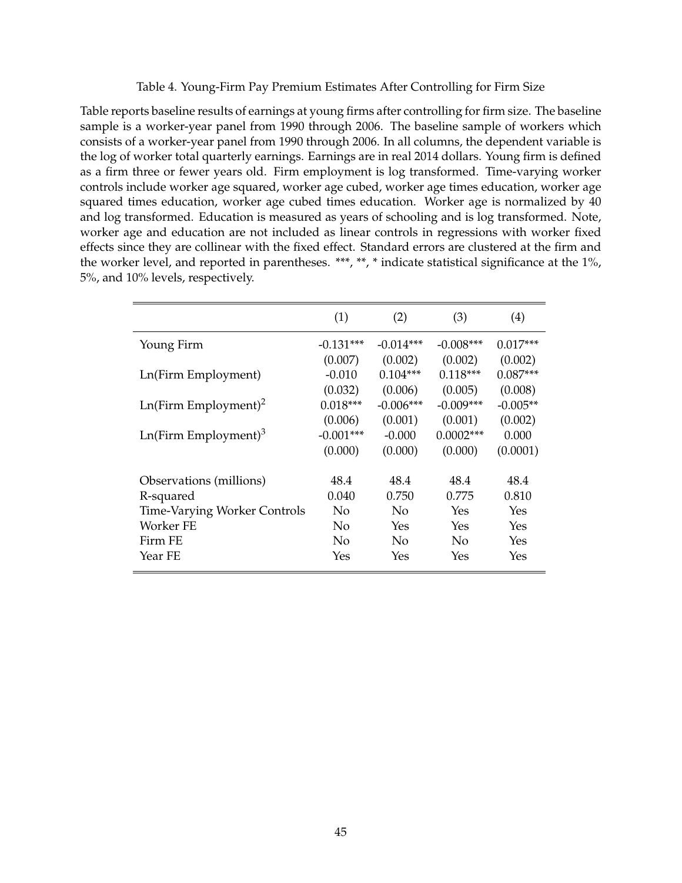Table 4. Young-Firm Pay Premium Estimates After Controlling for Firm Size

Table reports baseline results of earnings at young firms after controlling for firm size. The baseline sample is a worker-year panel from 1990 through 2006. The baseline sample of workers which consists of a worker-year panel from 1990 through 2006. In all columns, the dependent variable is the log of worker total quarterly earnings. Earnings are in real 2014 dollars. Young firm is defined as a firm three or fewer years old. Firm employment is log transformed. Time-varying worker controls include worker age squared, worker age cubed, worker age times education, worker age squared times education, worker age cubed times education. Worker age is normalized by 40 and log transformed. Education is measured as years of schooling and is log transformed. Note, worker age and education are not included as linear controls in regressions with worker fixed effects since they are collinear with the fixed effect. Standard errors are clustered at the firm and the worker level, and reported in parentheses. ***, **, * indicate statistical significance at the 1%, 5%, and 10% levels, respectively.

| | (1) | (2) | (3) | (4) |
|---|---|---|---|---|
| Young Firm | -0.131*** | -0.014*** | -0.008*** | 0.017*** |
| | (0.007) | (0.002) | (0.002) | (0.002) |
| Ln(Firm Employment) | -0.010 | 0.104*** | 0.118*** | 0.087*** |
| | (0.032) | (0.006) | (0.005) | (0.008) |
| Ln(Firm Employment)$^2$ | 0.018*** | -0.006*** | -0.009*** | -0.005** |
| | (0.006) | (0.001) | (0.001) | (0.002) |
| Ln(Firm Employment)$^3$ | -0.001*** | -0.000 | 0.0002*** | 0.000 |
| | (0.000) | (0.000) | (0.000) | (0.0001) |
| Observations (millions) | 48.4 | 48.4 | 48.4 | 48.4 |
| R-squared | 0.040 | 0.750 | 0.775 | 0.810 |
| Time-Varying Worker Controls | No | No | Yes | Yes |
| Worker FE | No | Yes | Yes | Yes |
| Firm FE | No | No | No | Yes |
| Year FE | Yes | Yes | Yes | Yes |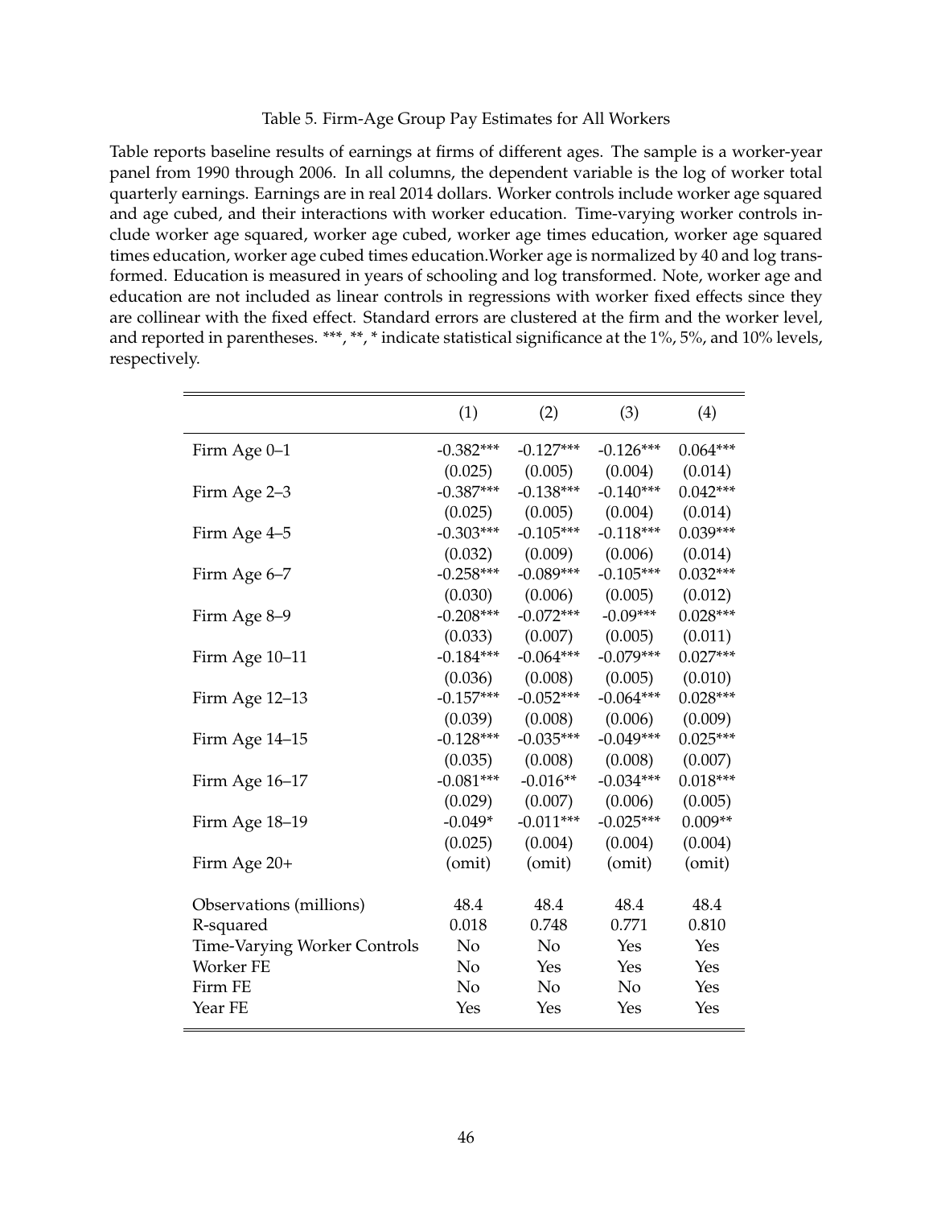Table 5. Firm-Age Group Pay Estimates for All Workers

Table reports baseline results of earnings at firms of different ages. The sample is a worker-year panel from 1990 through 2006. In all columns, the dependent variable is the log of worker total quarterly earnings. Earnings are in real 2014 dollars. Worker controls include worker age squared and age cubed, and their interactions with worker education. Time-varying worker controls include worker age squared, worker age cubed, worker age times education, worker age squared times education, worker age cubed times education.Worker age is normalized by 40 and log transformed. Education is measured in years of schooling and log transformed. Note, worker age and education are not included as linear controls in regressions with worker fixed effects since they are collinear with the fixed effect. Standard errors are clustered at the firm and the worker level, and reported in parentheses. ***, **, * indicate statistical significance at the 1%, 5%, and 10% levels, respectively.

| | (1) | (2) | (3) | (4) |
|---|---|---|---|---|
| Firm Age 0–1 | -0.382*** | -0.127*** | -0.126*** | 0.064*** |
| | (0.025) | (0.005) | (0.004) | (0.014) |
| Firm Age 2–3 | -0.387*** | -0.138*** | -0.140*** | 0.042*** |
| | (0.025) | (0.005) | (0.004) | (0.014) |
| Firm Age 4–5 | -0.303*** | -0.105*** | -0.118*** | 0.039*** |
| | (0.032) | (0.009) | (0.006) | (0.014) |
| Firm Age 6–7 | -0.258*** | -0.089*** | -0.105*** | 0.032*** |
| | (0.030) | (0.006) | (0.005) | (0.012) |
| Firm Age 8–9 | -0.208*** | -0.072*** | -0.09*** | 0.028*** |
| | (0.033) | (0.007) | (0.005) | (0.011) |
| Firm Age 10–11 | -0.184*** | -0.064*** | -0.079*** | 0.027*** |
| | (0.036) | (0.008) | (0.005) | (0.010) |
| Firm Age 12–13 | -0.157*** | -0.052*** | -0.064*** | 0.028*** |
| | (0.039) | (0.008) | (0.006) | (0.009) |
| Firm Age 14–15 | -0.128*** | -0.035*** | -0.049*** | 0.025*** |
| | (0.035) | (0.008) | (0.008) | (0.007) |
| Firm Age 16–17 | -0.081*** | -0.016** | -0.034*** | 0.018*** |
| | (0.029) | (0.007) | (0.006) | (0.005) |
| Firm Age 18–19 | -0.049* | -0.011*** | -0.025*** | 0.009** |
| | (0.025) | (0.004) | (0.004) | (0.004) |
| Firm Age 20+ | (omit) | (omit) | (omit) | (omit) |
| Observations (millions) | 48.4 | 48.4 | 48.4 | 48.4 |
| R-squared | 0.018 | 0.748 | 0.771 | 0.810 |
| Time-Varying Worker Controls | No | No | Yes | Yes |
| Worker FE | No | Yes | Yes | Yes |
| Firm FE | No | No | No | Yes |
| Year FE | Yes | Yes | Yes | Yes |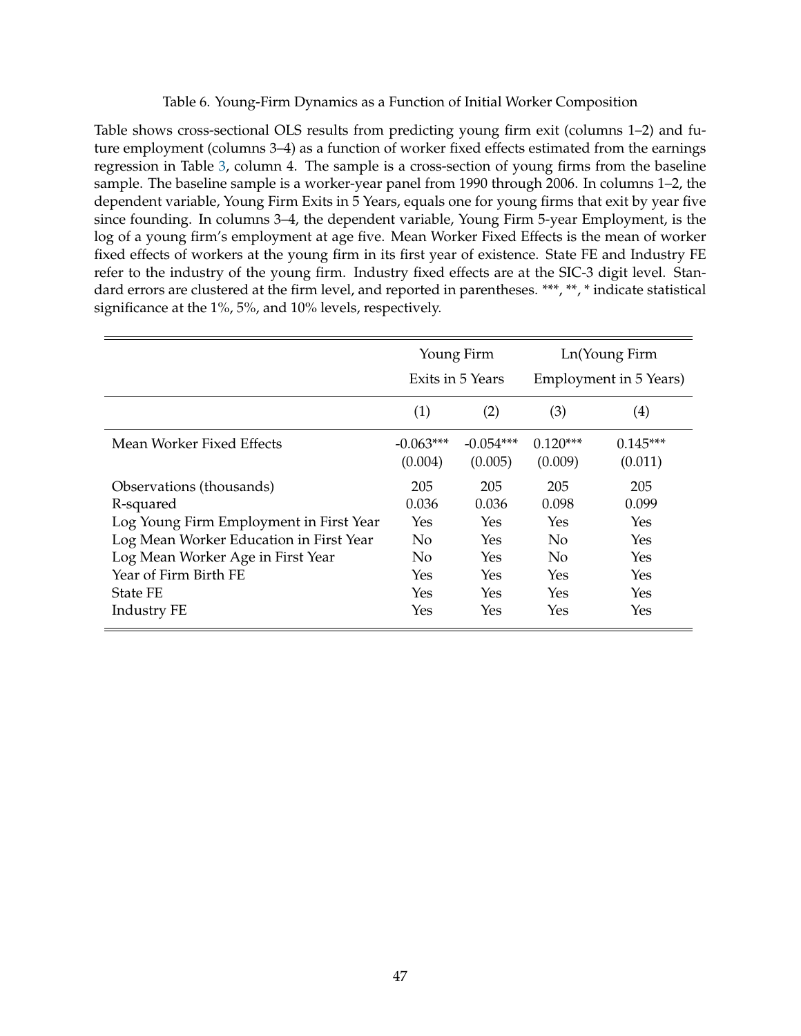Table 6. Young-Firm Dynamics as a Function of Initial Worker Composition

Table shows cross-sectional OLS results from predicting young firm exit (columns 1–2) and future employment (columns 3–4) as a function of worker fixed effects estimated from the earnings regression in Table 3, column 4. The sample is a cross-section of young firms from the baseline sample. The baseline sample is a worker-year panel from 1990 through 2006. In columns 1–2, the dependent variable, Young Firm Exits in 5 Years, equals one for young firms that exit by year five since founding. In columns 3–4, the dependent variable, Young Firm 5-year Employment, is the log of a young firm's employment at age five. Mean Worker Fixed Effects is the mean of worker fixed effects of workers at the young firm in its first year of existence. State FE and Industry FE refer to the industry of the young firm. Industry fixed effects are at the SIC-3 digit level. Standard errors are clustered at the firm level, and reported in parentheses. ***, **, * indicate statistical significance at the 1%, 5%, and 10% levels, respectively.

| | Young Firm Exits in 5 Years | | Ln(Young Firm Employment in 5 Years) | |
|---|---|---|---|---|
| | (1) | (2) | (3) | (4) |
| Mean Worker Fixed Effects | -0.063*** | -0.054*** | 0.120*** | 0.145*** |
| | (0.004) | (0.005) | (0.009) | (0.011) |
| Observations (thousands) | 205 | 205 | 205 | 205 |
| R-squared | 0.036 | 0.036 | 0.098 | 0.099 |
| Log Young Firm Employment in First Year | Yes | Yes | Yes | Yes |
| Log Mean Worker Education in First Year | No | Yes | No | Yes |
| Log Mean Worker Age in First Year | No | Yes | No | Yes |
| Year of Firm Birth FE | Yes | Yes | Yes | Yes |
| State FE | Yes | Yes | Yes | Yes |
| Industry FE | Yes | Yes | Yes | Yes |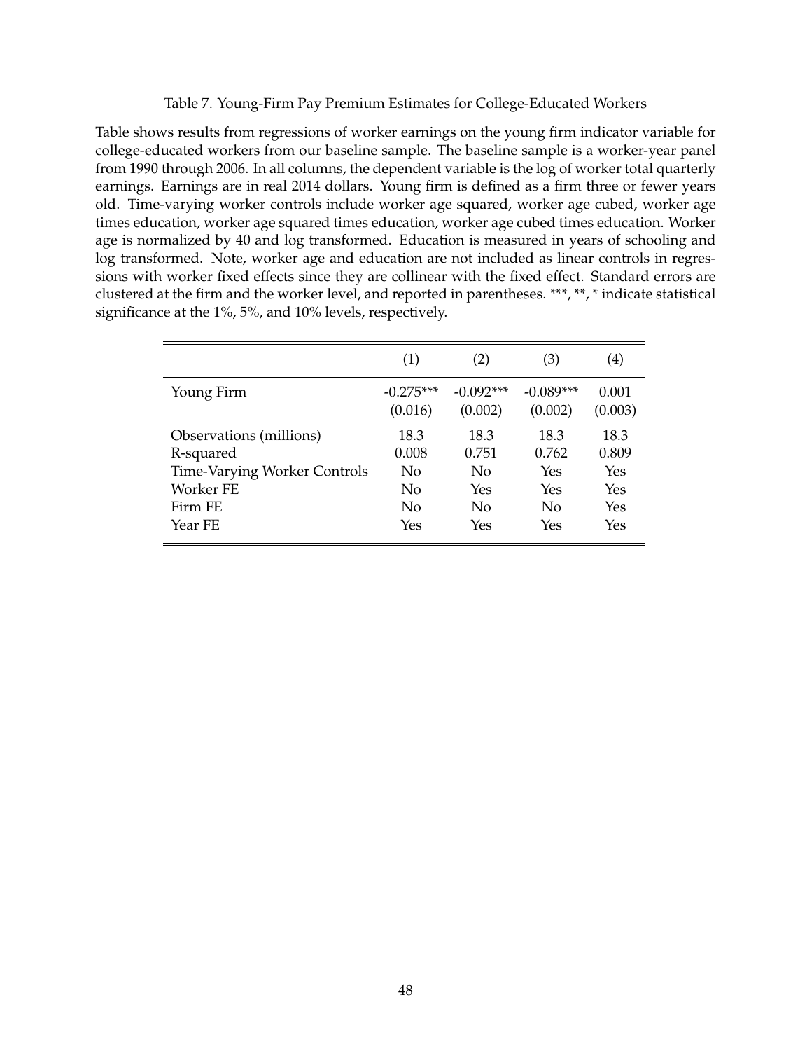Table 7. Young-Firm Pay Premium Estimates for College-Educated Workers

Table shows results from regressions of worker earnings on the young firm indicator variable for college-educated workers from our baseline sample. The baseline sample is a worker-year panel from 1990 through 2006. In all columns, the dependent variable is the log of worker total quarterly earnings. Earnings are in real 2014 dollars. Young firm is defined as a firm three or fewer years old. Time-varying worker controls include worker age squared, worker age cubed, worker age times education, worker age squared times education, worker age cubed times education. Worker age is normalized by 40 and log transformed. Education is measured in years of schooling and log transformed. Note, worker age and education are not included as linear controls in regressions with worker fixed effects since they are collinear with the fixed effect. Standard errors are clustered at the firm and the worker level, and reported in parentheses. ***, **, * indicate statistical significance at the 1%, 5%, and 10% levels, respectively.

| | (1) | (2) | (3) | (4) |
|---|---|---|---|---|
| Young Firm | -0.275*** | -0.092*** | -0.089*** | 0.001 |
| | (0.016) | (0.002) | (0.002) | (0.003) |
| Observations (millions) | 18.3 | 18.3 | 18.3 | 18.3 |
| R-squared | 0.008 | 0.751 | 0.762 | 0.809 |
| Time-Varying Worker Controls | No | No | Yes | Yes |
| Worker FE | No | Yes | Yes | Yes |
| Firm FE | No | No | No | Yes |
| Year FE | Yes | Yes | Yes | Yes |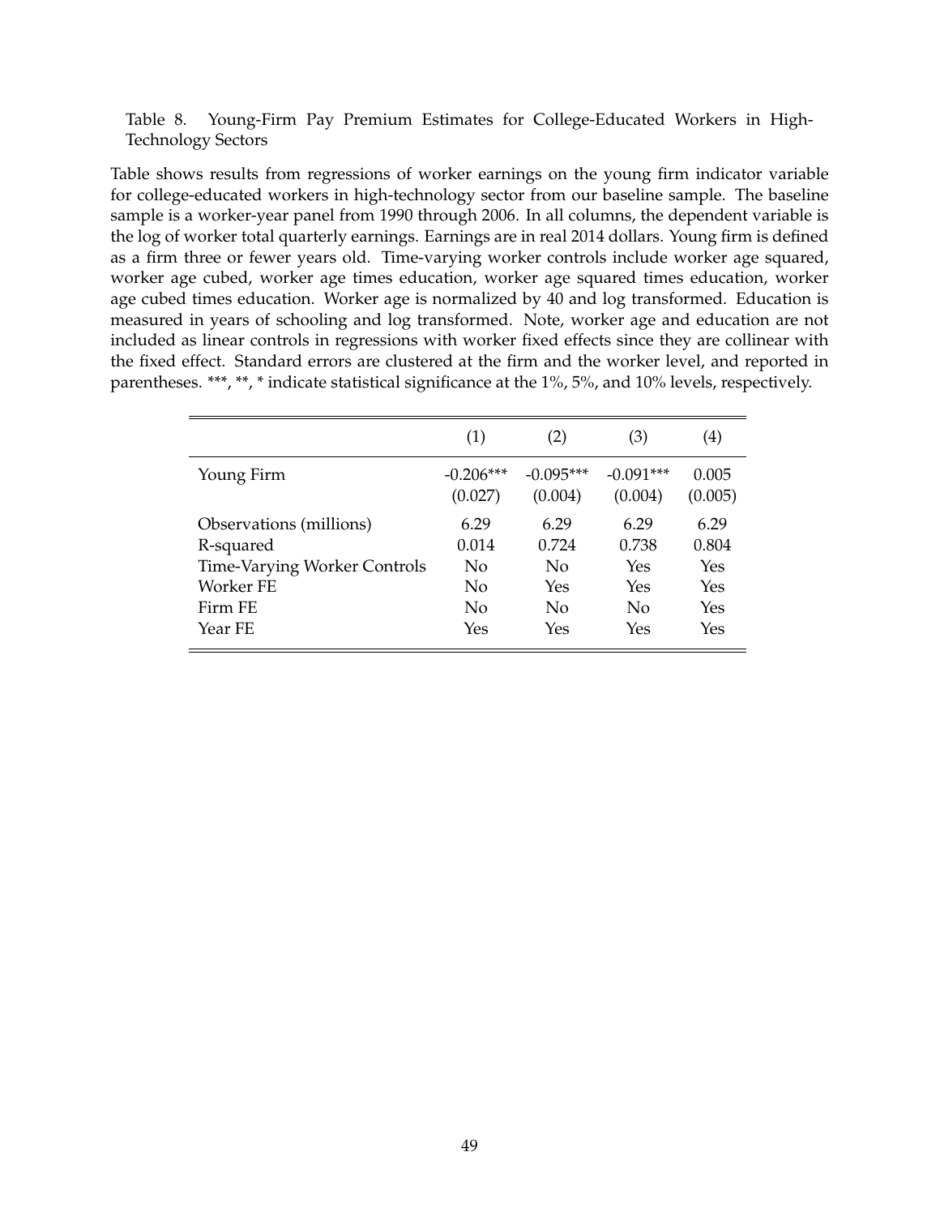Table 8. Young-Firm Pay Premium Estimates for College-Educated Workers in High-Technology Sectors

Table shows results from regressions of worker earnings on the young firm indicator variable for college-educated workers in high-technology sector from our baseline sample. The baseline sample is a worker-year panel from 1990 through 2006. In all columns, the dependent variable is the log of worker total quarterly earnings. Earnings are in real 2014 dollars. Young firm is defined as a firm three or fewer years old. Time-varying worker controls include worker age squared, worker age cubed, worker age times education, worker age squared times education, worker age cubed times education. Worker age is normalized by 40 and log transformed. Education is measured in years of schooling and log transformed. Note, worker age and education are not included as linear controls in regressions with worker fixed effects since they are collinear with the fixed effect. Standard errors are clustered at the firm and the worker level, and reported in parentheses. ***, **, * indicate statistical significance at the 1%, 5%, and 10% levels, respectively.

| | (1) | (2) | (3) | (4) |
|---|---|---|---|---|
| Young Firm | -0.206*** | -0.095*** | -0.091*** | 0.005 |
| | (0.027) | (0.004) | (0.004) | (0.005) |
| Observations (millions) | 6.29 | 6.29 | 6.29 | 6.29 |
| R-squared | 0.014 | 0.724 | 0.738 | 0.804 |
| Time-Varying Worker Controls | No | No | Yes | Yes |
| Worker FE | No | Yes | Yes | Yes |
| Firm FE | No | No | No | Yes |
| Year FE | Yes | Yes | Yes | Yes |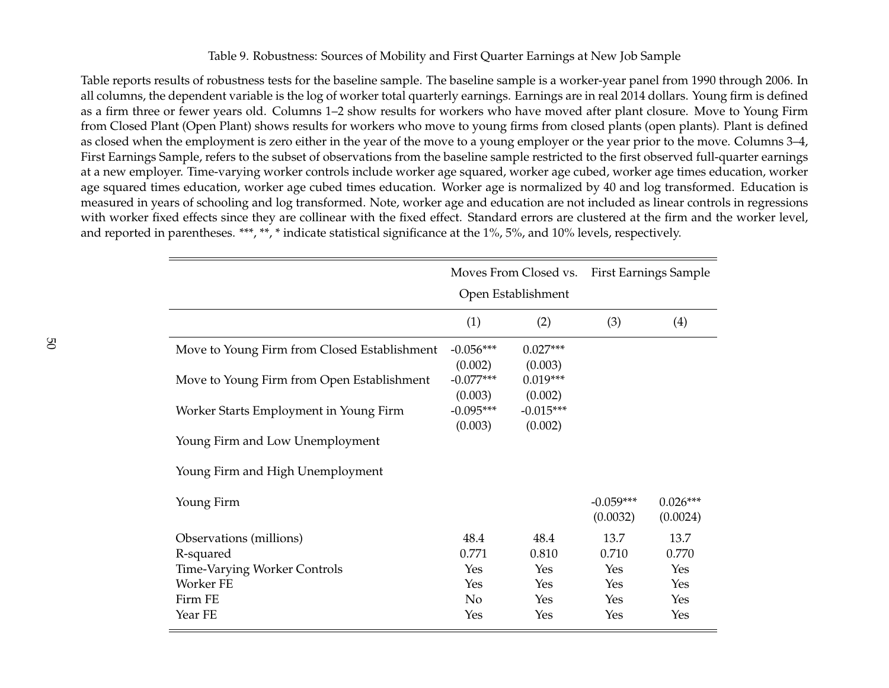Table 9. Robustness: Sources of Mobility and First Quarter Earnings at New Job Sample

Table reports results of robustness tests for the baseline sample. The baseline sample is a worker-year panel from 1990 through 2006. In all columns, the dependent variable is the log of worker total quarterly earnings. Earnings are in real 2014 dollars. Young firm is defined as a firm three or fewer years old. Columns 1–2 show results for workers who have moved after plant closure. Move to Young Firm from Closed Plant (Open Plant) shows results for workers who move to young firms from closed plants (open plants). Plant is defined as closed when the employment is zero either in the year of the move to a young employer or the year prior to the move. Columns 3–4, First Earnings Sample, refers to the subset of observations from the baseline sample restricted to the first observed full-quarter earnings at a new employer. Time-varying worker controls include worker age squared, worker age cubed, worker age times education, worker age squared times education, worker age cubed times education. Worker age is normalized by 40 and log transformed. Education is measured in years of schooling and log transformed. Note, worker age and education are not included as linear controls in regressions with worker fixed effects since they are collinear with the fixed effect. Standard errors are clustered at the firm and the worker level, and reported in parentheses. ***, **, * indicate statistical significance at the 1%, 5%, and 10% levels, respectively.

| | Moves From Closed vs. Open Establishment | | First Earnings Sample | |
|---|---|---|---|---|
| | (1) | (2) | (3) | (4) |
| Move to Young Firm from Closed Establishment | -0.056*** | 0.027*** | | |
| | (0.002) | (0.003) | | |
| Move to Young Firm from Open Establishment | -0.077*** | 0.019*** | | |
| | (0.003) | (0.002) | | |
| Worker Starts Employment in Young Firm | -0.095*** | -0.015*** | | |
| | (0.003) | (0.002) | | |
| Young Firm and Low Unemployment | | | | |
| Young Firm and High Unemployment | | | | |
| Young Firm | | | -0.059*** | 0.026*** |
| | | | (0.0032) | (0.0024) |
| Observations (millions) | 48.4 | 48.4 | 13.7 | 13.7 |
| R-squared | 0.771 | 0.810 | 0.710 | 0.770 |
| Time-Varying Worker Controls | Yes | Yes | Yes | Yes |
| Worker FE | Yes | Yes | Yes | Yes |
| Firm FE | No | Yes | Yes | Yes |
| Year FE | Yes | Yes | Yes | Yes |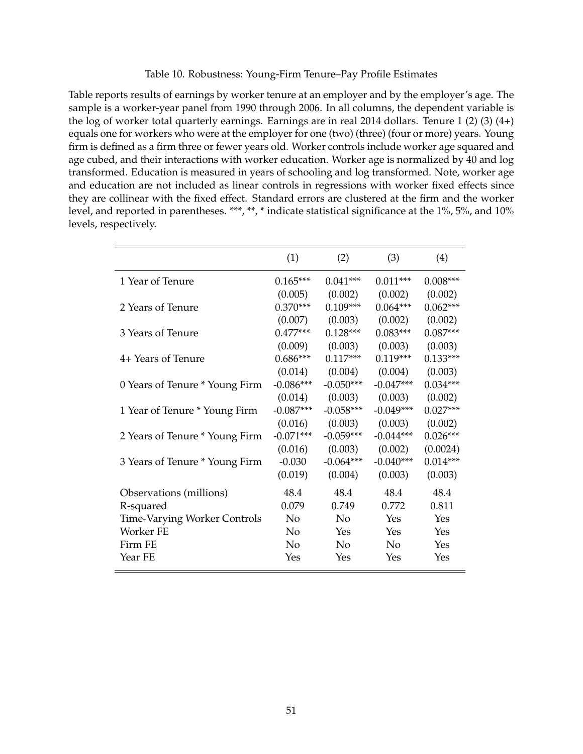Table 10. Robustness: Young-Firm Tenure–Pay Profile Estimates

Table reports results of earnings by worker tenure at an employer and by the employer's age. The sample is a worker-year panel from 1990 through 2006. In all columns, the dependent variable is the log of worker total quarterly earnings. Earnings are in real 2014 dollars. Tenure 1 (2) (3) (4+) equals one for workers who were at the employer for one (two) (three) (four or more) years. Young firm is defined as a firm three or fewer years old. Worker controls include worker age squared and age cubed, and their interactions with worker education. Worker age is normalized by 40 and log transformed. Education is measured in years of schooling and log transformed. Note, worker age and education are not included as linear controls in regressions with worker fixed effects since they are collinear with the fixed effect. Standard errors are clustered at the firm and the worker level, and reported in parentheses. ***, **, * indicate statistical significance at the 1%, 5%, and 10% levels, respectively.

| | (1) | (2) | (3) | (4) |
|---|---|---|---|---|
| 1 Year of Tenure | 0.165*** | 0.041*** | 0.011*** | 0.008*** |
| | (0.005) | (0.002) | (0.002) | (0.002) |
| 2 Years of Tenure | 0.370*** | 0.109*** | 0.064*** | 0.062*** |
| | (0.007) | (0.003) | (0.002) | (0.002) |
| 3 Years of Tenure | 0.477*** | 0.128*** | 0.083*** | 0.087*** |
| | (0.009) | (0.003) | (0.003) | (0.003) |
| 4+ Years of Tenure | 0.686*** | 0.117*** | 0.119*** | 0.133*** |
| | (0.014) | (0.004) | (0.004) | (0.003) |
| 0 Years of Tenure * Young Firm | -0.086*** | -0.050*** | -0.047*** | 0.034*** |
| | (0.014) | (0.003) | (0.003) | (0.002) |
| 1 Year of Tenure * Young Firm | -0.087*** | -0.058*** | -0.049*** | 0.027*** |
| | (0.016) | (0.003) | (0.003) | (0.002) |
| 2 Years of Tenure * Young Firm | -0.071*** | -0.059*** | -0.044*** | 0.026*** |
| | (0.016) | (0.003) | (0.002) | (0.0024) |
| 3 Years of Tenure * Young Firm | -0.030 | -0.064*** | -0.040*** | 0.014*** |
| | (0.019) | (0.004) | (0.003) | (0.003) |
| Observations (millions) | 48.4 | 48.4 | 48.4 | 48.4 |
| R-squared | 0.079 | 0.749 | 0.772 | 0.811 |
| Time-Varying Worker Controls | No | No | Yes | Yes |
| Worker FE | No | Yes | Yes | Yes |
| Firm FE | No | No | No | Yes |
| Year FE | Yes | Yes | Yes | Yes |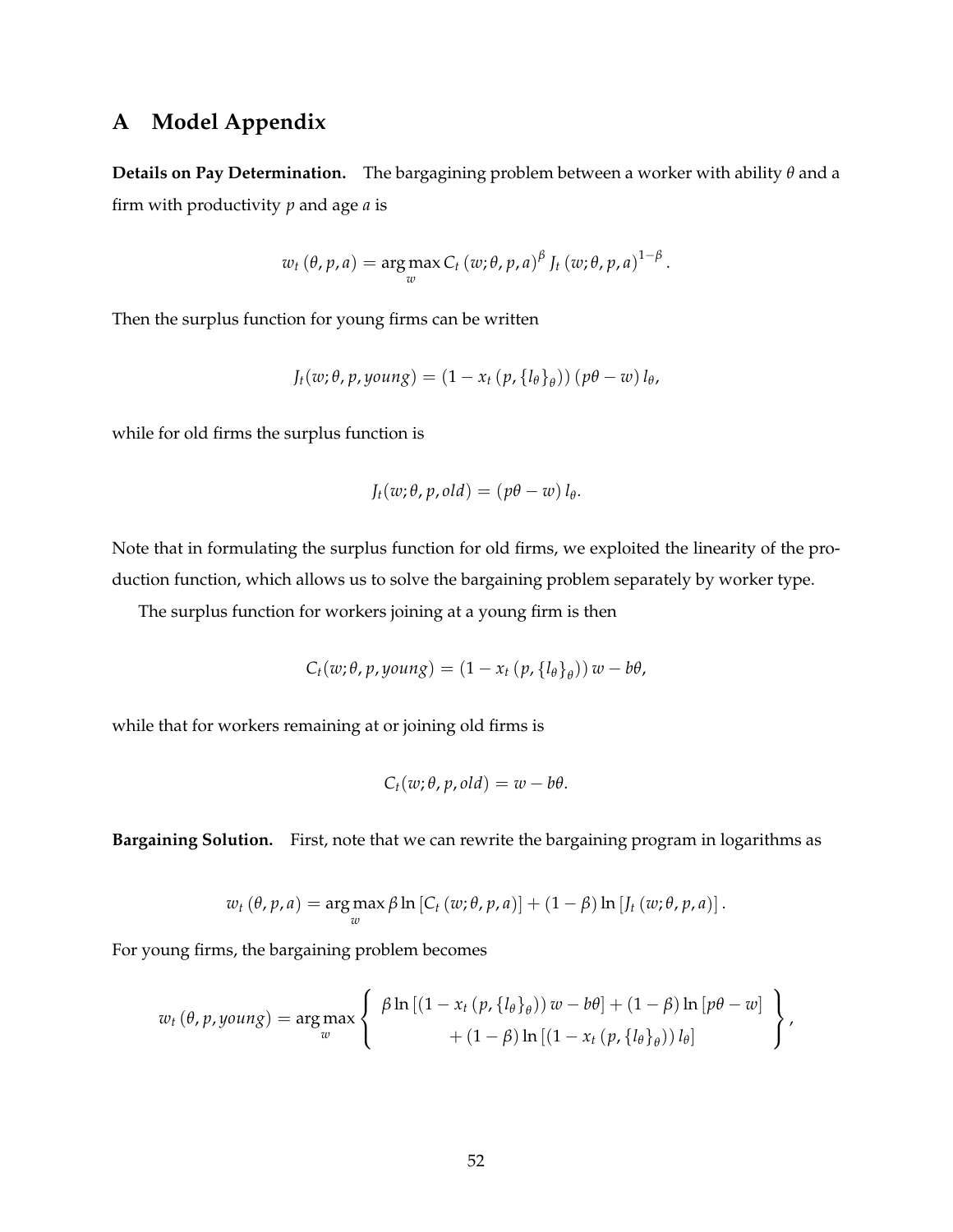# A Model Appendix

**Details on Pay Determination.** The bargagining problem between a worker with ability $\theta$ and a firm with productivity $p$ and age $a$ is

$$w_t(\theta, p, a) = \arg\max_w C_t(w; \theta, p, a)^{\beta} J_t(w; \theta, p, a)^{1-\beta}.$$

Then the surplus function for young firms can be written

$$J_t(w; \theta, p, young) = (1 - x_t(p, \{l_\theta\}_\theta))(p\theta - w) l_\theta,$$

while for old firms the surplus function is

$$J_t(w; \theta, p, old) = (p\theta - w) l_\theta.$$

Note that in formulating the surplus function for old firms, we exploited the linearity of the production function, which allows us to solve the bargaining problem separately by worker type.

The surplus function for workers joining at a young firm is then

$$C_t(w; \theta, p, young) = (1 - x_t(p, \{l_\theta\}_\theta)) w - b\theta,$$

while that for workers remaining at or joining old firms is

$$C_t(w; \theta, p, old) = w - b\theta.$$

**Bargaining Solution.** First, note that we can rewrite the bargaining program in logarithms as

$$w_t(\theta, p, a) = \arg\max_w \beta \ln [C_t(w; \theta, p, a)] + (1 - \beta) \ln [J_t(w; \theta, p, a)].$$

For young firms, the bargaining problem becomes

$$w_t(\theta, p, young) = \arg\max_w \left\{ \begin{array}{c} \beta \ln [(1 - x_t(p, \{l_\theta\}_\theta)) w - b\theta] + (1 - \beta) \ln [p\theta - w] \\ + (1 - \beta) \ln [(1 - x_t(p, \{l_\theta\}_\theta)) l_\theta] \end{array} \right\},$$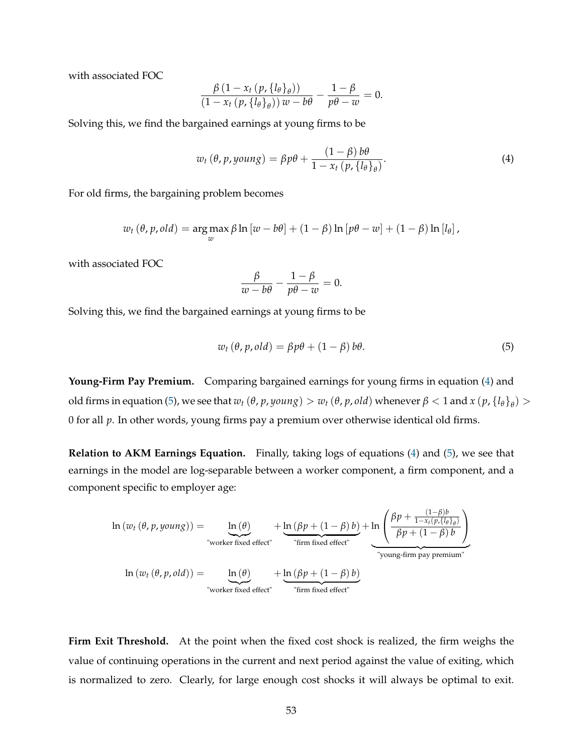with associated FOC

$$\frac{\beta\left(1-x_t\left(p,\{l_\theta\}_\theta\right)\right)}{\left(1-x_t\left(p,\{l_\theta\}_\theta\right)\right)w-b\theta}-\frac{1-\beta}{p\theta-w}=0.$$

Solving this, we find the bargained earnings at young firms to be

$$w_t\left(\theta,p,young\right)=\beta p\theta+\frac{\left(1-\beta\right)b\theta}{1-x_t\left(p,\{l_\theta\}_\theta\right)}. \tag{4}$$

For old firms, the bargaining problem becomes

$$w_t\left(\theta,p,old\right)=\arg\max_w \beta\ln\left[w-b\theta\right]+\left(1-\beta\right)\ln\left[p\theta-w\right]+\left(1-\beta\right)\ln\left[l_\theta\right],$$

with associated FOC

$$\frac{\beta}{w-b\theta}-\frac{1-\beta}{p\theta-w}=0.$$

Solving this, we find the bargained earnings at young firms to be

$$w_t\left(\theta,p,old\right)=\beta p\theta+\left(1-\beta\right)b\theta. \tag{5}$$

**Young-Firm Pay Premium.** Comparing bargained earnings for young firms in equation (4) and old firms in equation (5), we see that $w_t\left(\theta,p,young\right)>w_t\left(\theta,p,old\right)$ whenever $\beta<1$ and $x\left(p,\{l_\theta\}_\theta\right)>0$ for all $p$. In other words, young firms pay a premium over otherwise identical old firms.

**Relation to AKM Earnings Equation.** Finally, taking logs of equations (4) and (5), we see that earnings in the model are log-separable between a worker component, a firm component, and a component specific to employer age:

$$\ln\left(w_t\left(\theta,p,young\right)\right)=\underbrace{\ln\left(\theta\right)}_{\text{"worker fixed effect"}}+\underbrace{\ln\left(\beta p+\left(1-\beta\right)b\right)}_{\text{"firm fixed effect"}}+\underbrace{\ln\left(\frac{\beta p+\frac{\left(1-\beta\right)b}{1-x_t\left(p,\{l_\theta\}_\theta\right)}}{\beta p+\left(1-\beta\right)b}\right)}_{\text{"young-firm pay premium"}}$$

$$\ln\left(w_t\left(\theta,p,old\right)\right)=\underbrace{\ln\left(\theta\right)}_{\text{"worker fixed effect"}}+\underbrace{\ln\left(\beta p+\left(1-\beta\right)b\right)}_{\text{"firm fixed effect"}}$$

**Firm Exit Threshold.** At the point when the fixed cost shock is realized, the firm weighs the value of continuing operations in the current and next period against the value of exiting, which is normalized to zero. Clearly, for large enough cost shocks it will always be optimal to exit.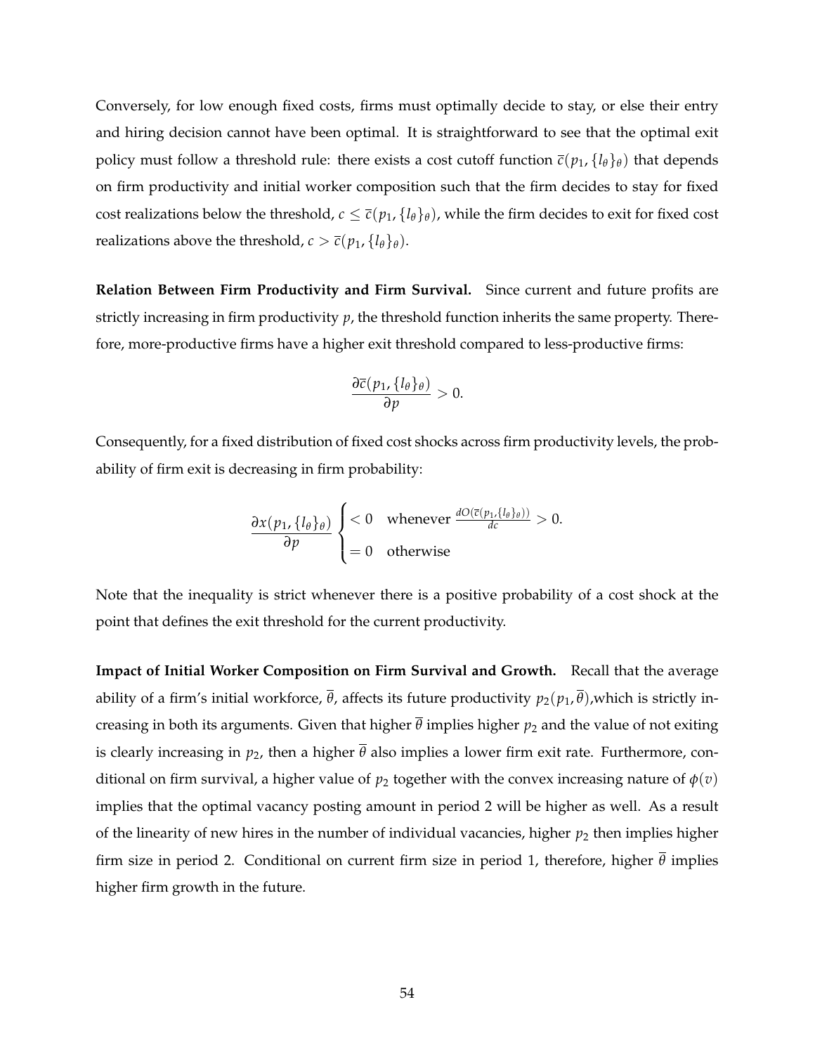Conversely, for low enough fixed costs, firms must optimally decide to stay, or else their entry and hiring decision cannot have been optimal. It is straightforward to see that the optimal exit policy must follow a threshold rule: there exists a cost cutoff function $\overline{c}(p_1, \{l_\theta\}_\theta)$ that depends on firm productivity and initial worker composition such that the firm decides to stay for fixed cost realizations below the threshold, $c \leq \overline{c}(p_1, \{l_\theta\}_\theta)$, while the firm decides to exit for fixed cost realizations above the threshold, $c > \overline{c}(p_1, \{l_\theta\}_\theta)$.

**Relation Between Firm Productivity and Firm Survival.** Since current and future profits are strictly increasing in firm productivity $p$, the threshold function inherits the same property. Therefore, more-productive firms have a higher exit threshold compared to less-productive firms:

$$\frac{\partial \overline{c}(p_1, \{l_\theta\}_\theta)}{\partial p} > 0.$$

Consequently, for a fixed distribution of fixed cost shocks across firm productivity levels, the probability of firm exit is decreasing in firm probability:

$$\frac{\partial x(p_1, \{l_\theta\}_\theta)}{\partial p} \begin{cases} < 0 & \text{whenever } \frac{dO(\overline{c}(p_1, \{l_\theta\}_\theta))}{dc} > 0. \\ = 0 & \text{otherwise} \end{cases}$$

Note that the inequality is strict whenever there is a positive probability of a cost shock at the point that defines the exit threshold for the current productivity.

**Impact of Initial Worker Composition on Firm Survival and Growth.** Recall that the average ability of a firm's initial workforce, $\overline{\theta}$, affects its future productivity $p_2(p_1, \overline{\theta})$,which is strictly increasing in both its arguments. Given that higher $\overline{\theta}$ implies higher $p_2$ and the value of not exiting is clearly increasing in $p_2$, then a higher $\overline{\theta}$ also implies a lower firm exit rate. Furthermore, conditional on firm survival, a higher value of $p_2$ together with the convex increasing nature of $\phi(v)$ implies that the optimal vacancy posting amount in period 2 will be higher as well. As a result of the linearity of new hires in the number of individual vacancies, higher $p_2$ then implies higher firm size in period 2. Conditional on current firm size in period 1, therefore, higher $\overline{\theta}$ implies higher firm growth in the future.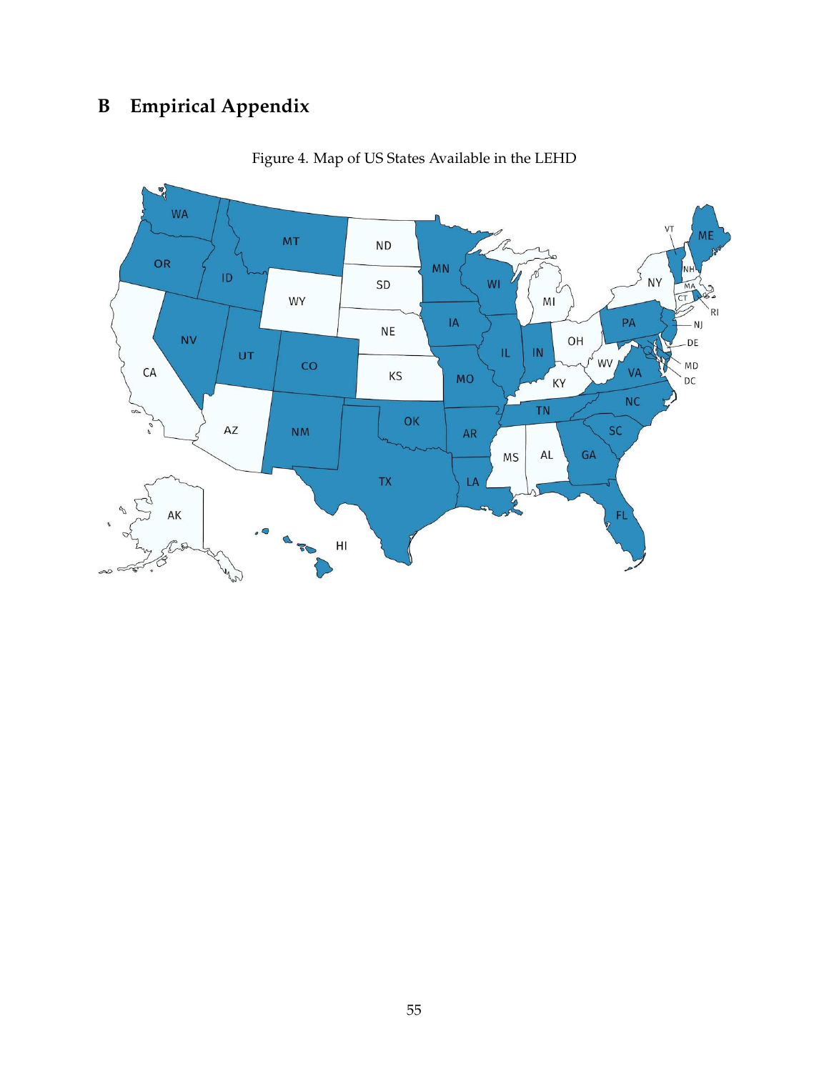# B Empirical Appendix

Figure 4. Map of US States Available in the LEHD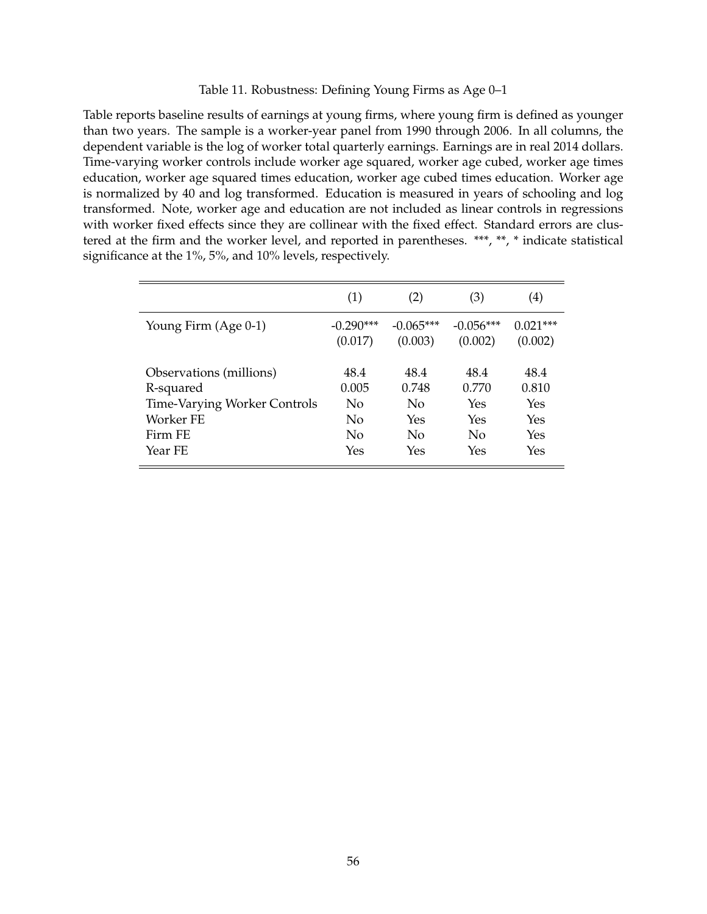Table 11. Robustness: Defining Young Firms as Age 0–1

Table reports baseline results of earnings at young firms, where young firm is defined as younger than two years. The sample is a worker-year panel from 1990 through 2006. In all columns, the dependent variable is the log of worker total quarterly earnings. Earnings are in real 2014 dollars. Time-varying worker controls include worker age squared, worker age cubed, worker age times education, worker age squared times education, worker age cubed times education. Worker age is normalized by 40 and log transformed. Education is measured in years of schooling and log transformed. Note, worker age and education are not included as linear controls in regressions with worker fixed effects since they are collinear with the fixed effect. Standard errors are clustered at the firm and the worker level, and reported in parentheses. ***, **, * indicate statistical significance at the 1%, 5%, and 10% levels, respectively.

| | (1) | (2) | (3) | (4) |
|---|---|---|---|---|
| Young Firm (Age 0-1) | -0.290*** | -0.065*** | -0.056*** | 0.021*** |
| | (0.017) | (0.003) | (0.002) | (0.002) |
| Observations (millions) | 48.4 | 48.4 | 48.4 | 48.4 |
| R-squared | 0.005 | 0.748 | 0.770 | 0.810 |
| Time-Varying Worker Controls | No | No | Yes | Yes |
| Worker FE | No | Yes | Yes | Yes |
| Firm FE | No | No | No | Yes |
| Year FE | Yes | Yes | Yes | Yes |